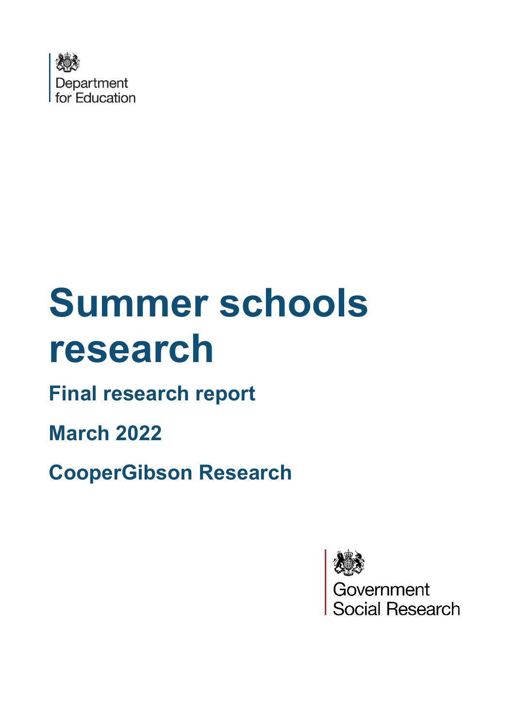Department for Education

# Summer schools research

## Final research report

## March 2022

## CooperGibson Research

Government Social Research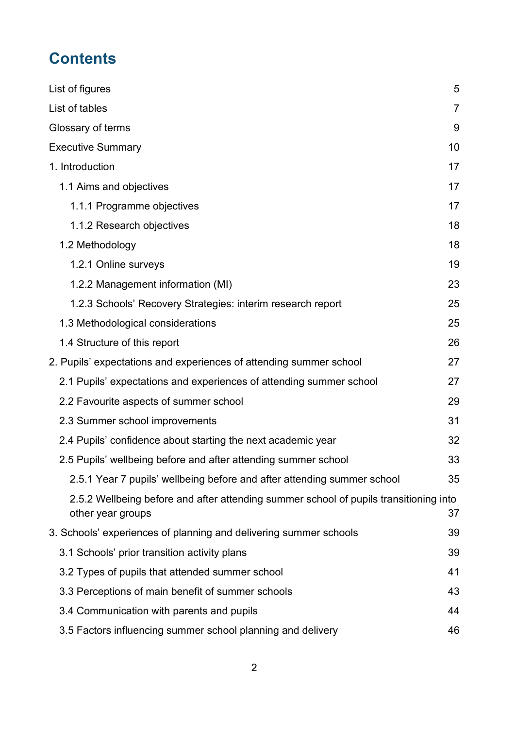# Contents

List of figures 5

List of tables 7

Glossary of terms 9

Executive Summary 10

1. Introduction 17

  1.1 Aims and objectives 17

    1.1.1 Programme objectives 17

    1.1.2 Research objectives 18

  1.2 Methodology 18

    1.2.1 Online surveys 19

    1.2.2 Management information (MI) 23

    1.2.3 Schools' Recovery Strategies: interim research report 25

  1.3 Methodological considerations 25

  1.4 Structure of this report 26

2. Pupils' expectations and experiences of attending summer school 27

  2.1 Pupils' expectations and experiences of attending summer school 27

  2.2 Favourite aspects of summer school 29

  2.3 Summer school improvements 31

  2.4 Pupils' confidence about starting the next academic year 32

  2.5 Pupils' wellbeing before and after attending summer school 33

    2.5.1 Year 7 pupils' wellbeing before and after attending summer school 35

    2.5.2 Wellbeing before and after attending summer school of pupils transitioning into other year groups 37

3. Schools' experiences of planning and delivering summer schools 39

  3.1 Schools' prior transition activity plans 39

  3.2 Types of pupils that attended summer school 41

  3.3 Perceptions of main benefit of summer schools 43

  3.4 Communication with parents and pupils 44

  3.5 Factors influencing summer school planning and delivery 46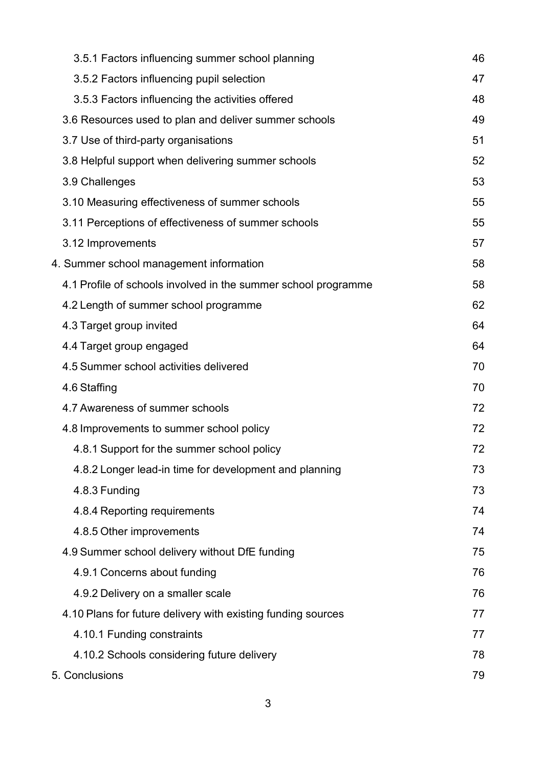- 3.5.1 Factors influencing summer school planning 46
- 3.5.2 Factors influencing pupil selection 47
- 3.5.3 Factors influencing the activities offered 48
- 3.6 Resources used to plan and deliver summer schools 49
- 3.7 Use of third-party organisations 51
- 3.8 Helpful support when delivering summer schools 52
- 3.9 Challenges 53
- 3.10 Measuring effectiveness of summer schools 55
- 3.11 Perceptions of effectiveness of summer schools 55
- 3.12 Improvements 57

4. Summer school management information 58
- 4.1 Profile of schools involved in the summer school programme 58
- 4.2 Length of summer school programme 62
- 4.3 Target group invited 64
- 4.4 Target group engaged 64
- 4.5 Summer school activities delivered 70
- 4.6 Staffing 70
- 4.7 Awareness of summer schools 72
- 4.8 Improvements to summer school policy 72
  - 4.8.1 Support for the summer school policy 72
  - 4.8.2 Longer lead-in time for development and planning 73
  - 4.8.3 Funding 73
  - 4.8.4 Reporting requirements 74
  - 4.8.5 Other improvements 74
- 4.9 Summer school delivery without DfE funding 75
  - 4.9.1 Concerns about funding 76
  - 4.9.2 Delivery on a smaller scale 76
- 4.10 Plans for future delivery with existing funding sources 77
  - 4.10.1 Funding constraints 77
  - 4.10.2 Schools considering future delivery 78

5. Conclusions 79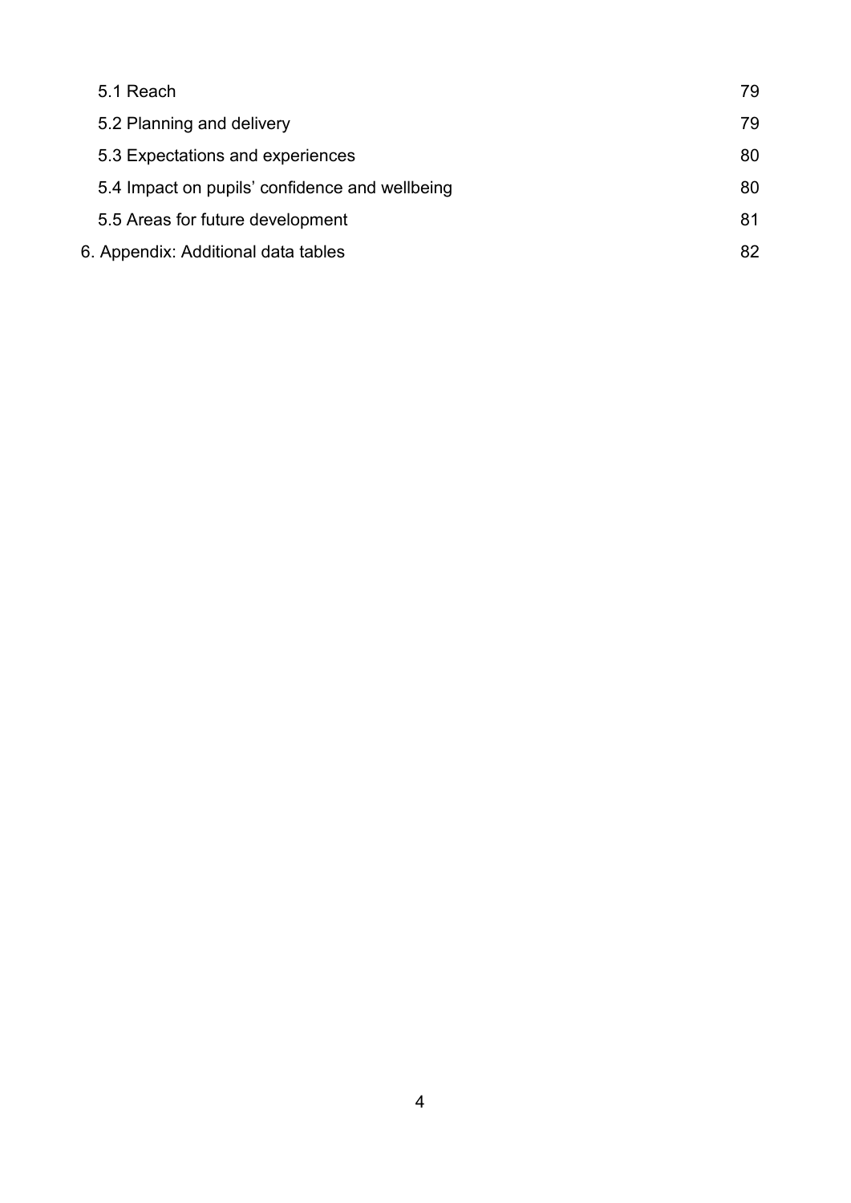5.1 Reach 79

5.2 Planning and delivery 79

5.3 Expectations and experiences 80

5.4 Impact on pupils' confidence and wellbeing 80

5.5 Areas for future development 81

6. Appendix: Additional data tables 82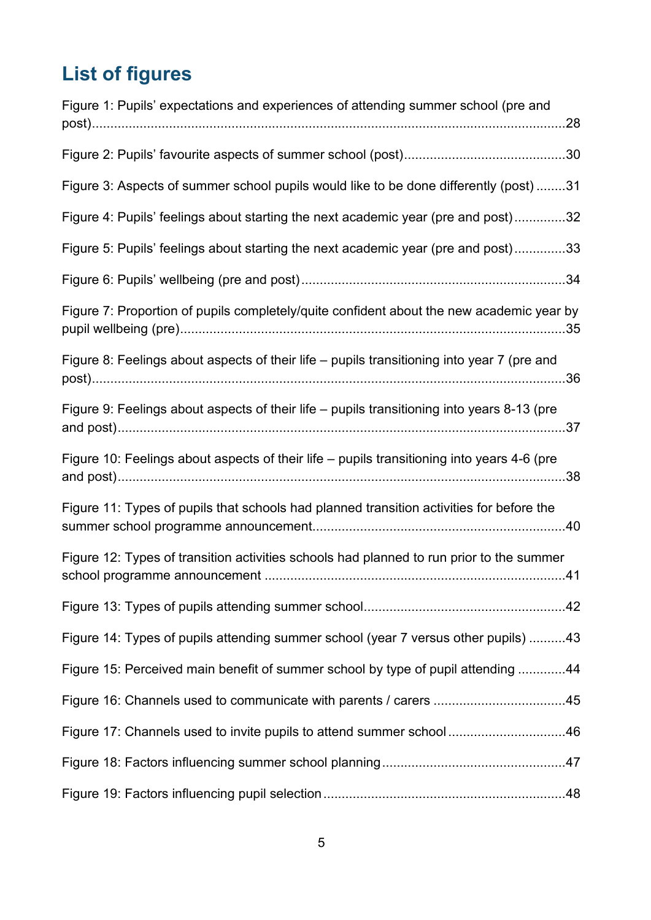## List of figures

Figure 1: Pupils' expectations and experiences of attending summer school (pre and post) 28

Figure 2: Pupils' favourite aspects of summer school (post) 30

Figure 3: Aspects of summer school pupils would like to be done differently (post) 31

Figure 4: Pupils' feelings about starting the next academic year (pre and post) 32

Figure 5: Pupils' feelings about starting the next academic year (pre and post) 33

Figure 6: Pupils' wellbeing (pre and post) 34

Figure 7: Proportion of pupils completely/quite confident about the new academic year by pupil wellbeing (pre) 35

Figure 8: Feelings about aspects of their life – pupils transitioning into year 7 (pre and post) 36

Figure 9: Feelings about aspects of their life – pupils transitioning into years 8-13 (pre and post) 37

Figure 10: Feelings about aspects of their life – pupils transitioning into years 4-6 (pre and post) 38

Figure 11: Types of pupils that schools had planned transition activities for before the summer school programme announcement 40

Figure 12: Types of transition activities schools had planned to run prior to the summer school programme announcement 41

Figure 13: Types of pupils attending summer school 42

Figure 14: Types of pupils attending summer school (year 7 versus other pupils) 43

Figure 15: Perceived main benefit of summer school by type of pupil attending 44

Figure 16: Channels used to communicate with parents / carers 45

Figure 17: Channels used to invite pupils to attend summer school 46

Figure 18: Factors influencing summer school planning 47

Figure 19: Factors influencing pupil selection 48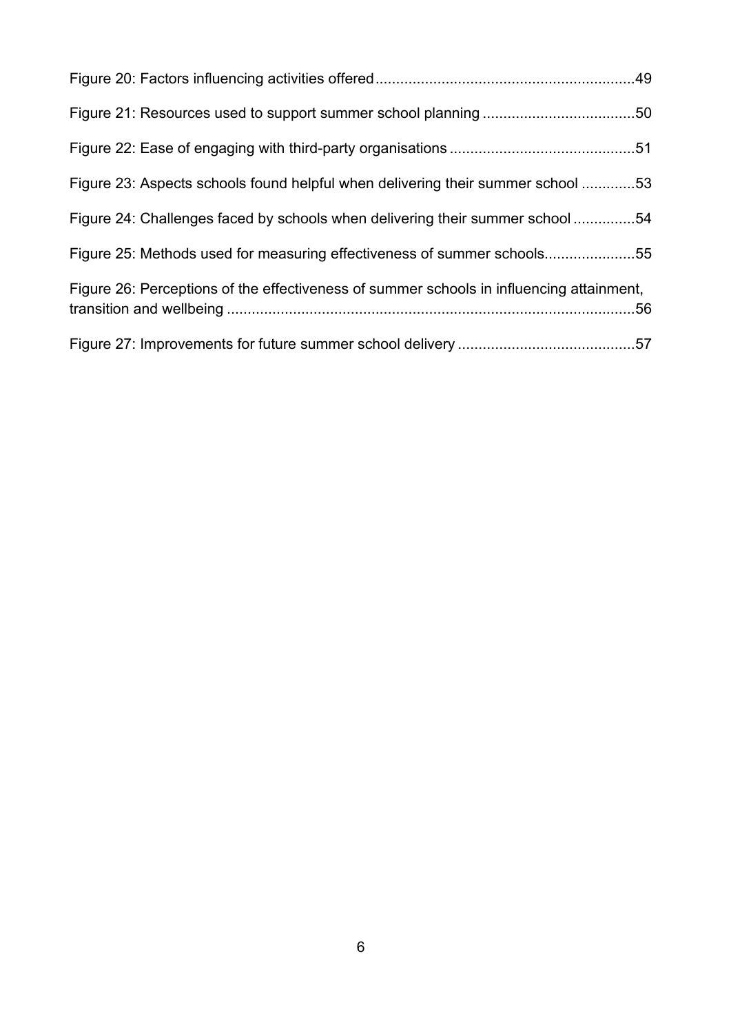Figure 20: Factors influencing activities offered .......... 49

Figure 21: Resources used to support summer school planning .......... 50

Figure 22: Ease of engaging with third-party organisations .......... 51

Figure 23: Aspects schools found helpful when delivering their summer school .......... 53

Figure 24: Challenges faced by schools when delivering their summer school .......... 54

Figure 25: Methods used for measuring effectiveness of summer schools .......... 55

Figure 26: Perceptions of the effectiveness of summer schools in influencing attainment, transition and wellbeing .......... 56

Figure 27: Improvements for future summer school delivery .......... 57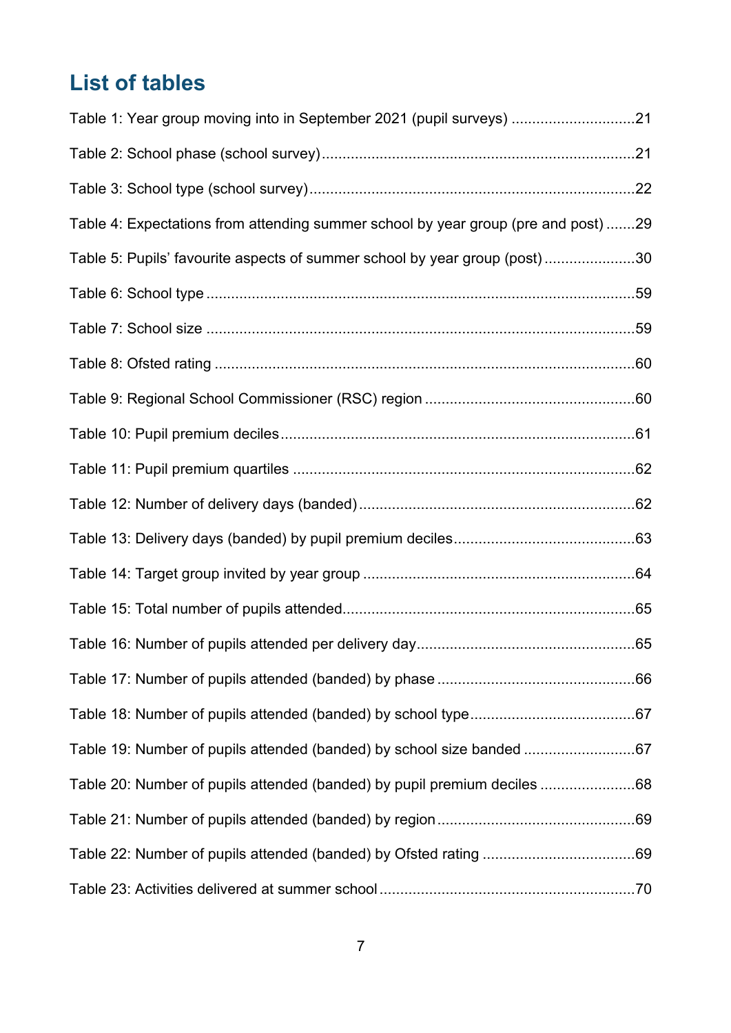## List of tables

Table 1: Year group moving into in September 2021 (pupil surveys) .............................21

Table 2: School phase (school survey)...........................................................................21

Table 3: School type (school survey)..............................................................................22

Table 4: Expectations from attending summer school by year group (pre and post) .......29

Table 5: Pupils’ favourite aspects of summer school by year group (post)......................30

Table 6: School type .......................................................................................................59

Table 7: School size .......................................................................................................59

Table 8: Ofsted rating .....................................................................................................60

Table 9: Regional School Commissioner (RSC) region ..................................................60

Table 10: Pupil premium deciles.....................................................................................61

Table 11: Pupil premium quartiles ..................................................................................62

Table 12: Number of delivery days (banded)..................................................................62

Table 13: Delivery days (banded) by pupil premium deciles...........................................63

Table 14: Target group invited by year group .................................................................64

Table 15: Total number of pupils attended......................................................................65

Table 16: Number of pupils attended per delivery day....................................................65

Table 17: Number of pupils attended (banded) by phase ...............................................66

Table 18: Number of pupils attended (banded) by school type.......................................67

Table 19: Number of pupils attended (banded) by school size banded ..........................67

Table 20: Number of pupils attended (banded) by pupil premium deciles ......................68

Table 21: Number of pupils attended (banded) by region...............................................69

Table 22: Number of pupils attended (banded) by Ofsted rating ....................................69

Table 23: Activities delivered at summer school.............................................................70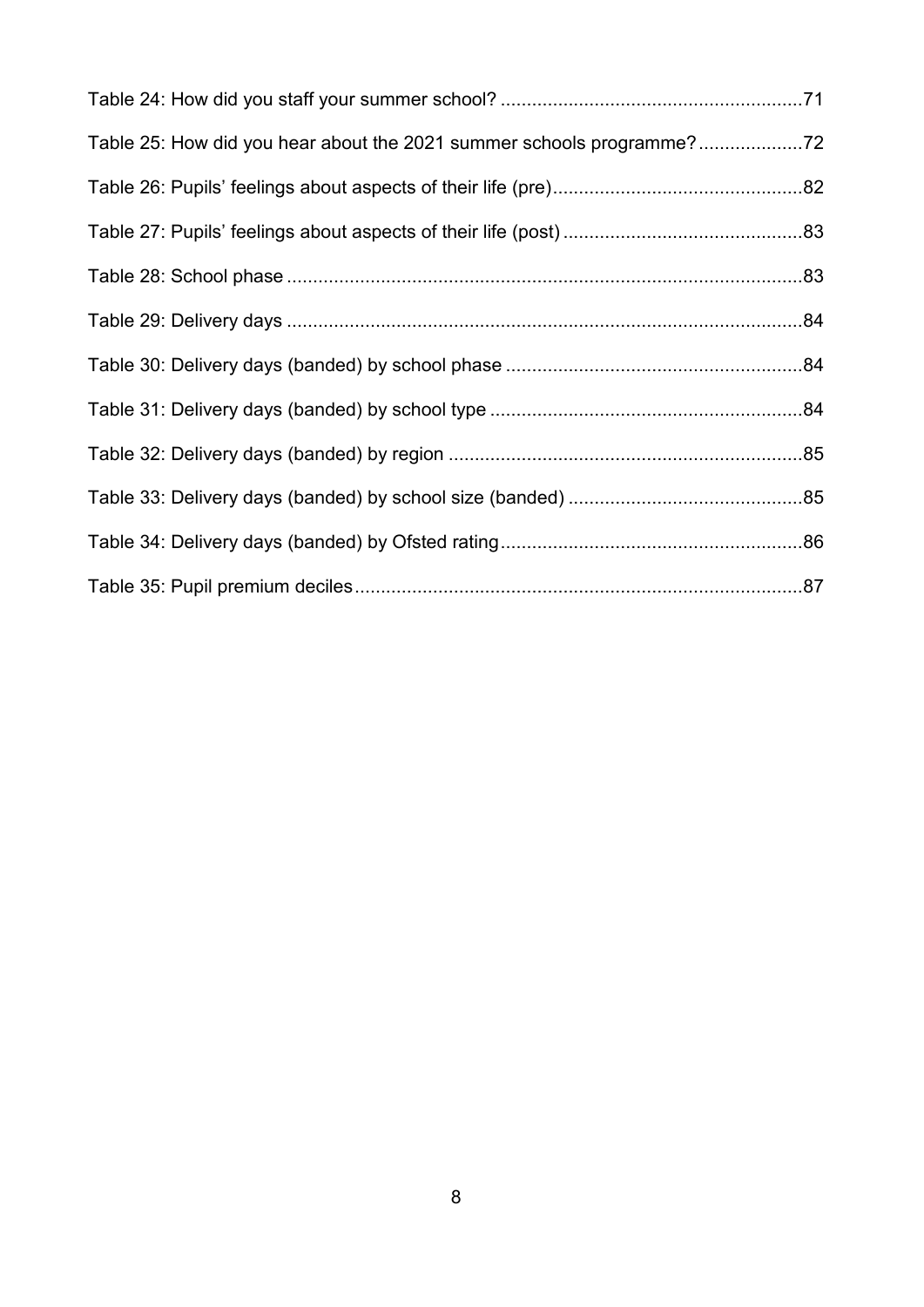Table 24: How did you staff your summer school? ... 71

Table 25: How did you hear about the 2021 summer schools programme? ... 72

Table 26: Pupils' feelings about aspects of their life (pre) ... 82

Table 27: Pupils' feelings about aspects of their life (post) ... 83

Table 28: School phase ... 83

Table 29: Delivery days ... 84

Table 30: Delivery days (banded) by school phase ... 84

Table 31: Delivery days (banded) by school type ... 84

Table 32: Delivery days (banded) by region ... 85

Table 33: Delivery days (banded) by school size (banded) ... 85

Table 34: Delivery days (banded) by Ofsted rating ... 86

Table 35: Pupil premium deciles ... 87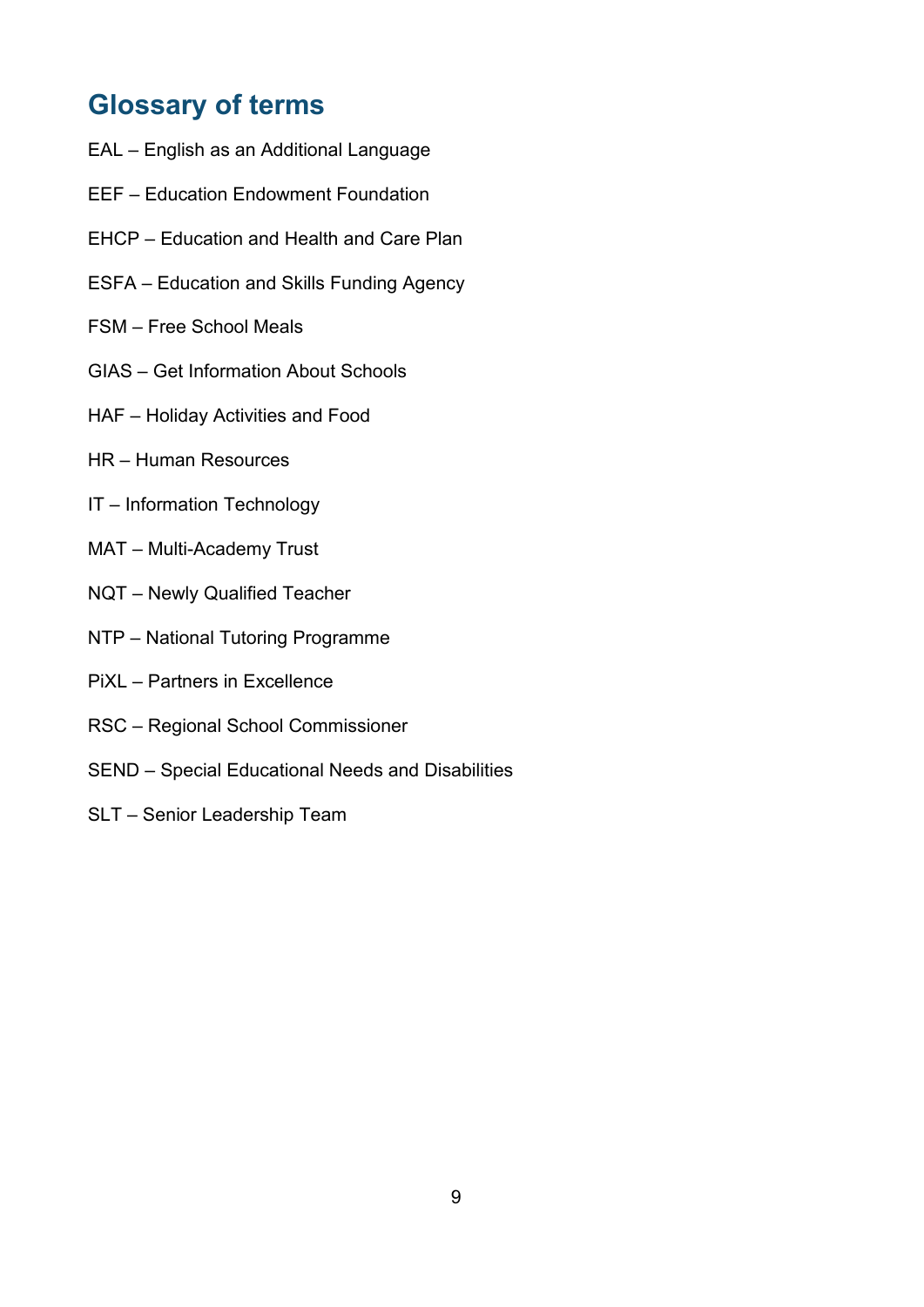## Glossary of terms

EAL – English as an Additional Language

EEF – Education Endowment Foundation

EHCP – Education and Health and Care Plan

ESFA – Education and Skills Funding Agency

FSM – Free School Meals

GIAS – Get Information About Schools

HAF – Holiday Activities and Food

HR – Human Resources

IT – Information Technology

MAT – Multi-Academy Trust

NQT – Newly Qualified Teacher

NTP – National Tutoring Programme

PiXL – Partners in Excellence

RSC – Regional School Commissioner

SEND – Special Educational Needs and Disabilities

SLT – Senior Leadership Team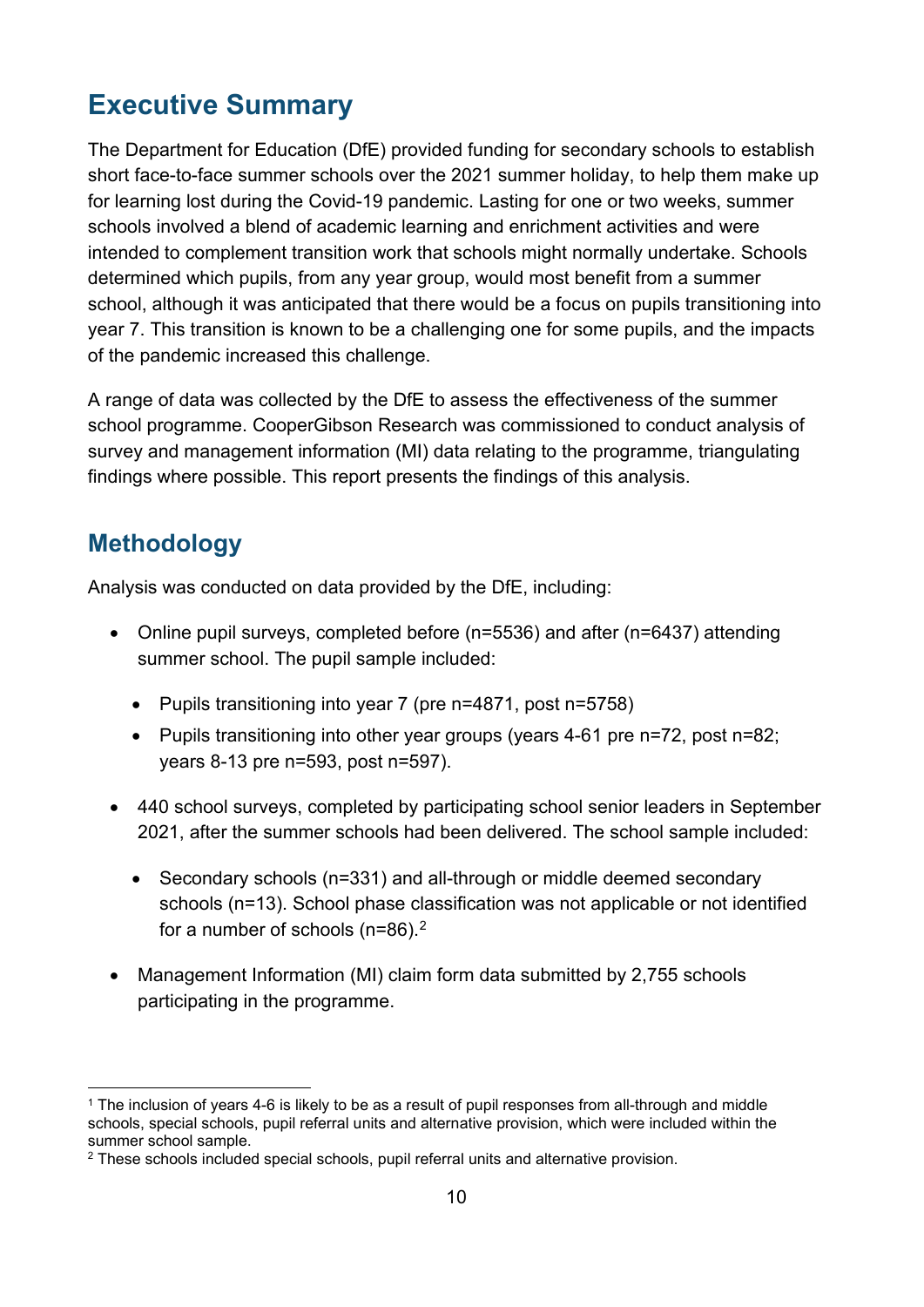## Executive Summary

The Department for Education (DfE) provided funding for secondary schools to establish short face-to-face summer schools over the 2021 summer holiday, to help them make up for learning lost during the Covid-19 pandemic. Lasting for one or two weeks, summer schools involved a blend of academic learning and enrichment activities and were intended to complement transition work that schools might normally undertake. Schools determined which pupils, from any year group, would most benefit from a summer school, although it was anticipated that there would be a focus on pupils transitioning into year 7. This transition is known to be a challenging one for some pupils, and the impacts of the pandemic increased this challenge.

A range of data was collected by the DfE to assess the effectiveness of the summer school programme. CooperGibson Research was commissioned to conduct analysis of survey and management information (MI) data relating to the programme, triangulating findings where possible. This report presents the findings of this analysis.

### Methodology

Analysis was conducted on data provided by the DfE, including:

- Online pupil surveys, completed before (n=5536) and after (n=6437) attending summer school. The pupil sample included:
  - Pupils transitioning into year 7 (pre n=4871, post n=5758)
  - Pupils transitioning into other year groups (years 4-6[1] pre n=72, post n=82; years 8-13 pre n=593, post n=597).
- 440 school surveys, completed by participating school senior leaders in September 2021, after the summer schools had been delivered. The school sample included:
  - Secondary schools (n=331) and all-through or middle deemed secondary schools (n=13). School phase classification was not applicable or not identified for a number of schools (n=86).[2]
- Management Information (MI) claim form data submitted by 2,755 schools participating in the programme.

---

[1] The inclusion of years 4-6 is likely to be as a result of pupil responses from all-through and middle schools, special schools, pupil referral units and alternative provision, which were included within the summer school sample.

[2] These schools included special schools, pupil referral units and alternative provision.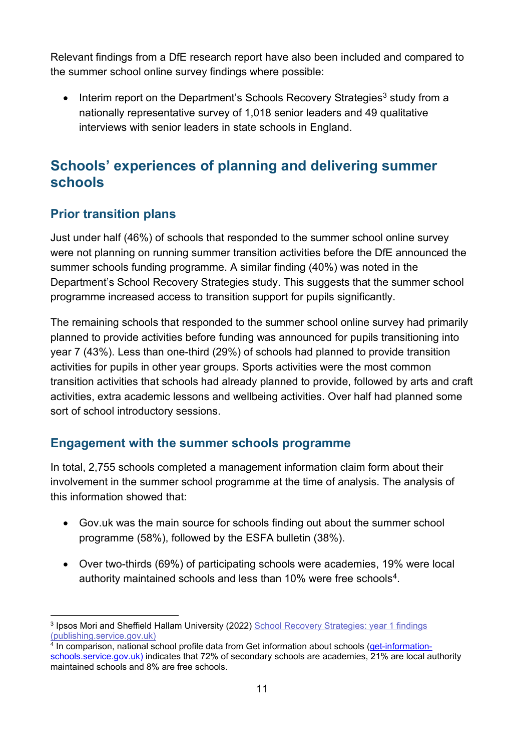Relevant findings from a DfE research report have also been included and compared to the summer school online survey findings where possible:

- Interim report on the Department's Schools Recovery Strategies[3] study from a nationally representative survey of 1,018 senior leaders and 49 qualitative interviews with senior leaders in state schools in England.

## Schools' experiences of planning and delivering summer schools

### Prior transition plans

Just under half (46%) of schools that responded to the summer school online survey were not planning on running summer transition activities before the DfE announced the summer schools funding programme. A similar finding (40%) was noted in the Department's School Recovery Strategies study. This suggests that the summer school programme increased access to transition support for pupils significantly.

The remaining schools that responded to the summer school online survey had primarily planned to provide activities before funding was announced for pupils transitioning into year 7 (43%). Less than one-third (29%) of schools had planned to provide transition activities for pupils in other year groups. Sports activities were the most common transition activities that schools had already planned to provide, followed by arts and craft activities, extra academic lessons and wellbeing activities. Over half had planned some sort of school introductory sessions.

### Engagement with the summer schools programme

In total, 2,755 schools completed a management information claim form about their involvement in the summer school programme at the time of analysis. The analysis of this information showed that:

- Gov.uk was the main source for schools finding out about the summer school programme (58%), followed by the ESFA bulletin (38%).

- Over two-thirds (69%) of participating schools were academies, 19% were local authority maintained schools and less than 10% were free schools[4].

---

[3] Ipsos Mori and Sheffield Hallam University (2022) School Recovery Strategies: year 1 findings (publishing.service.gov.uk)

[4] In comparison, national school profile data from Get information about schools (get-information-schools.service.gov.uk) indicates that 72% of secondary schools are academies, 21% are local authority maintained schools and 8% are free schools.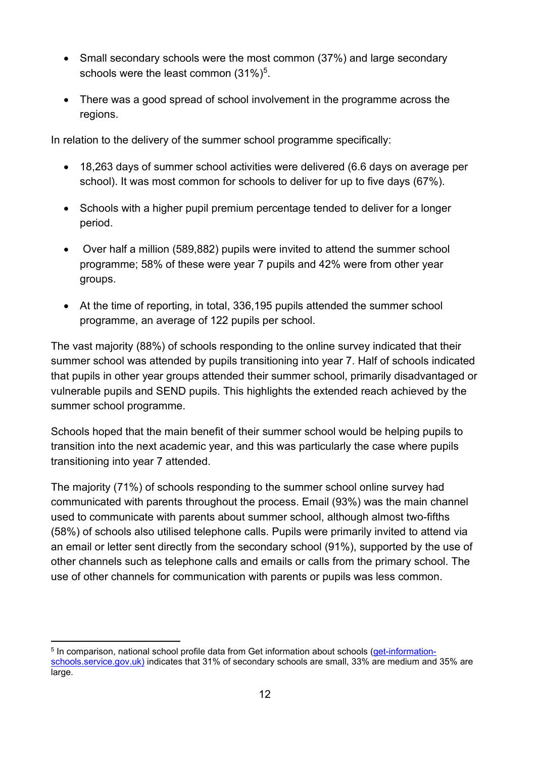- Small secondary schools were the most common (37%) and large secondary schools were the least common (31%)[5].
- There was a good spread of school involvement in the programme across the regions.

In relation to the delivery of the summer school programme specifically:

- 18,263 days of summer school activities were delivered (6.6 days on average per school). It was most common for schools to deliver for up to five days (67%).
- Schools with a higher pupil premium percentage tended to deliver for a longer period.
- Over half a million (589,882) pupils were invited to attend the summer school programme; 58% of these were year 7 pupils and 42% were from other year groups.
- At the time of reporting, in total, 336,195 pupils attended the summer school programme, an average of 122 pupils per school.

The vast majority (88%) of schools responding to the online survey indicated that their summer school was attended by pupils transitioning into year 7. Half of schools indicated that pupils in other year groups attended their summer school, primarily disadvantaged or vulnerable pupils and SEND pupils. This highlights the extended reach achieved by the summer school programme.

Schools hoped that the main benefit of their summer school would be helping pupils to transition into the next academic year, and this was particularly the case where pupils transitioning into year 7 attended.

The majority (71%) of schools responding to the summer school online survey had communicated with parents throughout the process. Email (93%) was the main channel used to communicate with parents about summer school, although almost two-fifths (58%) of schools also utilised telephone calls. Pupils were primarily invited to attend via an email or letter sent directly from the secondary school (91%), supported by the use of other channels such as telephone calls and emails or calls from the primary school. The use of other channels for communication with parents or pupils was less common.

---

[5] In comparison, national school profile data from Get information about schools (get-information-schools.service.gov.uk) indicates that 31% of secondary schools are small, 33% are medium and 35% are large.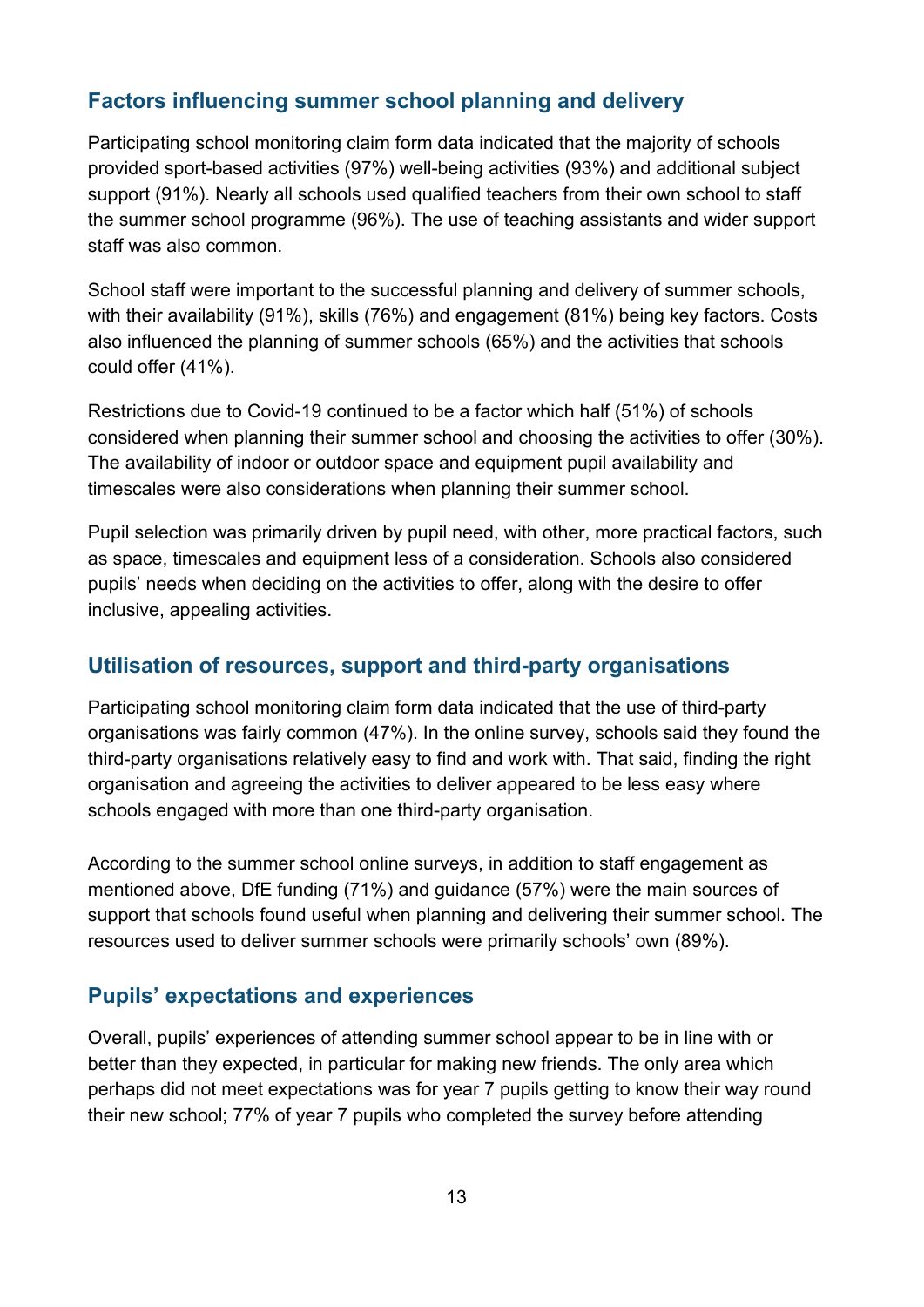## Factors influencing summer school planning and delivery

Participating school monitoring claim form data indicated that the majority of schools provided sport-based activities (97%) well-being activities (93%) and additional subject support (91%). Nearly all schools used qualified teachers from their own school to staff the summer school programme (96%). The use of teaching assistants and wider support staff was also common.

School staff were important to the successful planning and delivery of summer schools, with their availability (91%), skills (76%) and engagement (81%) being key factors. Costs also influenced the planning of summer schools (65%) and the activities that schools could offer (41%).

Restrictions due to Covid-19 continued to be a factor which half (51%) of schools considered when planning their summer school and choosing the activities to offer (30%). The availability of indoor or outdoor space and equipment pupil availability and timescales were also considerations when planning their summer school.

Pupil selection was primarily driven by pupil need, with other, more practical factors, such as space, timescales and equipment less of a consideration. Schools also considered pupils' needs when deciding on the activities to offer, along with the desire to offer inclusive, appealing activities.

## Utilisation of resources, support and third-party organisations

Participating school monitoring claim form data indicated that the use of third-party organisations was fairly common (47%). In the online survey, schools said they found the third-party organisations relatively easy to find and work with. That said, finding the right organisation and agreeing the activities to deliver appeared to be less easy where schools engaged with more than one third-party organisation.

According to the summer school online surveys, in addition to staff engagement as mentioned above, DfE funding (71%) and guidance (57%) were the main sources of support that schools found useful when planning and delivering their summer school. The resources used to deliver summer schools were primarily schools' own (89%).

## Pupils' expectations and experiences

Overall, pupils' experiences of attending summer school appear to be in line with or better than they expected, in particular for making new friends. The only area which perhaps did not meet expectations was for year 7 pupils getting to know their way round their new school; 77% of year 7 pupils who completed the survey before attending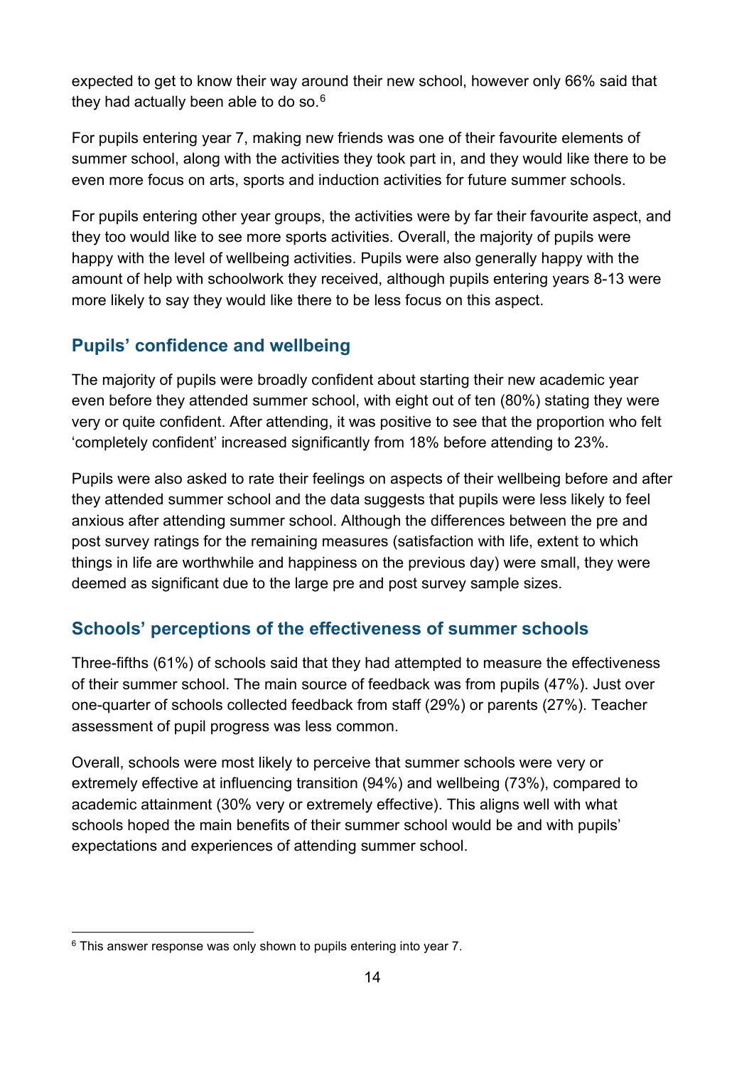expected to get to know their way around their new school, however only 66% said that they had actually been able to do so.[6]

For pupils entering year 7, making new friends was one of their favourite elements of summer school, along with the activities they took part in, and they would like there to be even more focus on arts, sports and induction activities for future summer schools.

For pupils entering other year groups, the activities were by far their favourite aspect, and they too would like to see more sports activities. Overall, the majority of pupils were happy with the level of wellbeing activities. Pupils were also generally happy with the amount of help with schoolwork they received, although pupils entering years 8-13 were more likely to say they would like there to be less focus on this aspect.

## Pupils' confidence and wellbeing

The majority of pupils were broadly confident about starting their new academic year even before they attended summer school, with eight out of ten (80%) stating they were very or quite confident. After attending, it was positive to see that the proportion who felt 'completely confident' increased significantly from 18% before attending to 23%.

Pupils were also asked to rate their feelings on aspects of their wellbeing before and after they attended summer school and the data suggests that pupils were less likely to feel anxious after attending summer school. Although the differences between the pre and post survey ratings for the remaining measures (satisfaction with life, extent to which things in life are worthwhile and happiness on the previous day) were small, they were deemed as significant due to the large pre and post survey sample sizes.

## Schools' perceptions of the effectiveness of summer schools

Three-fifths (61%) of schools said that they had attempted to measure the effectiveness of their summer school. The main source of feedback was from pupils (47%). Just over one-quarter of schools collected feedback from staff (29%) or parents (27%). Teacher assessment of pupil progress was less common.

Overall, schools were most likely to perceive that summer schools were very or extremely effective at influencing transition (94%) and wellbeing (73%), compared to academic attainment (30% very or extremely effective). This aligns well with what schools hoped the main benefits of their summer school would be and with pupils' expectations and experiences of attending summer school.

[6] This answer response was only shown to pupils entering into year 7.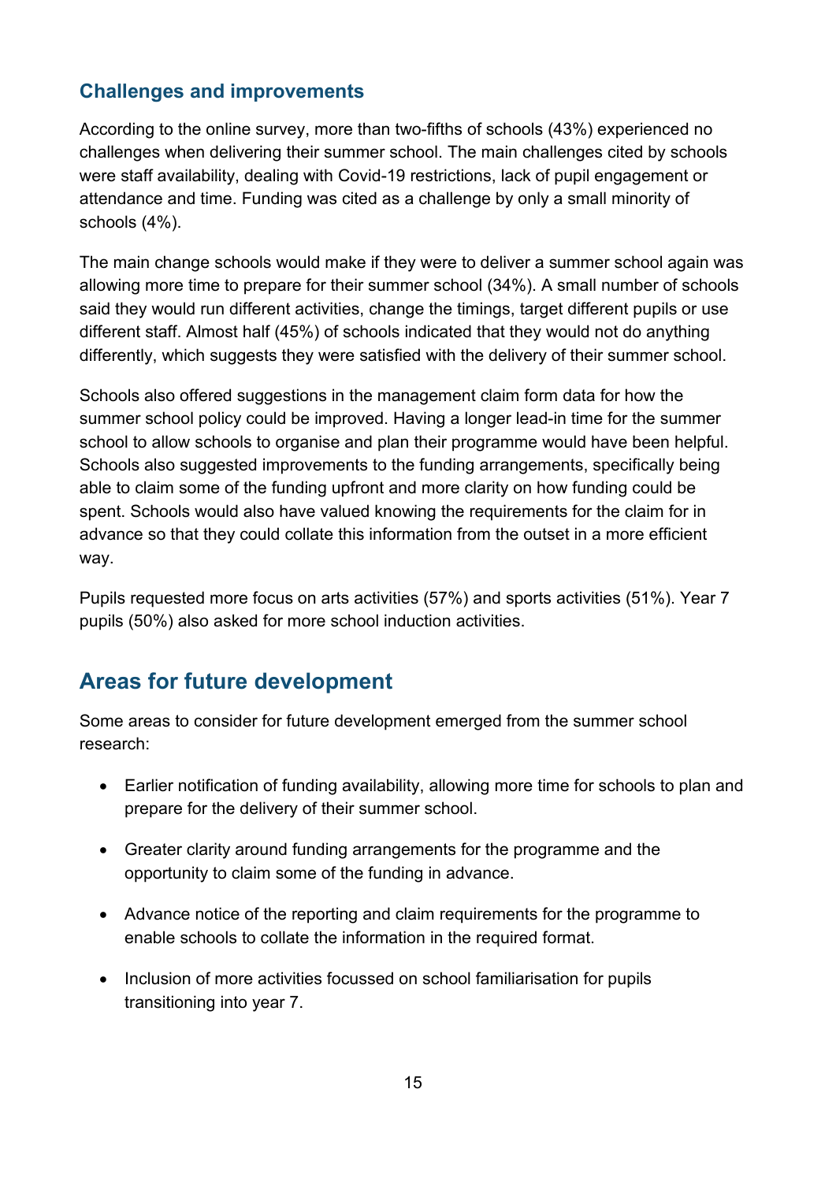### Challenges and improvements

According to the online survey, more than two-fifths of schools (43%) experienced no challenges when delivering their summer school. The main challenges cited by schools were staff availability, dealing with Covid-19 restrictions, lack of pupil engagement or attendance and time. Funding was cited as a challenge by only a small minority of schools (4%).

The main change schools would make if they were to deliver a summer school again was allowing more time to prepare for their summer school (34%). A small number of schools said they would run different activities, change the timings, target different pupils or use different staff. Almost half (45%) of schools indicated that they would not do anything differently, which suggests they were satisfied with the delivery of their summer school.

Schools also offered suggestions in the management claim form data for how the summer school policy could be improved. Having a longer lead-in time for the summer school to allow schools to organise and plan their programme would have been helpful. Schools also suggested improvements to the funding arrangements, specifically being able to claim some of the funding upfront and more clarity on how funding could be spent. Schools would also have valued knowing the requirements for the claim for in advance so that they could collate this information from the outset in a more efficient way.

Pupils requested more focus on arts activities (57%) and sports activities (51%). Year 7 pupils (50%) also asked for more school induction activities.

## Areas for future development

Some areas to consider for future development emerged from the summer school research:

- Earlier notification of funding availability, allowing more time for schools to plan and prepare for the delivery of their summer school.
- Greater clarity around funding arrangements for the programme and the opportunity to claim some of the funding in advance.
- Advance notice of the reporting and claim requirements for the programme to enable schools to collate the information in the required format.
- Inclusion of more activities focussed on school familiarisation for pupils transitioning into year 7.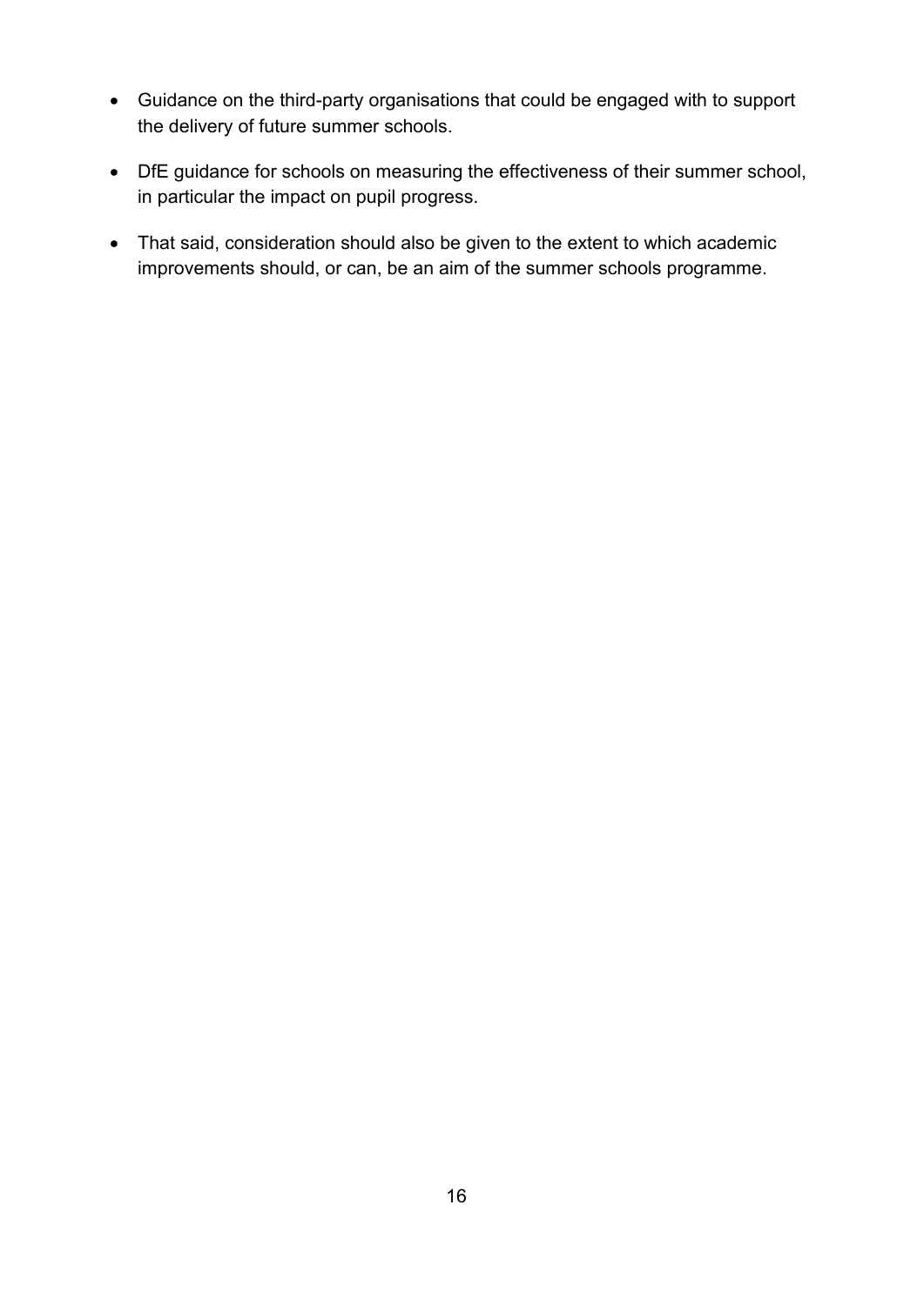- Guidance on the third-party organisations that could be engaged with to support the delivery of future summer schools.
- DfE guidance for schools on measuring the effectiveness of their summer school, in particular the impact on pupil progress.
- That said, consideration should also be given to the extent to which academic improvements should, or can, be an aim of the summer schools programme.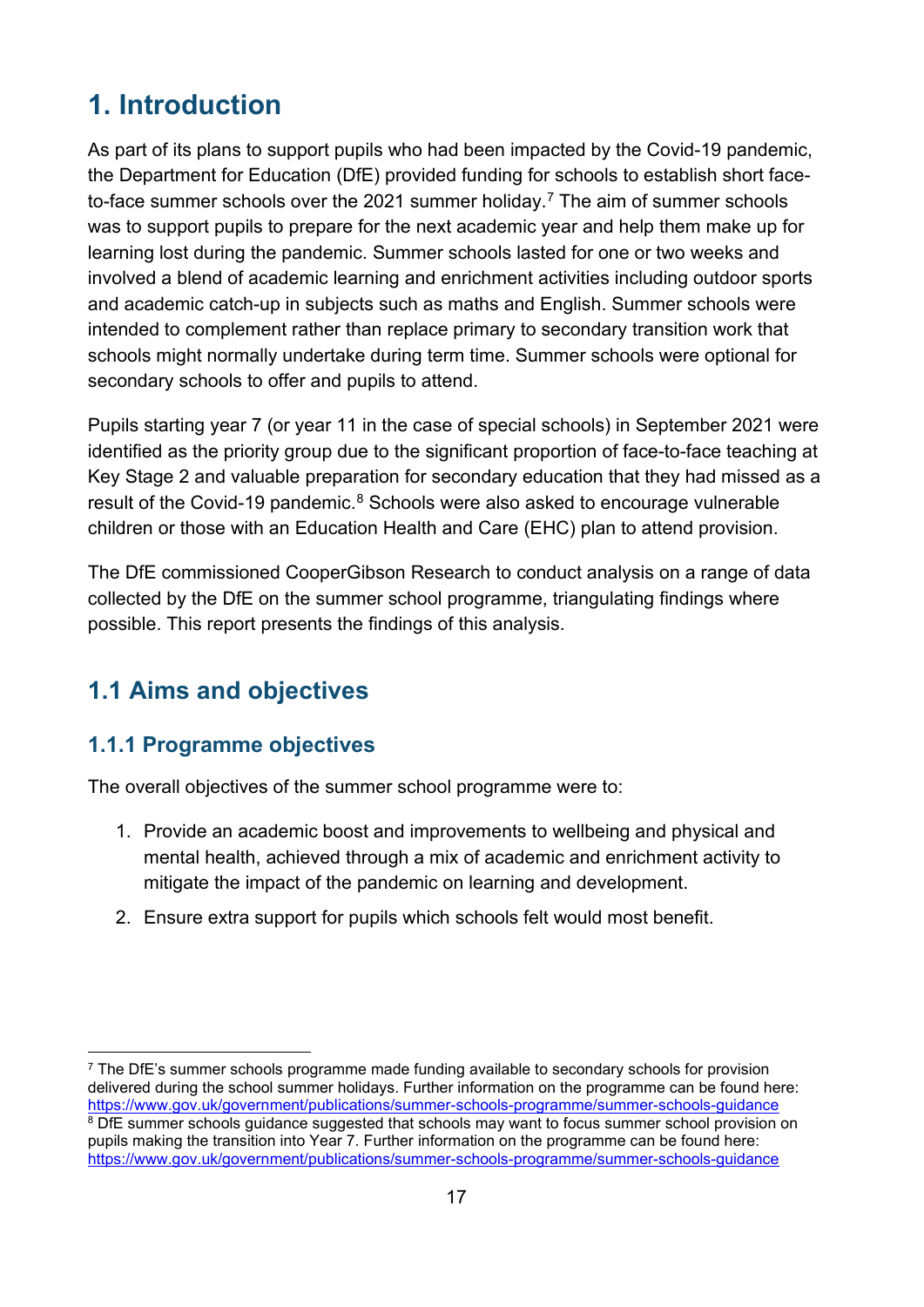# 1. Introduction

As part of its plans to support pupils who had been impacted by the Covid-19 pandemic, the Department for Education (DfE) provided funding for schools to establish short face-to-face summer schools over the 2021 summer holiday.[7] The aim of summer schools was to support pupils to prepare for the next academic year and help them make up for learning lost during the pandemic. Summer schools lasted for one or two weeks and involved a blend of academic learning and enrichment activities including outdoor sports and academic catch-up in subjects such as maths and English. Summer schools were intended to complement rather than replace primary to secondary transition work that schools might normally undertake during term time. Summer schools were optional for secondary schools to offer and pupils to attend.

Pupils starting year 7 (or year 11 in the case of special schools) in September 2021 were identified as the priority group due to the significant proportion of face-to-face teaching at Key Stage 2 and valuable preparation for secondary education that they had missed as a result of the Covid-19 pandemic.[8] Schools were also asked to encourage vulnerable children or those with an Education Health and Care (EHC) plan to attend provision.

The DfE commissioned CooperGibson Research to conduct analysis on a range of data collected by the DfE on the summer school programme, triangulating findings where possible. This report presents the findings of this analysis.

## 1.1 Aims and objectives

### 1.1.1 Programme objectives

The overall objectives of the summer school programme were to:

1. Provide an academic boost and improvements to wellbeing and physical and mental health, achieved through a mix of academic and enrichment activity to mitigate the impact of the pandemic on learning and development.
2. Ensure extra support for pupils which schools felt would most benefit.

---

[7] The DfE's summer schools programme made funding available to secondary schools for provision delivered during the school summer holidays. Further information on the programme can be found here: https://www.gov.uk/government/publications/summer-schools-programme/summer-schools-guidance

[8] DfE summer schools guidance suggested that schools may want to focus summer school provision on pupils making the transition into Year 7. Further information on the programme can be found here: https://www.gov.uk/government/publications/summer-schools-programme/summer-schools-guidance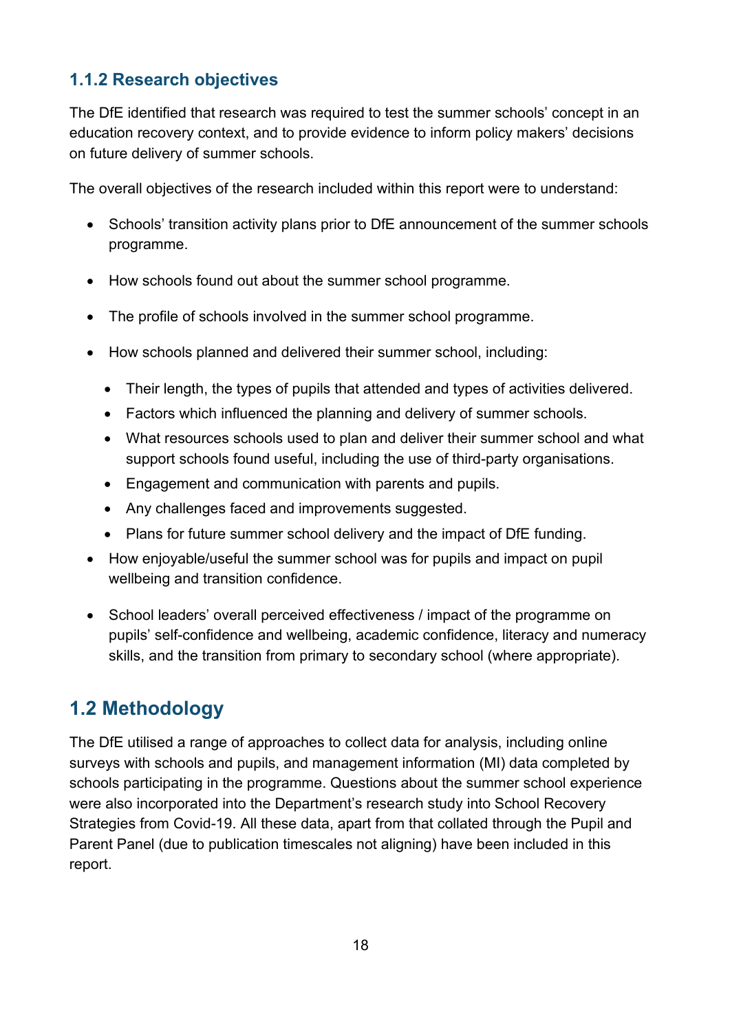### 1.1.2 Research objectives

The DfE identified that research was required to test the summer schools' concept in an education recovery context, and to provide evidence to inform policy makers' decisions on future delivery of summer schools.

The overall objectives of the research included within this report were to understand:

- Schools' transition activity plans prior to DfE announcement of the summer schools programme.
- How schools found out about the summer school programme.
- The profile of schools involved in the summer school programme.
- How schools planned and delivered their summer school, including:
  - Their length, the types of pupils that attended and types of activities delivered.
  - Factors which influenced the planning and delivery of summer schools.
  - What resources schools used to plan and deliver their summer school and what support schools found useful, including the use of third-party organisations.
  - Engagement and communication with parents and pupils.
  - Any challenges faced and improvements suggested.
  - Plans for future summer school delivery and the impact of DfE funding.
- How enjoyable/useful the summer school was for pupils and impact on pupil wellbeing and transition confidence.
- School leaders' overall perceived effectiveness / impact of the programme on pupils' self-confidence and wellbeing, academic confidence, literacy and numeracy skills, and the transition from primary to secondary school (where appropriate).

## 1.2 Methodology

The DfE utilised a range of approaches to collect data for analysis, including online surveys with schools and pupils, and management information (MI) data completed by schools participating in the programme. Questions about the summer school experience were also incorporated into the Department's research study into School Recovery Strategies from Covid-19. All these data, apart from that collated through the Pupil and Parent Panel (due to publication timescales not aligning) have been included in this report.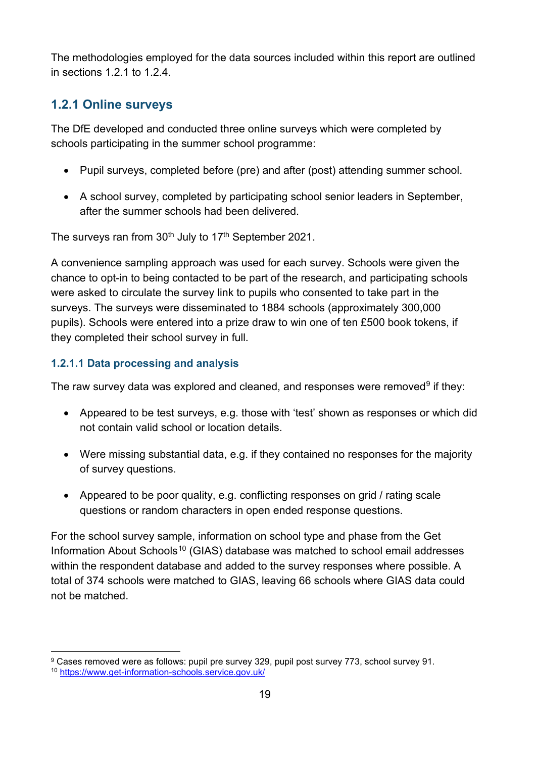The methodologies employed for the data sources included within this report are outlined in sections 1.2.1 to 1.2.4.

### 1.2.1 Online surveys

The DfE developed and conducted three online surveys which were completed by schools participating in the summer school programme:

- Pupil surveys, completed before (pre) and after (post) attending summer school.
- A school survey, completed by participating school senior leaders in September, after the summer schools had been delivered.

The surveys ran from 30th July to 17th September 2021.

A convenience sampling approach was used for each survey. Schools were given the chance to opt-in to being contacted to be part of the research, and participating schools were asked to circulate the survey link to pupils who consented to take part in the surveys. The surveys were disseminated to 1884 schools (approximately 300,000 pupils). Schools were entered into a prize draw to win one of ten £500 book tokens, if they completed their school survey in full.

#### 1.2.1.1 Data processing and analysis

The raw survey data was explored and cleaned, and responses were removed[9] if they:

- Appeared to be test surveys, e.g. those with 'test' shown as responses or which did not contain valid school or location details.
- Were missing substantial data, e.g. if they contained no responses for the majority of survey questions.
- Appeared to be poor quality, e.g. conflicting responses on grid / rating scale questions or random characters in open ended response questions.

For the school survey sample, information on school type and phase from the Get Information About Schools[10] (GIAS) database was matched to school email addresses within the respondent database and added to the survey responses where possible. A total of 374 schools were matched to GIAS, leaving 66 schools where GIAS data could not be matched.

[9] Cases removed were as follows: pupil pre survey 329, pupil post survey 773, school survey 91.

[10] https://www.get-information-schools.service.gov.uk/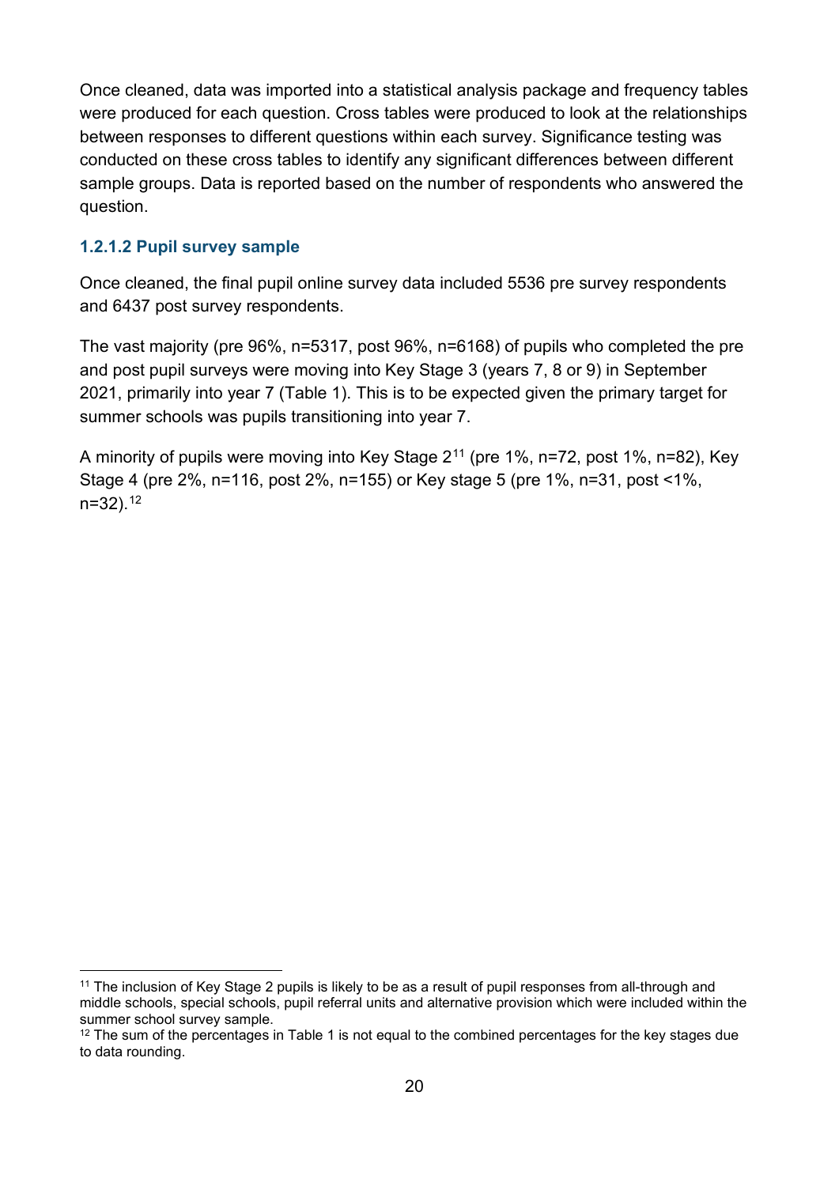Once cleaned, data was imported into a statistical analysis package and frequency tables were produced for each question. Cross tables were produced to look at the relationships between responses to different questions within each survey. Significance testing was conducted on these cross tables to identify any significant differences between different sample groups. Data is reported based on the number of respondents who answered the question.

#### 1.2.1.2 Pupil survey sample

Once cleaned, the final pupil online survey data included 5536 pre survey respondents and 6437 post survey respondents.

The vast majority (pre 96%, n=5317, post 96%, n=6168) of pupils who completed the pre and post pupil surveys were moving into Key Stage 3 (years 7, 8 or 9) in September 2021, primarily into year 7 (Table 1). This is to be expected given the primary target for summer schools was pupils transitioning into year 7.

A minority of pupils were moving into Key Stage 2[11] (pre 1%, n=72, post 1%, n=82), Key Stage 4 (pre 2%, n=116, post 2%, n=155) or Key stage 5 (pre 1%, n=31, post <1%, n=32).[12]

[11] The inclusion of Key Stage 2 pupils is likely to be as a result of pupil responses from all-through and middle schools, special schools, pupil referral units and alternative provision which were included within the summer school survey sample.

[12] The sum of the percentages in Table 1 is not equal to the combined percentages for the key stages due to data rounding.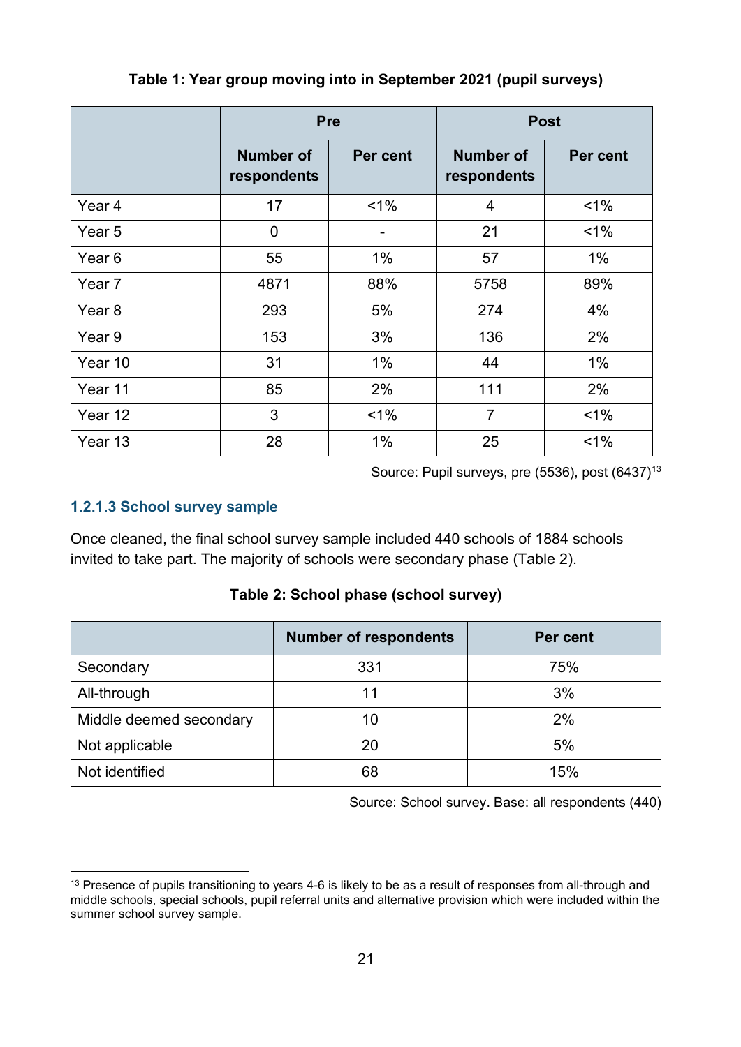**Table 1: Year group moving into in September 2021 (pupil surveys)**

| | Pre | | Post | |
|---|---|---|---|---|
| | Number of respondents | Per cent | Number of respondents | Per cent |
| Year 4 | 17 | <1% | 4 | <1% |
| Year 5 | 0 | - | 21 | <1% |
| Year 6 | 55 | 1% | 57 | 1% |
| Year 7 | 4871 | 88% | 5758 | 89% |
| Year 8 | 293 | 5% | 274 | 4% |
| Year 9 | 153 | 3% | 136 | 2% |
| Year 10 | 31 | 1% | 44 | 1% |
| Year 11 | 85 | 2% | 111 | 2% |
| Year 12 | 3 | <1% | 7 | <1% |
| Year 13 | 28 | 1% | 25 | <1% |

Source: Pupil surveys, pre (5536), post (6437)[13]

#### 1.2.1.3 School survey sample

Once cleaned, the final school survey sample included 440 schools of 1884 schools invited to take part. The majority of schools were secondary phase (Table 2).

**Table 2: School phase (school survey)**

| | Number of respondents | Per cent |
|---|---|---|
| Secondary | 331 | 75% |
| All-through | 11 | 3% |
| Middle deemed secondary | 10 | 2% |
| Not applicable | 20 | 5% |
| Not identified | 68 | 15% |

Source: School survey. Base: all respondents (440)

[13] Presence of pupils transitioning to years 4-6 is likely to be as a result of responses from all-through and middle schools, special schools, pupil referral units and alternative provision which were included within the summer school survey sample.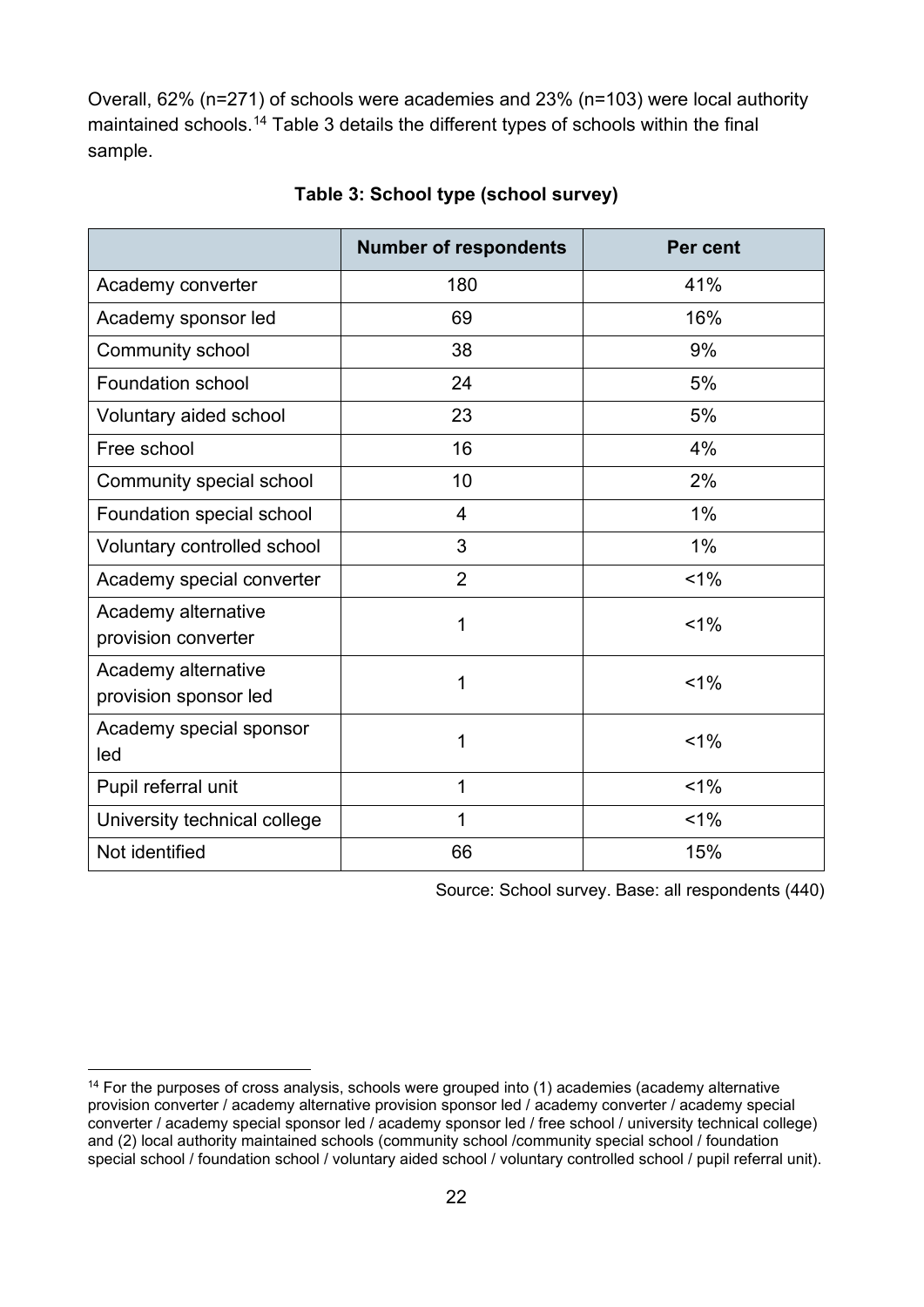Overall, 62% (n=271) of schools were academies and 23% (n=103) were local authority maintained schools.[14] Table 3 details the different types of schools within the final sample.

**Table 3: School type (school survey)**

| | Number of respondents | Per cent |
|---|---|---|
| Academy converter | 180 | 41% |
| Academy sponsor led | 69 | 16% |
| Community school | 38 | 9% |
| Foundation school | 24 | 5% |
| Voluntary aided school | 23 | 5% |
| Free school | 16 | 4% |
| Community special school | 10 | 2% |
| Foundation special school | 4 | 1% |
| Voluntary controlled school | 3 | 1% |
| Academy special converter | 2 | <1% |
| Academy alternative provision converter | 1 | <1% |
| Academy alternative provision sponsor led | 1 | <1% |
| Academy special sponsor led | 1 | <1% |
| Pupil referral unit | 1 | <1% |
| University technical college | 1 | <1% |
| Not identified | 66 | 15% |

Source: School survey. Base: all respondents (440)

[14] For the purposes of cross analysis, schools were grouped into (1) academies (academy alternative provision converter / academy alternative provision sponsor led / academy converter / academy special converter / academy special sponsor led / academy sponsor led / free school / university technical college) and (2) local authority maintained schools (community school /community special school / foundation special school / foundation school / voluntary aided school / voluntary controlled school / pupil referral unit).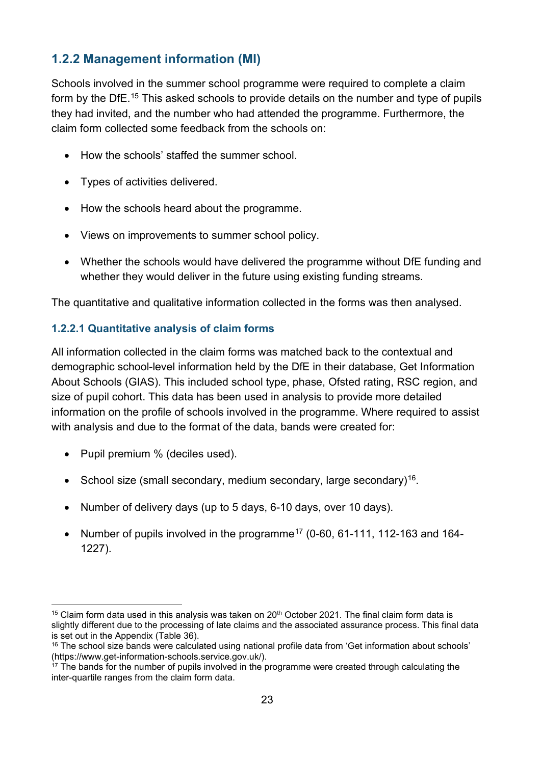### 1.2.2 Management information (MI)

Schools involved in the summer school programme were required to complete a claim form by the DfE.[15] This asked schools to provide details on the number and type of pupils they had invited, and the number who had attended the programme. Furthermore, the claim form collected some feedback from the schools on:

- How the schools' staffed the summer school.
- Types of activities delivered.
- How the schools heard about the programme.
- Views on improvements to summer school policy.
- Whether the schools would have delivered the programme without DfE funding and whether they would deliver in the future using existing funding streams.

The quantitative and qualitative information collected in the forms was then analysed.

#### 1.2.2.1 Quantitative analysis of claim forms

All information collected in the claim forms was matched back to the contextual and demographic school-level information held by the DfE in their database, Get Information About Schools (GIAS). This included school type, phase, Ofsted rating, RSC region, and size of pupil cohort. This data has been used in analysis to provide more detailed information on the profile of schools involved in the programme. Where required to assist with analysis and due to the format of the data, bands were created for:

- Pupil premium % (deciles used).
- School size (small secondary, medium secondary, large secondary)[16].
- Number of delivery days (up to 5 days, 6-10 days, over 10 days).
- Number of pupils involved in the programme[17] (0-60, 61-111, 112-163 and 164-1227).

---

[15] Claim form data used in this analysis was taken on 20th October 2021. The final claim form data is slightly different due to the processing of late claims and the associated assurance process. This final data is set out in the Appendix (Table 36).

[16] The school size bands were calculated using national profile data from 'Get information about schools' (https://www.get-information-schools.service.gov.uk/).

[17] The bands for the number of pupils involved in the programme were created through calculating the inter-quartile ranges from the claim form data.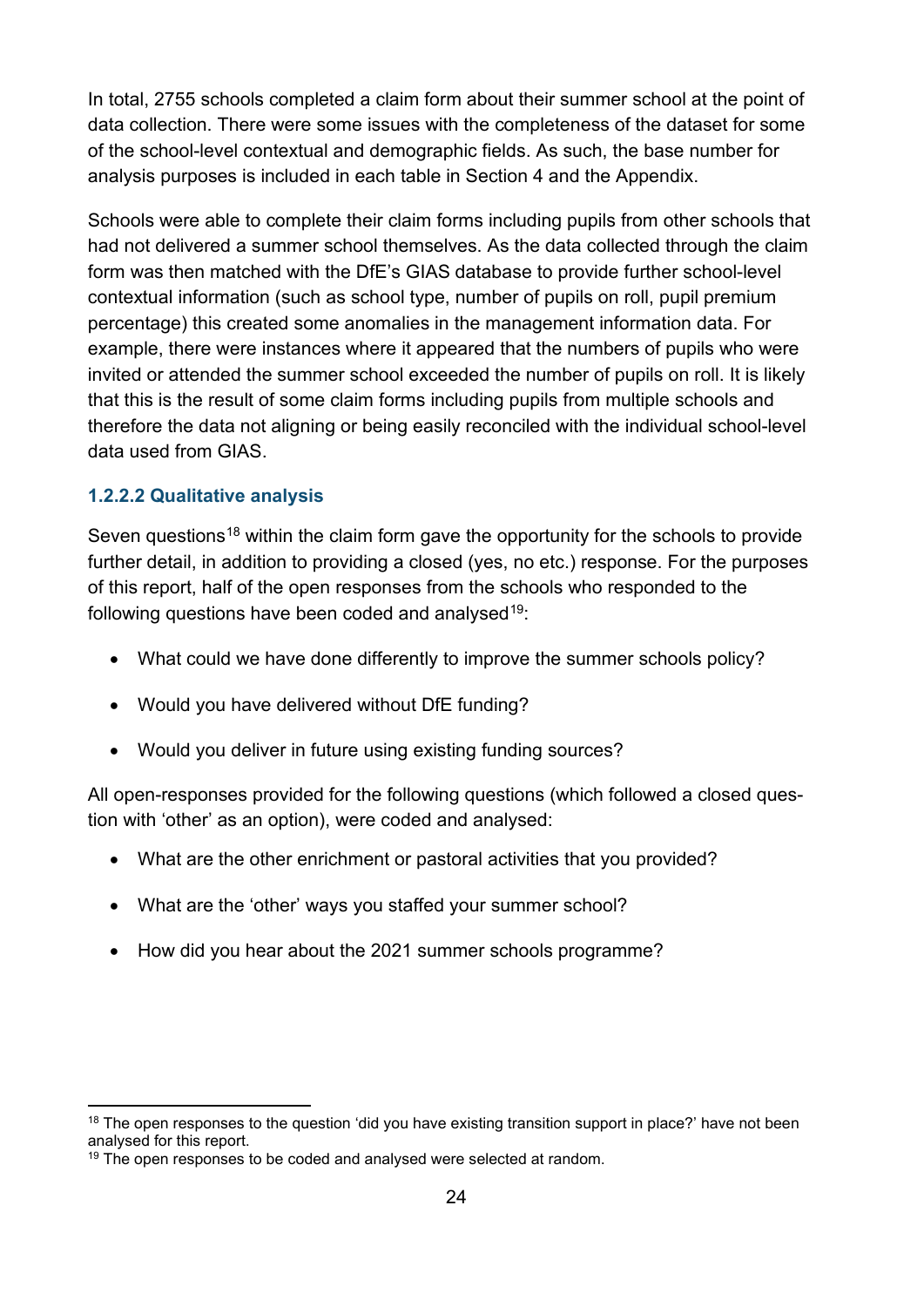In total, 2755 schools completed a claim form about their summer school at the point of data collection. There were some issues with the completeness of the dataset for some of the school-level contextual and demographic fields. As such, the base number for analysis purposes is included in each table in Section 4 and the Appendix.

Schools were able to complete their claim forms including pupils from other schools that had not delivered a summer school themselves. As the data collected through the claim form was then matched with the DfE's GIAS database to provide further school-level contextual information (such as school type, number of pupils on roll, pupil premium percentage) this created some anomalies in the management information data. For example, there were instances where it appeared that the numbers of pupils who were invited or attended the summer school exceeded the number of pupils on roll. It is likely that this is the result of some claim forms including pupils from multiple schools and therefore the data not aligning or being easily reconciled with the individual school-level data used from GIAS.

#### 1.2.2.2 Qualitative analysis

Seven questions[18] within the claim form gave the opportunity for the schools to provide further detail, in addition to providing a closed (yes, no etc.) response. For the purposes of this report, half of the open responses from the schools who responded to the following questions have been coded and analysed[19]:

- What could we have done differently to improve the summer schools policy?
- Would you have delivered without DfE funding?
- Would you deliver in future using existing funding sources?

All open-responses provided for the following questions (which followed a closed question with 'other' as an option), were coded and analysed:

- What are the other enrichment or pastoral activities that you provided?
- What are the 'other' ways you staffed your summer school?
- How did you hear about the 2021 summer schools programme?

---

[18] The open responses to the question 'did you have existing transition support in place?' have not been analysed for this report.

[19] The open responses to be coded and analysed were selected at random.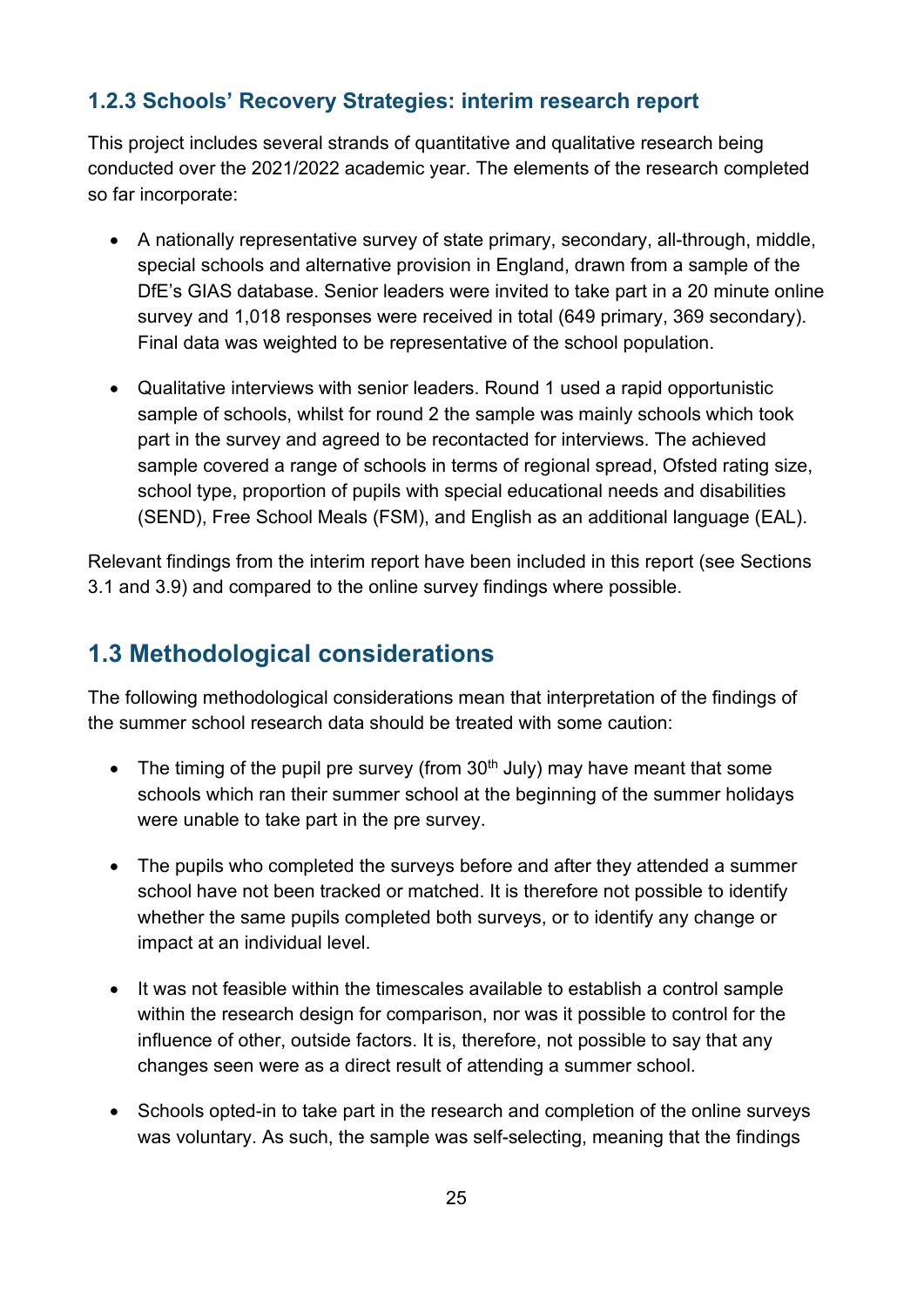### 1.2.3 Schools' Recovery Strategies: interim research report

This project includes several strands of quantitative and qualitative research being conducted over the 2021/2022 academic year. The elements of the research completed so far incorporate:

- A nationally representative survey of state primary, secondary, all-through, middle, special schools and alternative provision in England, drawn from a sample of the DfE's GIAS database. Senior leaders were invited to take part in a 20 minute online survey and 1,018 responses were received in total (649 primary, 369 secondary). Final data was weighted to be representative of the school population.
- Qualitative interviews with senior leaders. Round 1 used a rapid opportunistic sample of schools, whilst for round 2 the sample was mainly schools which took part in the survey and agreed to be recontacted for interviews. The achieved sample covered a range of schools in terms of regional spread, Ofsted rating size, school type, proportion of pupils with special educational needs and disabilities (SEND), Free School Meals (FSM), and English as an additional language (EAL).

Relevant findings from the interim report have been included in this report (see Sections 3.1 and 3.9) and compared to the online survey findings where possible.

## 1.3 Methodological considerations

The following methodological considerations mean that interpretation of the findings of the summer school research data should be treated with some caution:

- The timing of the pupil pre survey (from 30th July) may have meant that some schools which ran their summer school at the beginning of the summer holidays were unable to take part in the pre survey.
- The pupils who completed the surveys before and after they attended a summer school have not been tracked or matched. It is therefore not possible to identify whether the same pupils completed both surveys, or to identify any change or impact at an individual level.
- It was not feasible within the timescales available to establish a control sample within the research design for comparison, nor was it possible to control for the influence of other, outside factors. It is, therefore, not possible to say that any changes seen were as a direct result of attending a summer school.
- Schools opted-in to take part in the research and completion of the online surveys was voluntary. As such, the sample was self-selecting, meaning that the findings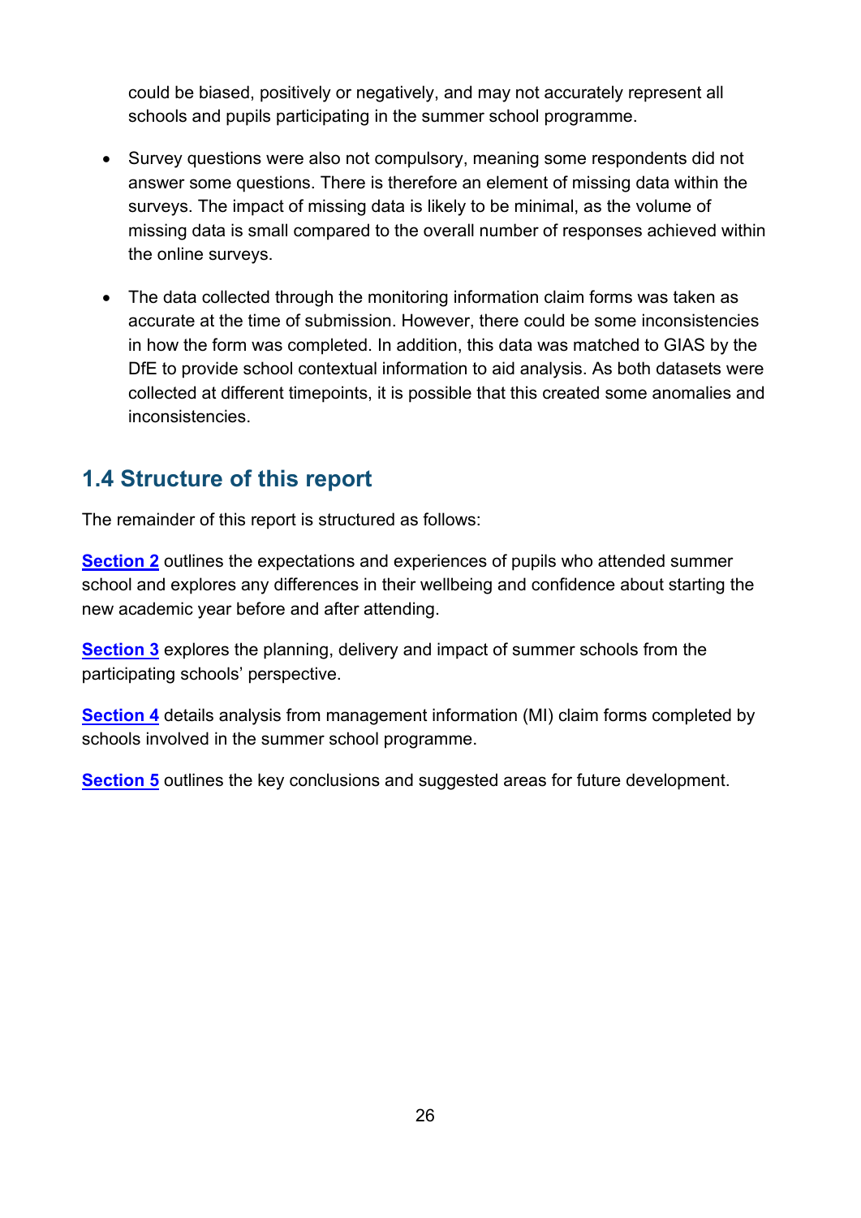could be biased, positively or negatively, and may not accurately represent all schools and pupils participating in the summer school programme.

- Survey questions were also not compulsory, meaning some respondents did not answer some questions. There is therefore an element of missing data within the surveys. The impact of missing data is likely to be minimal, as the volume of missing data is small compared to the overall number of responses achieved within the online surveys.
- The data collected through the monitoring information claim forms was taken as accurate at the time of submission. However, there could be some inconsistencies in how the form was completed. In addition, this data was matched to GIAS by the DfE to provide school contextual information to aid analysis. As both datasets were collected at different timepoints, it is possible that this created some anomalies and inconsistencies.

## 1.4 Structure of this report

The remainder of this report is structured as follows:

**Section 2** outlines the expectations and experiences of pupils who attended summer school and explores any differences in their wellbeing and confidence about starting the new academic year before and after attending.

**Section 3** explores the planning, delivery and impact of summer schools from the participating schools' perspective.

**Section 4** details analysis from management information (MI) claim forms completed by schools involved in the summer school programme.

**Section 5** outlines the key conclusions and suggested areas for future development.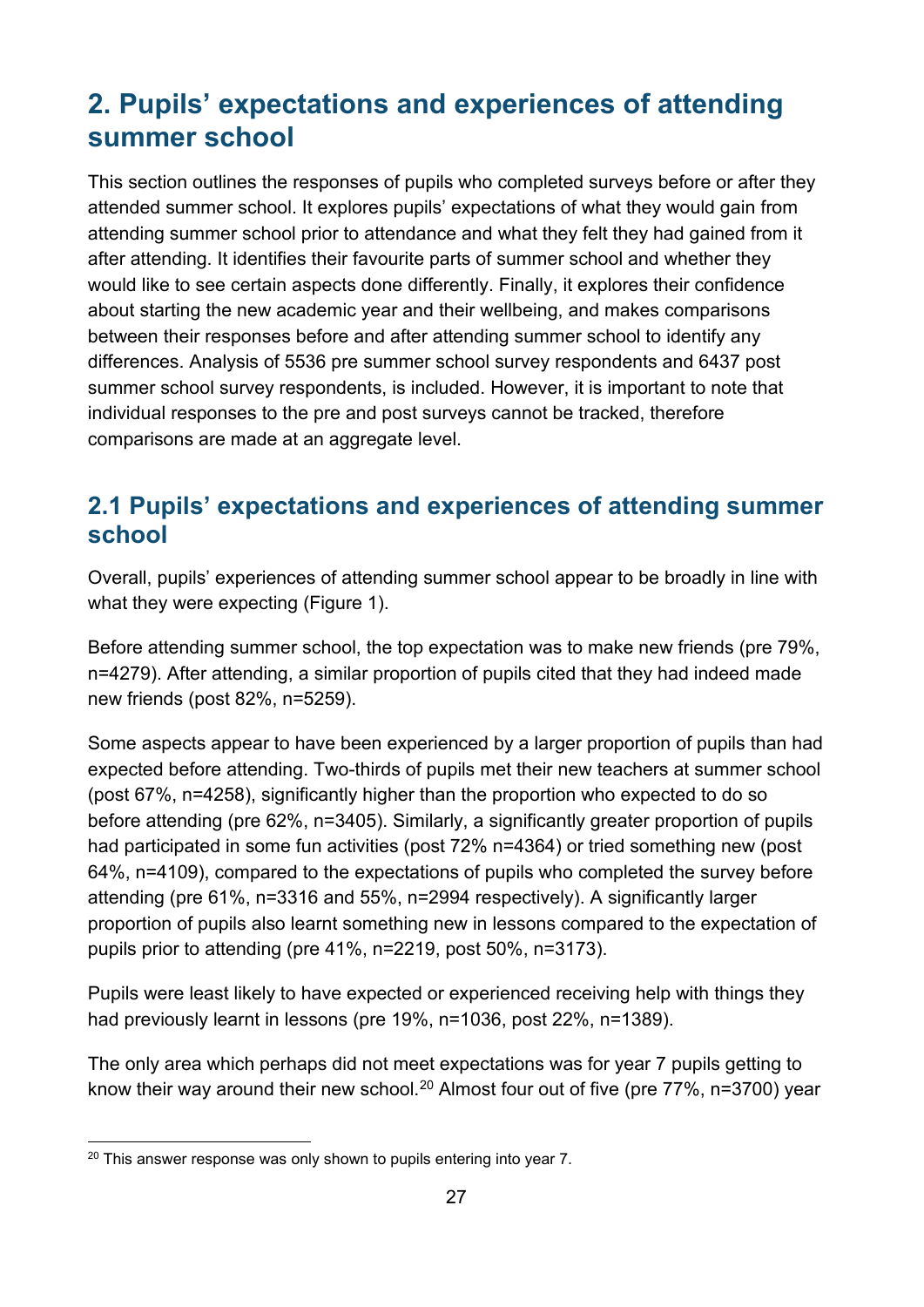# 2. Pupils' expectations and experiences of attending summer school

This section outlines the responses of pupils who completed surveys before or after they attended summer school. It explores pupils' expectations of what they would gain from attending summer school prior to attendance and what they felt they had gained from it after attending. It identifies their favourite parts of summer school and whether they would like to see certain aspects done differently. Finally, it explores their confidence about starting the new academic year and their wellbeing, and makes comparisons between their responses before and after attending summer school to identify any differences. Analysis of 5536 pre summer school survey respondents and 6437 post summer school survey respondents, is included. However, it is important to note that individual responses to the pre and post surveys cannot be tracked, therefore comparisons are made at an aggregate level.

## 2.1 Pupils' expectations and experiences of attending summer school

Overall, pupils' experiences of attending summer school appear to be broadly in line with what they were expecting (Figure 1).

Before attending summer school, the top expectation was to make new friends (pre 79%, n=4279). After attending, a similar proportion of pupils cited that they had indeed made new friends (post 82%, n=5259).

Some aspects appear to have been experienced by a larger proportion of pupils than had expected before attending. Two-thirds of pupils met their new teachers at summer school (post 67%, n=4258), significantly higher than the proportion who expected to do so before attending (pre 62%, n=3405). Similarly, a significantly greater proportion of pupils had participated in some fun activities (post 72% n=4364) or tried something new (post 64%, n=4109), compared to the expectations of pupils who completed the survey before attending (pre 61%, n=3316 and 55%, n=2994 respectively). A significantly larger proportion of pupils also learnt something new in lessons compared to the expectation of pupils prior to attending (pre 41%, n=2219, post 50%, n=3173).

Pupils were least likely to have expected or experienced receiving help with things they had previously learnt in lessons (pre 19%, n=1036, post 22%, n=1389).

The only area which perhaps did not meet expectations was for year 7 pupils getting to know their way around their new school.[20] Almost four out of five (pre 77%, n=3700) year

[20] This answer response was only shown to pupils entering into year 7.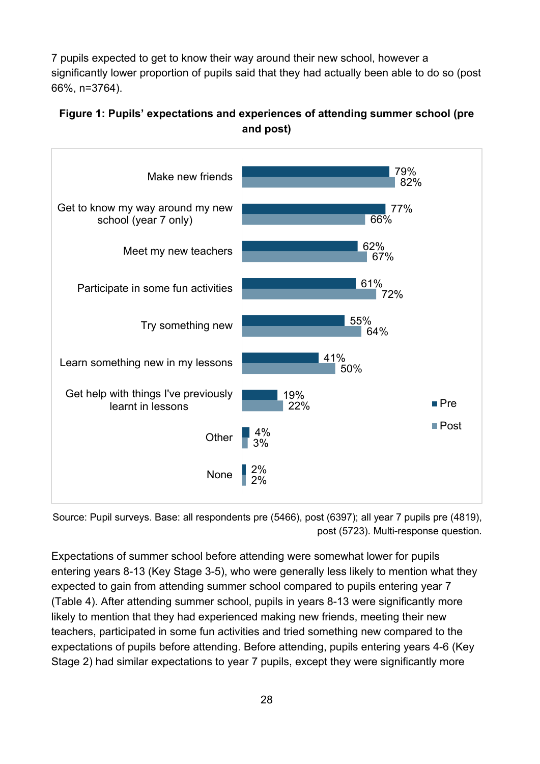7 pupils expected to get to know their way around their new school, however a significantly lower proportion of pupils said that they had actually been able to do so (post 66%, n=3764).

**Figure 1: Pupils' expectations and experiences of attending summer school (pre and post)**

| | Pre | Post |
|---|---|---|
| Make new friends | 79% | 82% |
| Get to know my way around my new school (year 7 only) | 77% | 66% |
| Meet my new teachers | 62% | 67% |
| Participate in some fun activities | 61% | 72% |
| Try something new | 55% | 64% |
| Learn something new in my lessons | 41% | 50% |
| Get help with things I've previously learnt in lessons | 19% | 22% |
| Other | 4% | 3% |
| None | 2% | 2% |

Source: Pupil surveys. Base: all respondents pre (5466), post (6397); all year 7 pupils pre (4819), post (5723). Multi-response question.

Expectations of summer school before attending were somewhat lower for pupils entering years 8-13 (Key Stage 3-5), who were generally less likely to mention what they expected to gain from attending summer school compared to pupils entering year 7 (Table 4). After attending summer school, pupils in years 8-13 were significantly more likely to mention that they had experienced making new friends, meeting their new teachers, participated in some fun activities and tried something new compared to the expectations of pupils before attending. Before attending, pupils entering years 4-6 (Key Stage 2) had similar expectations to year 7 pupils, except they were significantly more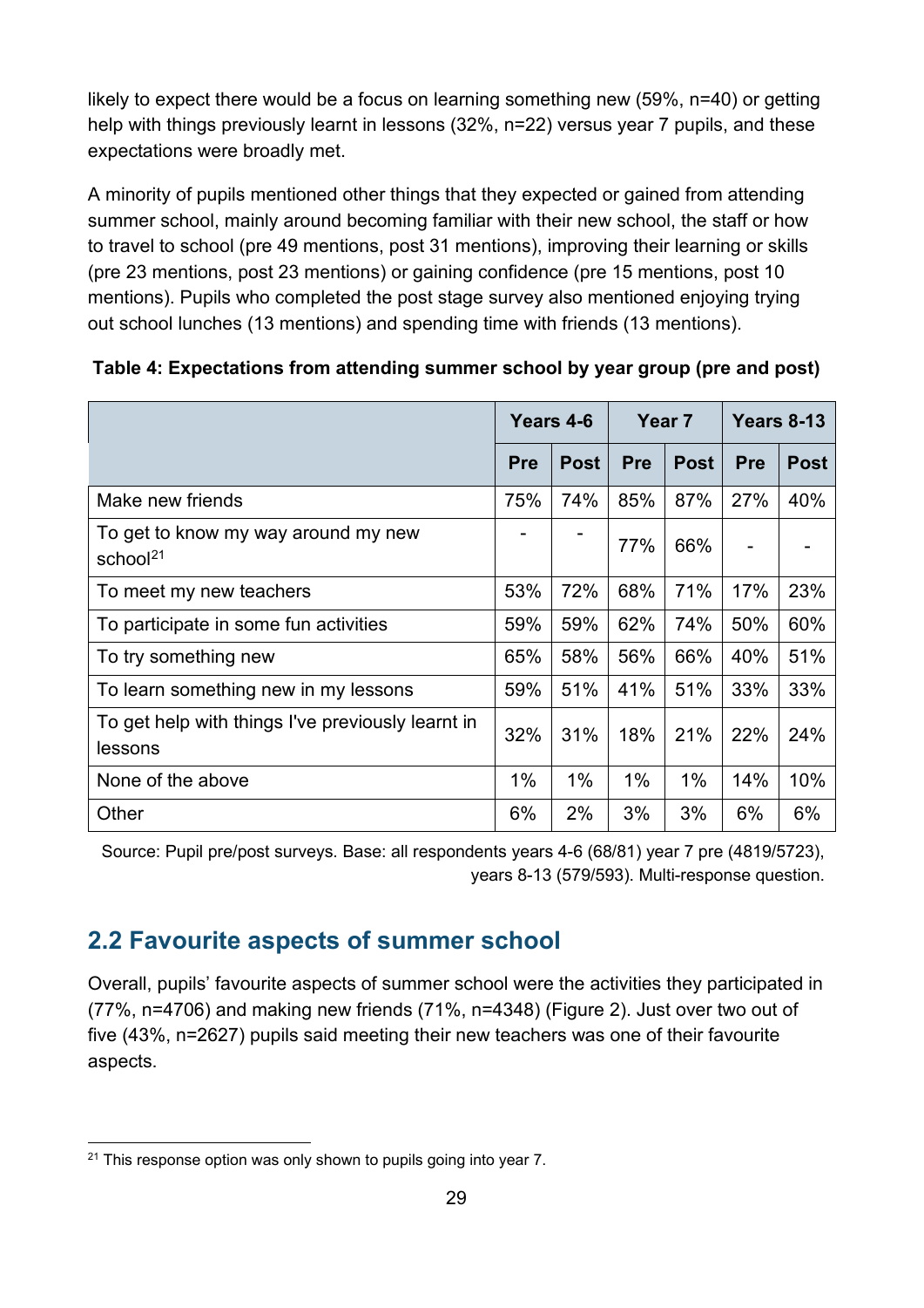likely to expect there would be a focus on learning something new (59%, n=40) or getting help with things previously learnt in lessons (32%, n=22) versus year 7 pupils, and these expectations were broadly met.

A minority of pupils mentioned other things that they expected or gained from attending summer school, mainly around becoming familiar with their new school, the staff or how to travel to school (pre 49 mentions, post 31 mentions), improving their learning or skills (pre 23 mentions, post 23 mentions) or gaining confidence (pre 15 mentions, post 10 mentions). Pupils who completed the post stage survey also mentioned enjoying trying out school lunches (13 mentions) and spending time with friends (13 mentions).

**Table 4: Expectations from attending summer school by year group (pre and post)**

| | Years 4-6 | | Year 7 | | Years 8-13 | |
|---|---|---|---|---|---|---|
| | **Pre** | **Post** | **Pre** | **Post** | **Pre** | **Post** |
| Make new friends | 75% | 74% | 85% | 87% | 27% | 40% |
| To get to know my way around my new school[21] | - | - | 77% | 66% | - | - |
| To meet my new teachers | 53% | 72% | 68% | 71% | 17% | 23% |
| To participate in some fun activities | 59% | 59% | 62% | 74% | 50% | 60% |
| To try something new | 65% | 58% | 56% | 66% | 40% | 51% |
| To learn something new in my lessons | 59% | 51% | 41% | 51% | 33% | 33% |
| To get help with things I've previously learnt in lessons | 32% | 31% | 18% | 21% | 22% | 24% |
| None of the above | 1% | 1% | 1% | 1% | 14% | 10% |
| Other | 6% | 2% | 3% | 3% | 6% | 6% |

Source: Pupil pre/post surveys. Base: all respondents years 4-6 (68/81) year 7 pre (4819/5723), years 8-13 (579/593). Multi-response question.

## 2.2 Favourite aspects of summer school

Overall, pupils' favourite aspects of summer school were the activities they participated in (77%, n=4706) and making new friends (71%, n=4348) (Figure 2). Just over two out of five (43%, n=2627) pupils said meeting their new teachers was one of their favourite aspects.

[21] This response option was only shown to pupils going into year 7.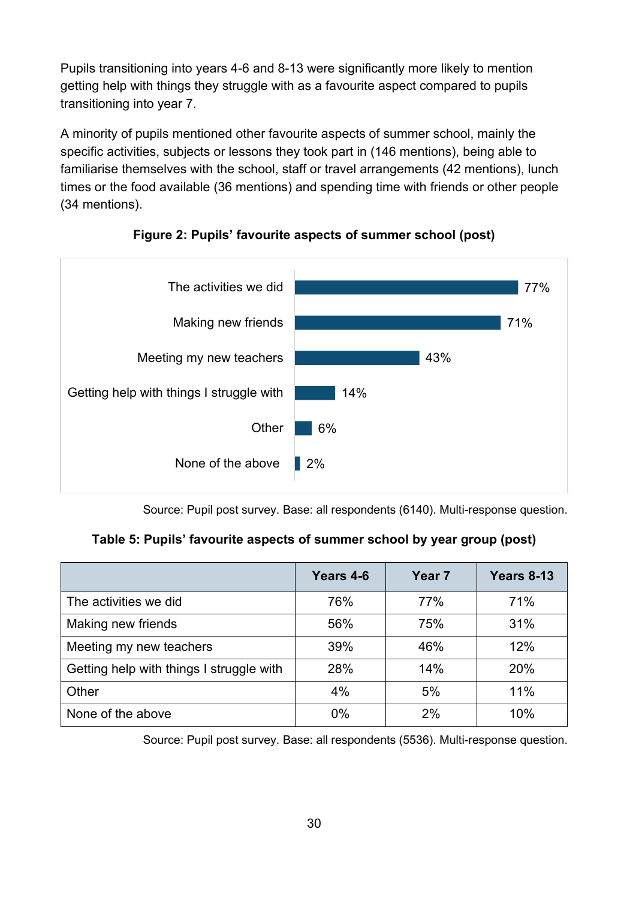Pupils transitioning into years 4-6 and 8-13 were significantly more likely to mention getting help with things they struggle with as a favourite aspect compared to pupils transitioning into year 7.

A minority of pupils mentioned other favourite aspects of summer school, mainly the specific activities, subjects or lessons they took part in (146 mentions), being able to familiarise themselves with the school, staff or travel arrangements (42 mentions), lunch times or the food available (36 mentions) and spending time with friends or other people (34 mentions).

**Figure 2: Pupils' favourite aspects of summer school (post)**

| Aspect | % |
|---|---|
| The activities we did | 77% |
| Making new friends | 71% |
| Meeting my new teachers | 43% |
| Getting help with things I struggle with | 14% |
| Other | 6% |
| None of the above | 2% |

Source: Pupil post survey. Base: all respondents (6140). Multi-response question.

**Table 5: Pupils' favourite aspects of summer school by year group (post)**

| | Years 4-6 | Year 7 | Years 8-13 |
|---|---|---|---|
| The activities we did | 76% | 77% | 71% |
| Making new friends | 56% | 75% | 31% |
| Meeting my new teachers | 39% | 46% | 12% |
| Getting help with things I struggle with | 28% | 14% | 20% |
| Other | 4% | 5% | 11% |
| None of the above | 0% | 2% | 10% |

Source: Pupil post survey. Base: all respondents (5536). Multi-response question.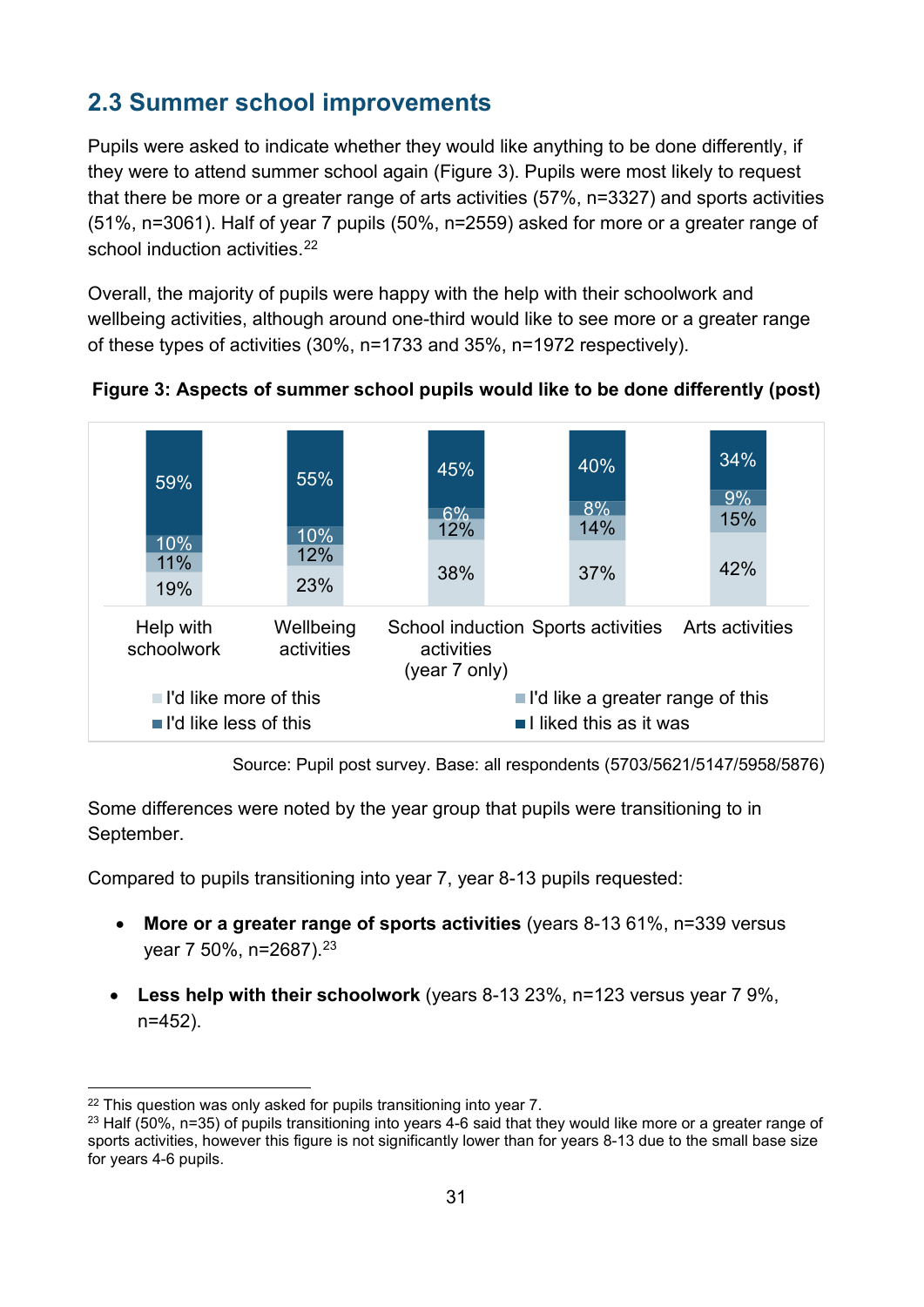## 2.3 Summer school improvements

Pupils were asked to indicate whether they would like anything to be done differently, if they were to attend summer school again (Figure 3). Pupils were most likely to request that there be more or a greater range of arts activities (57%, n=3327) and sports activities (51%, n=3061). Half of year 7 pupils (50%, n=2559) asked for more or a greater range of school induction activities.[22]

Overall, the majority of pupils were happy with the help with their schoolwork and wellbeing activities, although around one-third would like to see more or a greater range of these types of activities (30%, n=1733 and 35%, n=1972 respectively).

**Figure 3: Aspects of summer school pupils would like to be done differently (post)**

| | Help with schoolwork | Wellbeing activities | School induction activities (year 7 only) | Sports activities | Arts activities |
|---|---|---|---|---|---|
| I liked this as it was | 59% | 55% | 45% | 40% | 34% |
| I'd like less of this | 10% | 10% | 6% | 8% | 9% |
| I'd like a greater range of this | 11% | 12% | 12% | 14% | 15% |
| I'd like more of this | 19% | 23% | 38% | 37% | 42% |

Source: Pupil post survey. Base: all respondents (5703/5621/5147/5958/5876)

Some differences were noted by the year group that pupils were transitioning to in September.

Compared to pupils transitioning into year 7, year 8-13 pupils requested:

- **More or a greater range of sports activities** (years 8-13 61%, n=339 versus year 7 50%, n=2687).[23]
- **Less help with their schoolwork** (years 8-13 23%, n=123 versus year 7 9%, n=452).

[22] This question was only asked for pupils transitioning into year 7.

[23] Half (50%, n=35) of pupils transitioning into years 4-6 said that they would like more or a greater range of sports activities, however this figure is not significantly lower than for years 8-13 due to the small base size for years 4-6 pupils.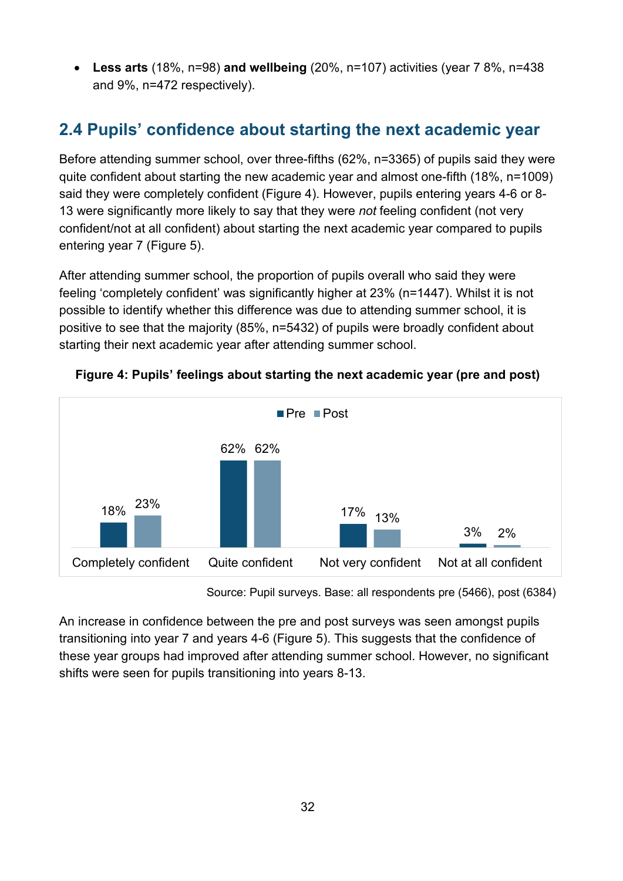- **Less arts** (18%, n=98) **and wellbeing** (20%, n=107) activities (year 7 8%, n=438 and 9%, n=472 respectively).

## 2.4 Pupils' confidence about starting the next academic year

Before attending summer school, over three-fifths (62%, n=3365) of pupils said they were quite confident about starting the new academic year and almost one-fifth (18%, n=1009) said they were completely confident (Figure 4). However, pupils entering years 4-6 or 8-13 were significantly more likely to say that they were *not* feeling confident (not very confident/not at all confident) about starting the next academic year compared to pupils entering year 7 (Figure 5).

After attending summer school, the proportion of pupils overall who said they were feeling 'completely confident' was significantly higher at 23% (n=1447). Whilst it is not possible to identify whether this difference was due to attending summer school, it is positive to see that the majority (85%, n=5432) of pupils were broadly confident about starting their next academic year after attending summer school.

**Figure 4: Pupils' feelings about starting the next academic year (pre and post)**

| | Pre | Post |
|---|---|---|
| Completely confident | 18% | 23% |
| Quite confident | 62% | 62% |
| Not very confident | 17% | 13% |
| Not at all confident | 3% | 2% |

Source: Pupil surveys. Base: all respondents pre (5466), post (6384)

An increase in confidence between the pre and post surveys was seen amongst pupils transitioning into year 7 and years 4-6 (Figure 5). This suggests that the confidence of these year groups had improved after attending summer school. However, no significant shifts were seen for pupils transitioning into years 8-13.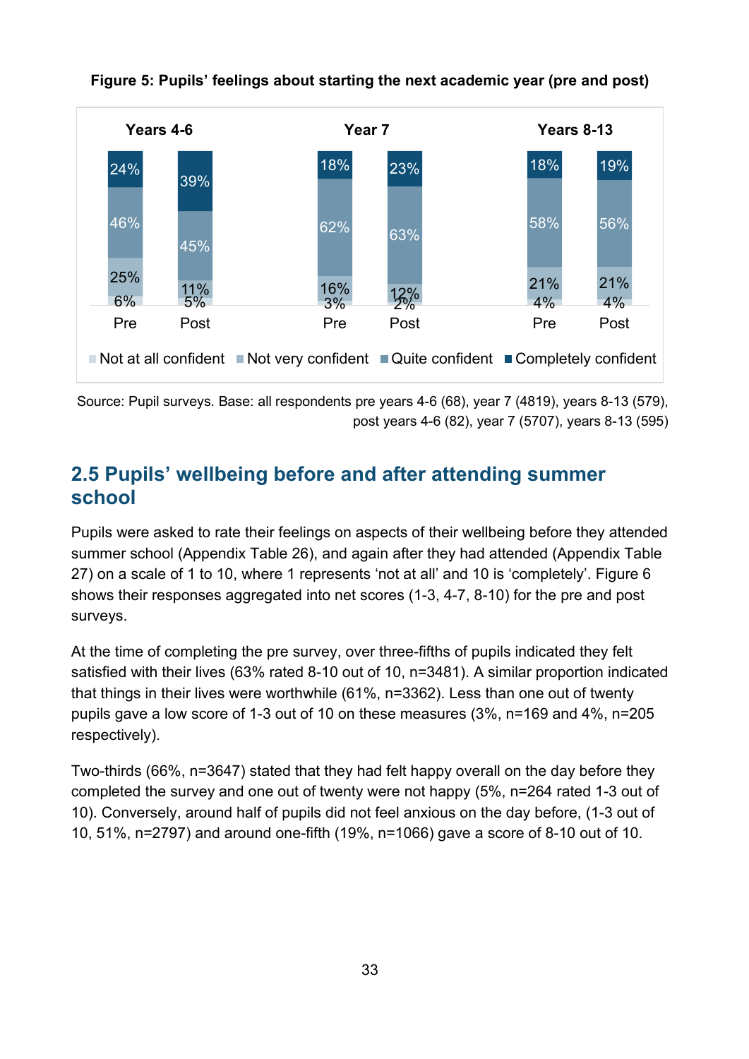**Figure 5: Pupils' feelings about starting the next academic year (pre and post)**

| | Years 4-6 Pre | Years 4-6 Post | Year 7 Pre | Year 7 Post | Years 8-13 Pre | Years 8-13 Post |
|---|---|---|---|---|---|---|
| Not at all confident | 6% | 5% | 3% | 2% | 4% | 4% |
| Not very confident | 25% | 11% | 16% | 12% | 21% | 21% |
| Quite confident | 46% | 45% | 62% | 63% | 58% | 56% |
| Completely confident | 24% | 39% | 18% | 23% | 18% | 19% |

Source: Pupil surveys. Base: all respondents pre years 4-6 (68), year 7 (4819), years 8-13 (579), post years 4-6 (82), year 7 (5707), years 8-13 (595)

## 2.5 Pupils' wellbeing before and after attending summer school

Pupils were asked to rate their feelings on aspects of their wellbeing before they attended summer school (Appendix Table 26), and again after they had attended (Appendix Table 27) on a scale of 1 to 10, where 1 represents 'not at all' and 10 is 'completely'. Figure 6 shows their responses aggregated into net scores (1-3, 4-7, 8-10) for the pre and post surveys.

At the time of completing the pre survey, over three-fifths of pupils indicated they felt satisfied with their lives (63% rated 8-10 out of 10, n=3481). A similar proportion indicated that things in their lives were worthwhile (61%, n=3362). Less than one out of twenty pupils gave a low score of 1-3 out of 10 on these measures (3%, n=169 and 4%, n=205 respectively).

Two-thirds (66%, n=3647) stated that they had felt happy overall on the day before they completed the survey and one out of twenty were not happy (5%, n=264 rated 1-3 out of 10). Conversely, around half of pupils did not feel anxious on the day before, (1-3 out of 10, 51%, n=2797) and around one-fifth (19%, n=1066) gave a score of 8-10 out of 10.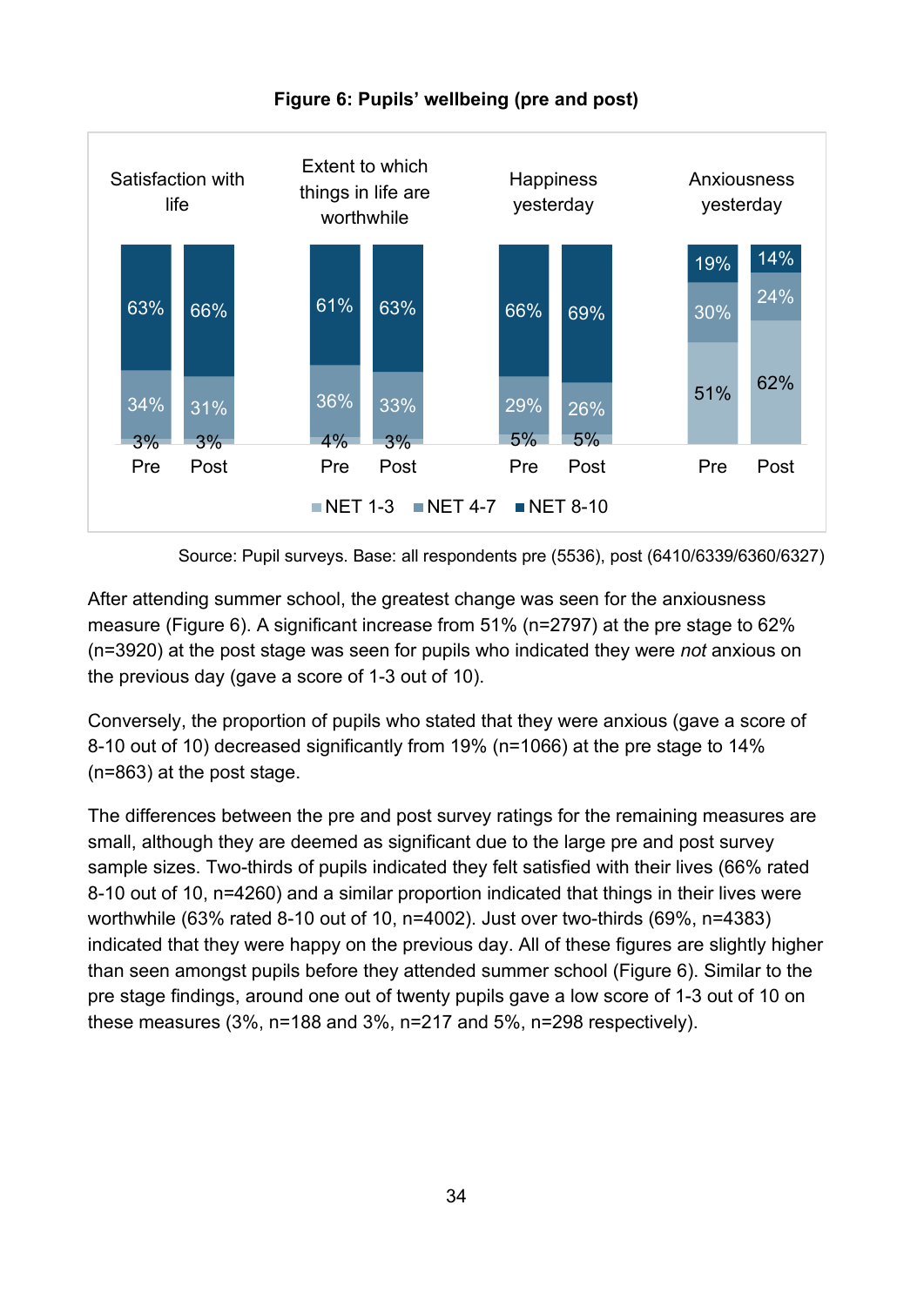**Figure 6: Pupils' wellbeing (pre and post)**

| | Satisfaction with life (Pre) | Satisfaction with life (Post) | Extent to which things in life are worthwhile (Pre) | Extent to which things in life are worthwhile (Post) | Happiness yesterday (Pre) | Happiness yesterday (Post) | Anxiousness yesterday (Pre) | Anxiousness yesterday (Post) |
|---|---|---|---|---|---|---|---|---|
| NET 8-10 | 63% | 66% | 61% | 63% | 66% | 69% | 19% | 14% |
| NET 4-7 | 34% | 31% | 36% | 33% | 29% | 26% | 30% | 24% |
| NET 1-3 | 3% | 3% | 4% | 3% | 5% | 5% | 51% | 62% |

Source: Pupil surveys. Base: all respondents pre (5536), post (6410/6339/6360/6327)

After attending summer school, the greatest change was seen for the anxiousness measure (Figure 6). A significant increase from 51% (n=2797) at the pre stage to 62% (n=3920) at the post stage was seen for pupils who indicated they were *not* anxious on the previous day (gave a score of 1-3 out of 10).

Conversely, the proportion of pupils who stated that they were anxious (gave a score of 8-10 out of 10) decreased significantly from 19% (n=1066) at the pre stage to 14% (n=863) at the post stage.

The differences between the pre and post survey ratings for the remaining measures are small, although they are deemed as significant due to the large pre and post survey sample sizes. Two-thirds of pupils indicated they felt satisfied with their lives (66% rated 8-10 out of 10, n=4260) and a similar proportion indicated that things in their lives were worthwhile (63% rated 8-10 out of 10, n=4002). Just over two-thirds (69%, n=4383) indicated that they were happy on the previous day. All of these figures are slightly higher than seen amongst pupils before they attended summer school (Figure 6). Similar to the pre stage findings, around one out of twenty pupils gave a low score of 1-3 out of 10 on these measures (3%, n=188 and 3%, n=217 and 5%, n=298 respectively).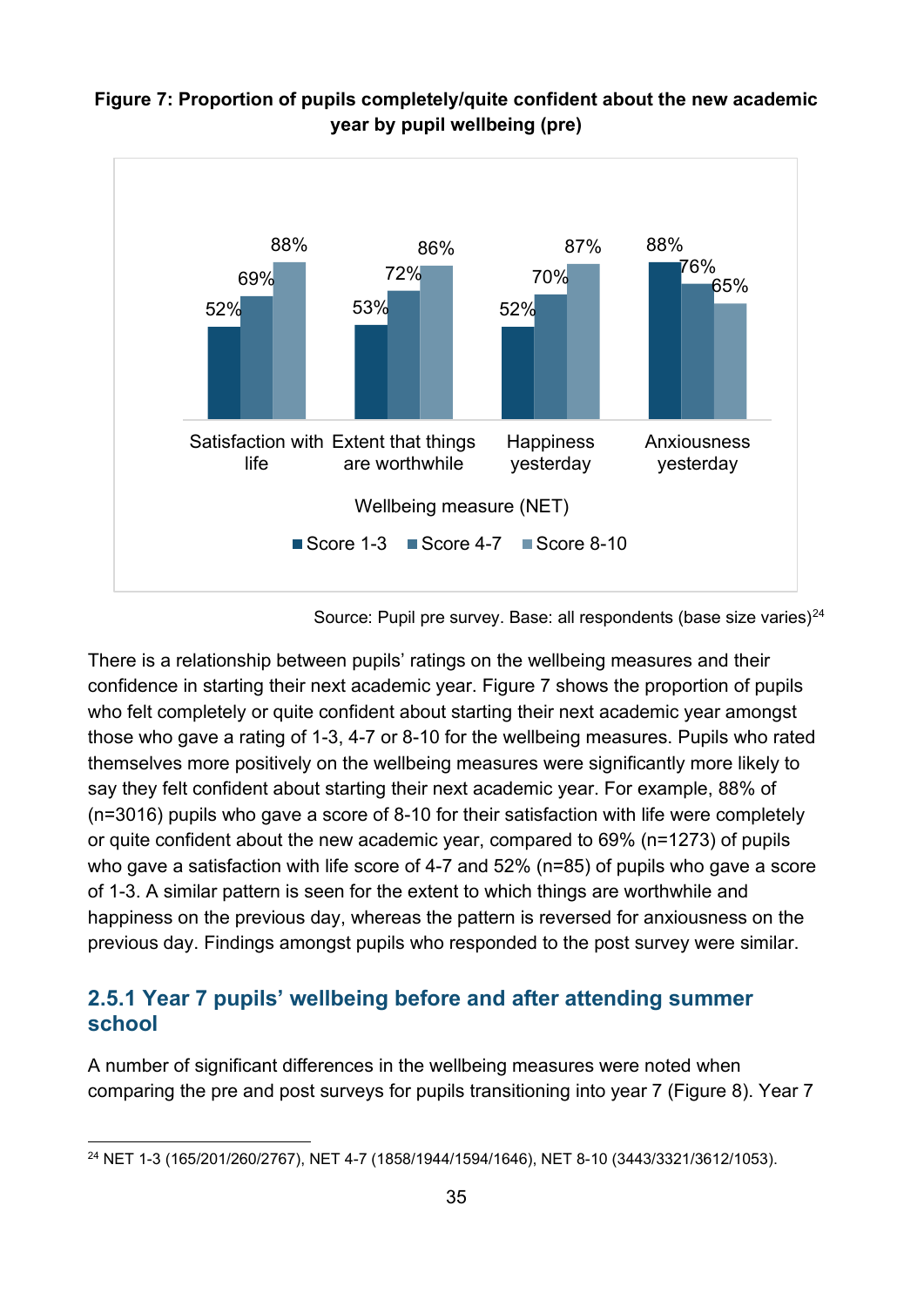**Figure 7: Proportion of pupils completely/quite confident about the new academic year by pupil wellbeing (pre)**

| Wellbeing measure (NET) | Score 1-3 | Score 4-7 | Score 8-10 |
|---|---|---|---|
| Satisfaction with life | 52% | 69% | 88% |
| Extent that things are worthwhile | 53% | 72% | 86% |
| Happiness yesterday | 52% | 70% | 87% |
| Anxiousness yesterday | 88% | 76% | 65% |

Source: Pupil pre survey. Base: all respondents (base size varies)[24]

There is a relationship between pupils' ratings on the wellbeing measures and their confidence in starting their next academic year. Figure 7 shows the proportion of pupils who felt completely or quite confident about starting their next academic year amongst those who gave a rating of 1-3, 4-7 or 8-10 for the wellbeing measures. Pupils who rated themselves more positively on the wellbeing measures were significantly more likely to say they felt confident about starting their next academic year. For example, 88% of (n=3016) pupils who gave a score of 8-10 for their satisfaction with life were completely or quite confident about the new academic year, compared to 69% (n=1273) of pupils who gave a satisfaction with life score of 4-7 and 52% (n=85) of pupils who gave a score of 1-3. A similar pattern is seen for the extent to which things are worthwhile and happiness on the previous day, whereas the pattern is reversed for anxiousness on the previous day. Findings amongst pupils who responded to the post survey were similar.

### 2.5.1 Year 7 pupils' wellbeing before and after attending summer school

A number of significant differences in the wellbeing measures were noted when comparing the pre and post surveys for pupils transitioning into year 7 (Figure 8). Year 7

[24] NET 1-3 (165/201/260/2767), NET 4-7 (1858/1944/1594/1646), NET 8-10 (3443/3321/3612/1053).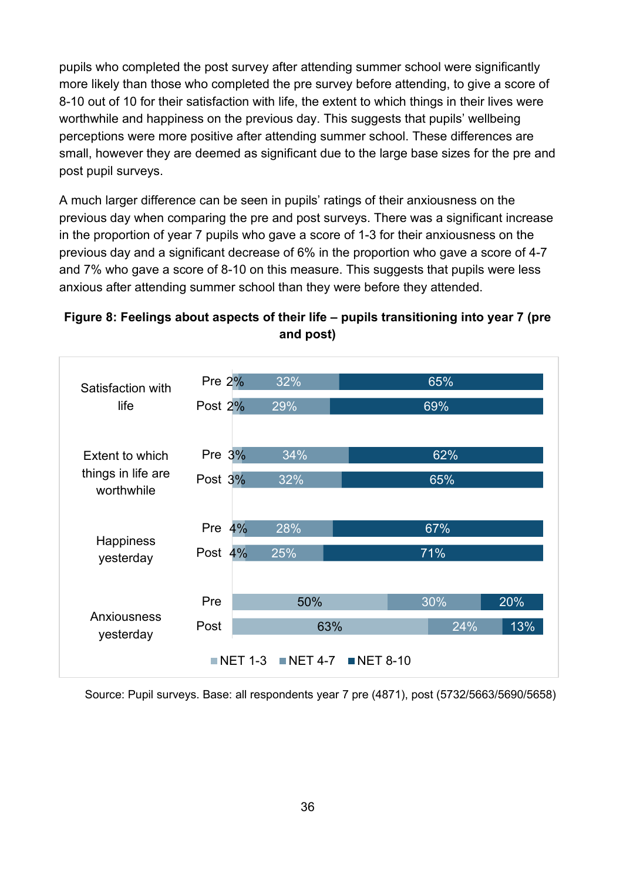pupils who completed the post survey after attending summer school were significantly more likely than those who completed the pre survey before attending, to give a score of 8-10 out of 10 for their satisfaction with life, the extent to which things in their lives were worthwhile and happiness on the previous day. This suggests that pupils' wellbeing perceptions were more positive after attending summer school. These differences are small, however they are deemed as significant due to the large base sizes for the pre and post pupil surveys.

A much larger difference can be seen in pupils' ratings of their anxiousness on the previous day when comparing the pre and post surveys. There was a significant increase in the proportion of year 7 pupils who gave a score of 1-3 for their anxiousness on the previous day and a significant decrease of 6% in the proportion who gave a score of 4-7 and 7% who gave a score of 8-10 on this measure. This suggests that pupils were less anxious after attending summer school than they were before they attended.

**Figure 8: Feelings about aspects of their life – pupils transitioning into year 7 (pre and post)**

| | | NET 1-3 | NET 4-7 | NET 8-10 |
|---|---|---|---|---|
| Satisfaction with life | Pre | 2% | 32% | 65% |
| | Post | 2% | 29% | 69% |
| Extent to which things in life are worthwhile | Pre | 3% | 34% | 62% |
| | Post | 3% | 32% | 65% |
| Happiness yesterday | Pre | 4% | 28% | 67% |
| | Post | 4% | 25% | 71% |
| Anxiousness yesterday | Pre | 50% | 30% | 20% |
| | Post | 63% | 24% | 13% |

Source: Pupil surveys. Base: all respondents year 7 pre (4871), post (5732/5663/5690/5658)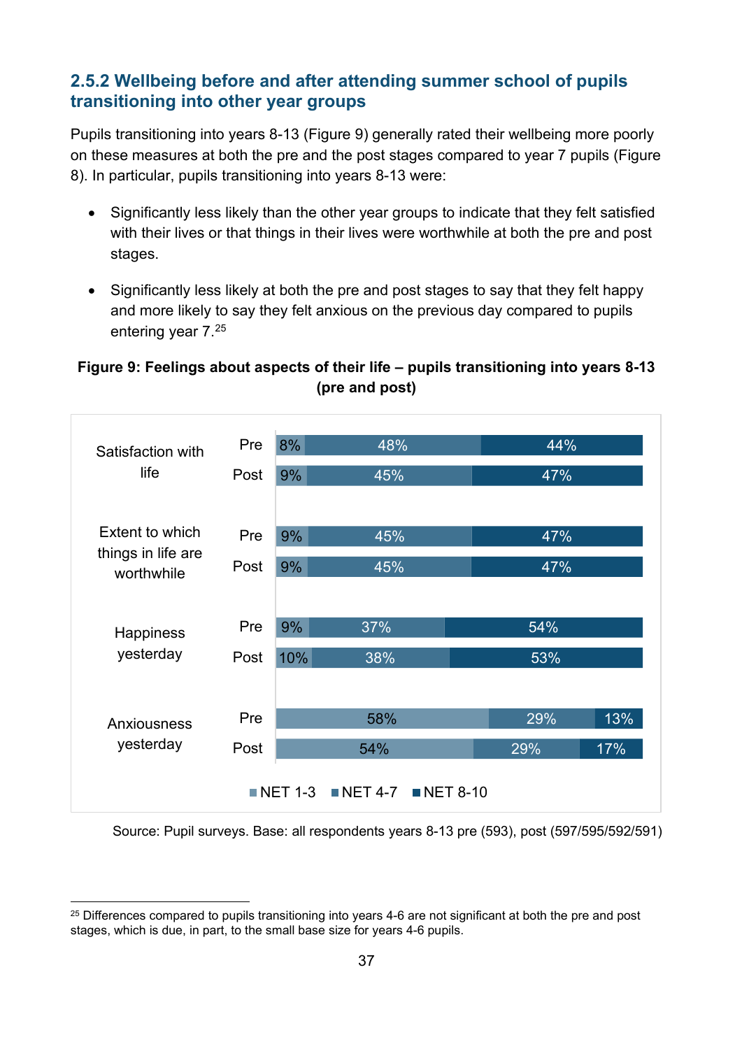### 2.5.2 Wellbeing before and after attending summer school of pupils transitioning into other year groups

Pupils transitioning into years 8-13 (Figure 9) generally rated their wellbeing more poorly on these measures at both the pre and the post stages compared to year 7 pupils (Figure 8). In particular, pupils transitioning into years 8-13 were:

- Significantly less likely than the other year groups to indicate that they felt satisfied with their lives or that things in their lives were worthwhile at both the pre and post stages.
- Significantly less likely at both the pre and post stages to say that they felt happy and more likely to say they felt anxious on the previous day compared to pupils entering year 7.[25]

**Figure 9: Feelings about aspects of their life – pupils transitioning into years 8-13 (pre and post)**

| Measure | Stage | NET 1-3 | NET 4-7 | NET 8-10 |
|---|---|---|---|---|
| Satisfaction with life | Pre | 8% | 48% | 44% |
| | Post | 9% | 45% | 47% |
| Extent to which things in life are worthwhile | Pre | 9% | 45% | 47% |
| | Post | 9% | 45% | 47% |
| Happiness yesterday | Pre | 9% | 37% | 54% |
| | Post | 10% | 38% | 53% |
| Anxiousness yesterday | Pre | 58% | 29% | 13% |
| | Post | 54% | 29% | 17% |

Source: Pupil surveys. Base: all respondents years 8-13 pre (593), post (597/595/592/591)

[25] Differences compared to pupils transitioning into years 4-6 are not significant at both the pre and post stages, which is due, in part, to the small base size for years 4-6 pupils.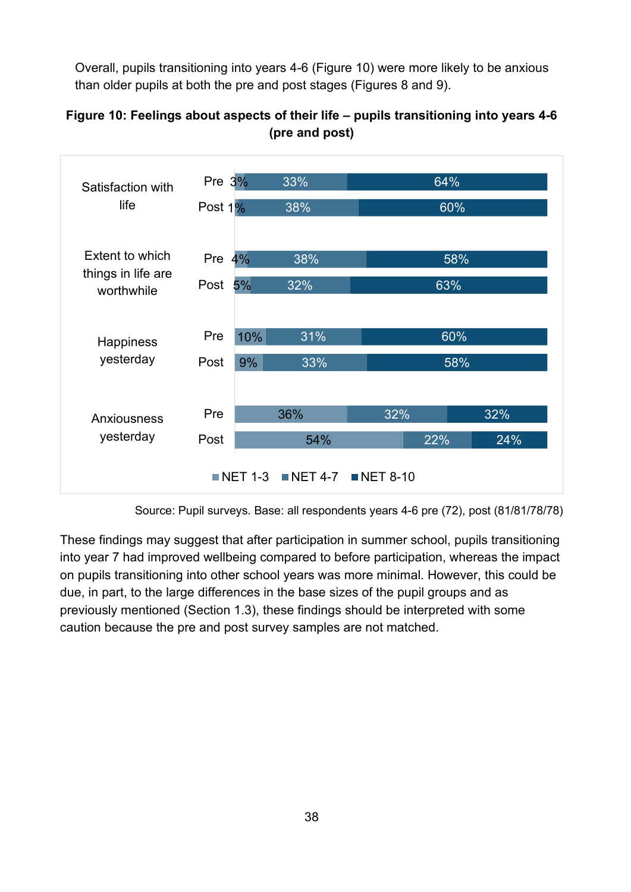Overall, pupils transitioning into years 4-6 (Figure 10) were more likely to be anxious than older pupils at both the pre and post stages (Figures 8 and 9).

**Figure 10: Feelings about aspects of their life – pupils transitioning into years 4-6 (pre and post)**

| | | NET 1-3 | NET 4-7 | NET 8-10 |
|---|---|---|---|---|
| Satisfaction with life | Pre | 3% | 33% | 64% |
| | Post | 1% | 38% | 60% |
| Extent to which things in life are worthwhile | Pre | 4% | 38% | 58% |
| | Post | 5% | 32% | 63% |
| Happiness yesterday | Pre | 10% | 31% | 60% |
| | Post | 9% | 33% | 58% |
| Anxiousness yesterday | Pre | 36% | 32% | 32% |
| | Post | 54% | 22% | 24% |

Source: Pupil surveys. Base: all respondents years 4-6 pre (72), post (81/81/78/78)

These findings may suggest that after participation in summer school, pupils transitioning into year 7 had improved wellbeing compared to before participation, whereas the impact on pupils transitioning into other school years was more minimal. However, this could be due, in part, to the large differences in the base sizes of the pupil groups and as previously mentioned (Section 1.3), these findings should be interpreted with some caution because the pre and post survey samples are not matched.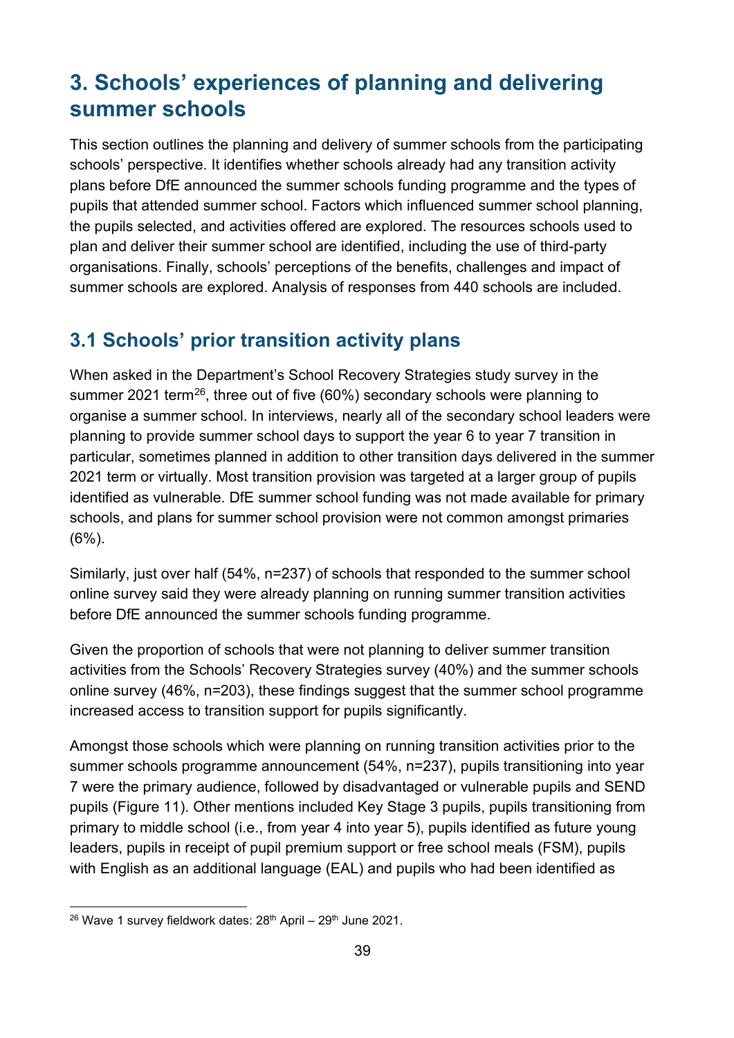# 3. Schools' experiences of planning and delivering summer schools

This section outlines the planning and delivery of summer schools from the participating schools' perspective. It identifies whether schools already had any transition activity plans before DfE announced the summer schools funding programme and the types of pupils that attended summer school. Factors which influenced summer school planning, the pupils selected, and activities offered are explored. The resources schools used to plan and deliver their summer school are identified, including the use of third-party organisations. Finally, schools' perceptions of the benefits, challenges and impact of summer schools are explored. Analysis of responses from 440 schools are included.

## 3.1 Schools' prior transition activity plans

When asked in the Department's School Recovery Strategies study survey in the summer 2021 term[26], three out of five (60%) secondary schools were planning to organise a summer school. In interviews, nearly all of the secondary school leaders were planning to provide summer school days to support the year 6 to year 7 transition in particular, sometimes planned in addition to other transition days delivered in the summer 2021 term or virtually. Most transition provision was targeted at a larger group of pupils identified as vulnerable. DfE summer school funding was not made available for primary schools, and plans for summer school provision were not common amongst primaries (6%).

Similarly, just over half (54%, n=237) of schools that responded to the summer school online survey said they were already planning on running summer transition activities before DfE announced the summer schools funding programme.

Given the proportion of schools that were not planning to deliver summer transition activities from the Schools' Recovery Strategies survey (40%) and the summer schools online survey (46%, n=203), these findings suggest that the summer school programme increased access to transition support for pupils significantly.

Amongst those schools which were planning on running transition activities prior to the summer schools programme announcement (54%, n=237), pupils transitioning into year 7 were the primary audience, followed by disadvantaged or vulnerable pupils and SEND pupils (Figure 11). Other mentions included Key Stage 3 pupils, pupils transitioning from primary to middle school (i.e., from year 4 into year 5), pupils identified as future young leaders, pupils in receipt of pupil premium support or free school meals (FSM), pupils with English as an additional language (EAL) and pupils who had been identified as

[26] Wave 1 survey fieldwork dates: 28th April – 29th June 2021.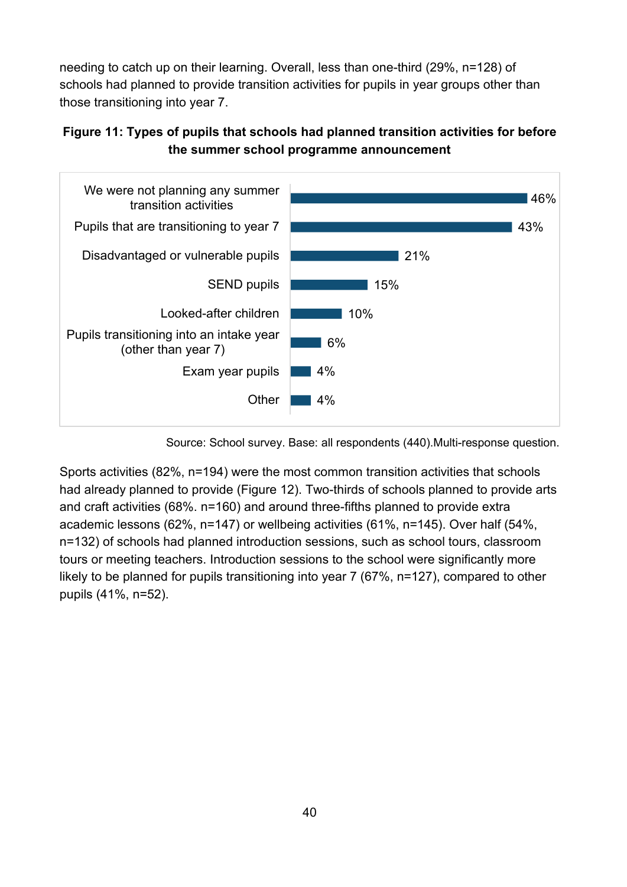needing to catch up on their learning. Overall, less than one-third (29%, n=128) of schools had planned to provide transition activities for pupils in year groups other than those transitioning into year 7.

**Figure 11: Types of pupils that schools had planned transition activities for before the summer school programme announcement**

| Type of pupils | % |
|---|---|
| We were not planning any summer transition activities | 46% |
| Pupils that are transitioning to year 7 | 43% |
| Disadvantaged or vulnerable pupils | 21% |
| SEND pupils | 15% |
| Looked-after children | 10% |
| Pupils transitioning into an intake year (other than year 7) | 6% |
| Exam year pupils | 4% |
| Other | 4% |

Source: School survey. Base: all respondents (440).Multi-response question.

Sports activities (82%, n=194) were the most common transition activities that schools had already planned to provide (Figure 12). Two-thirds of schools planned to provide arts and craft activities (68%. n=160) and around three-fifths planned to provide extra academic lessons (62%, n=147) or wellbeing activities (61%, n=145). Over half (54%, n=132) of schools had planned introduction sessions, such as school tours, classroom tours or meeting teachers. Introduction sessions to the school were significantly more likely to be planned for pupils transitioning into year 7 (67%, n=127), compared to other pupils (41%, n=52).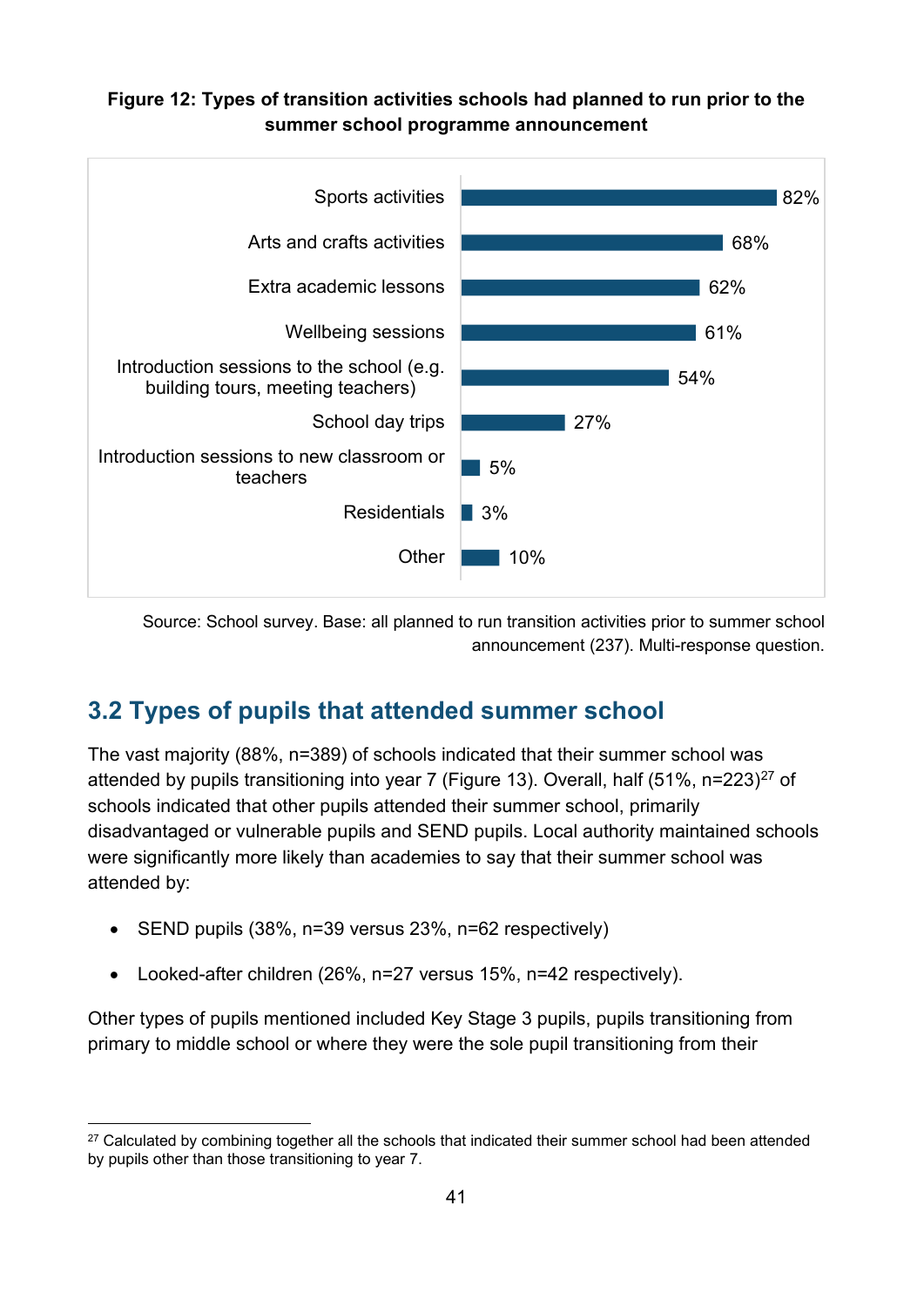**Figure 12: Types of transition activities schools had planned to run prior to the summer school programme announcement**

| Activity | % |
| --- | --- |
| Sports activities | 82% |
| Arts and crafts activities | 68% |
| Extra academic lessons | 62% |
| Wellbeing sessions | 61% |
| Introduction sessions to the school (e.g. building tours, meeting teachers) | 54% |
| School day trips | 27% |
| Introduction sessions to new classroom or teachers | 5% |
| Residentials | 3% |
| Other | 10% |

Source: School survey. Base: all planned to run transition activities prior to summer school announcement (237). Multi-response question.

## 3.2 Types of pupils that attended summer school

The vast majority (88%, n=389) of schools indicated that their summer school was attended by pupils transitioning into year 7 (Figure 13). Overall, half (51%, n=223)[27] of schools indicated that other pupils attended their summer school, primarily disadvantaged or vulnerable pupils and SEND pupils. Local authority maintained schools were significantly more likely than academies to say that their summer school was attended by:

- SEND pupils (38%, n=39 versus 23%, n=62 respectively)
- Looked-after children (26%, n=27 versus 15%, n=42 respectively).

Other types of pupils mentioned included Key Stage 3 pupils, pupils transitioning from primary to middle school or where they were the sole pupil transitioning from their

[27] Calculated by combining together all the schools that indicated their summer school had been attended by pupils other than those transitioning to year 7.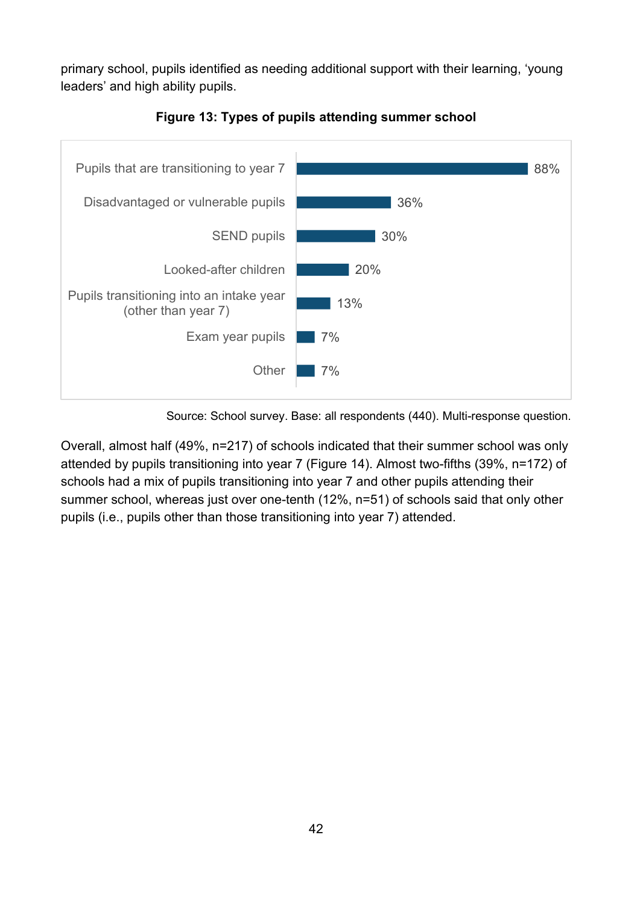primary school, pupils identified as needing additional support with their learning, 'young leaders' and high ability pupils.

**Figure 13: Types of pupils attending summer school**

| Type of pupil | Percentage |
| --- | --- |
| Pupils that are transitioning to year 7 | 88% |
| Disadvantaged or vulnerable pupils | 36% |
| SEND pupils | 30% |
| Looked-after children | 20% |
| Pupils transitioning into an intake year (other than year 7) | 13% |
| Exam year pupils | 7% |
| Other | 7% |

Source: School survey. Base: all respondents (440). Multi-response question.

Overall, almost half (49%, n=217) of schools indicated that their summer school was only attended by pupils transitioning into year 7 (Figure 14). Almost two-fifths (39%, n=172) of schools had a mix of pupils transitioning into year 7 and other pupils attending their summer school, whereas just over one-tenth (12%, n=51) of schools said that only other pupils (i.e., pupils other than those transitioning into year 7) attended.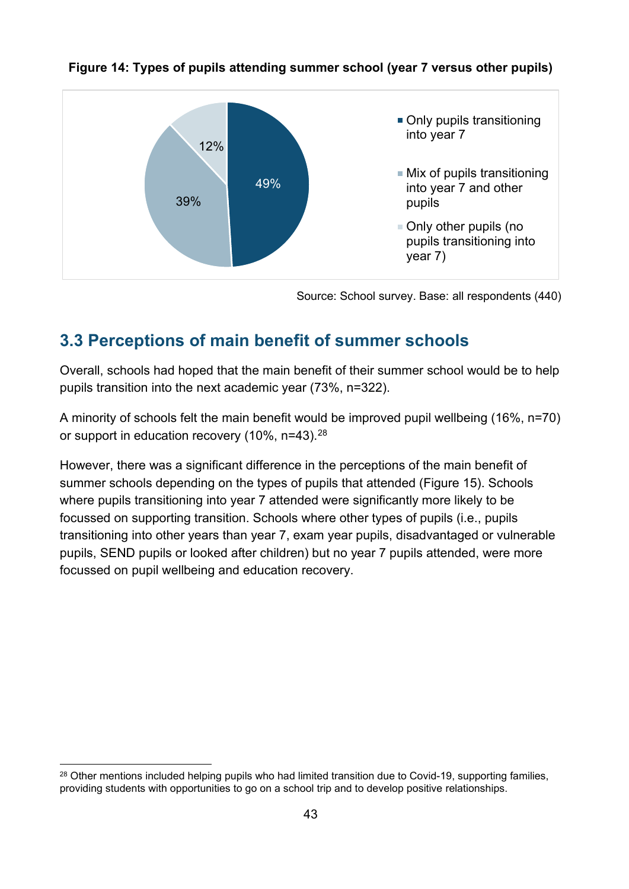**Figure 14: Types of pupils attending summer school (year 7 versus other pupils)**

| Type of pupils | % |
| --- | --- |
| Only pupils transitioning into year 7 | 49% |
| Mix of pupils transitioning into year 7 and other pupils | 39% |
| Only other pupils (no pupils transitioning into year 7) | 12% |

Source: School survey. Base: all respondents (440)

## 3.3 Perceptions of main benefit of summer schools

Overall, schools had hoped that the main benefit of their summer school would be to help pupils transition into the next academic year (73%, n=322).

A minority of schools felt the main benefit would be improved pupil wellbeing (16%, n=70) or support in education recovery (10%, n=43).[28]

However, there was a significant difference in the perceptions of the main benefit of summer schools depending on the types of pupils that attended (Figure 15). Schools where pupils transitioning into year 7 attended were significantly more likely to be focussed on supporting transition. Schools where other types of pupils (i.e., pupils transitioning into other years than year 7, exam year pupils, disadvantaged or vulnerable pupils, SEND pupils or looked after children) but no year 7 pupils attended, were more focussed on pupil wellbeing and education recovery.

[28] Other mentions included helping pupils who had limited transition due to Covid-19, supporting families, providing students with opportunities to go on a school trip and to develop positive relationships.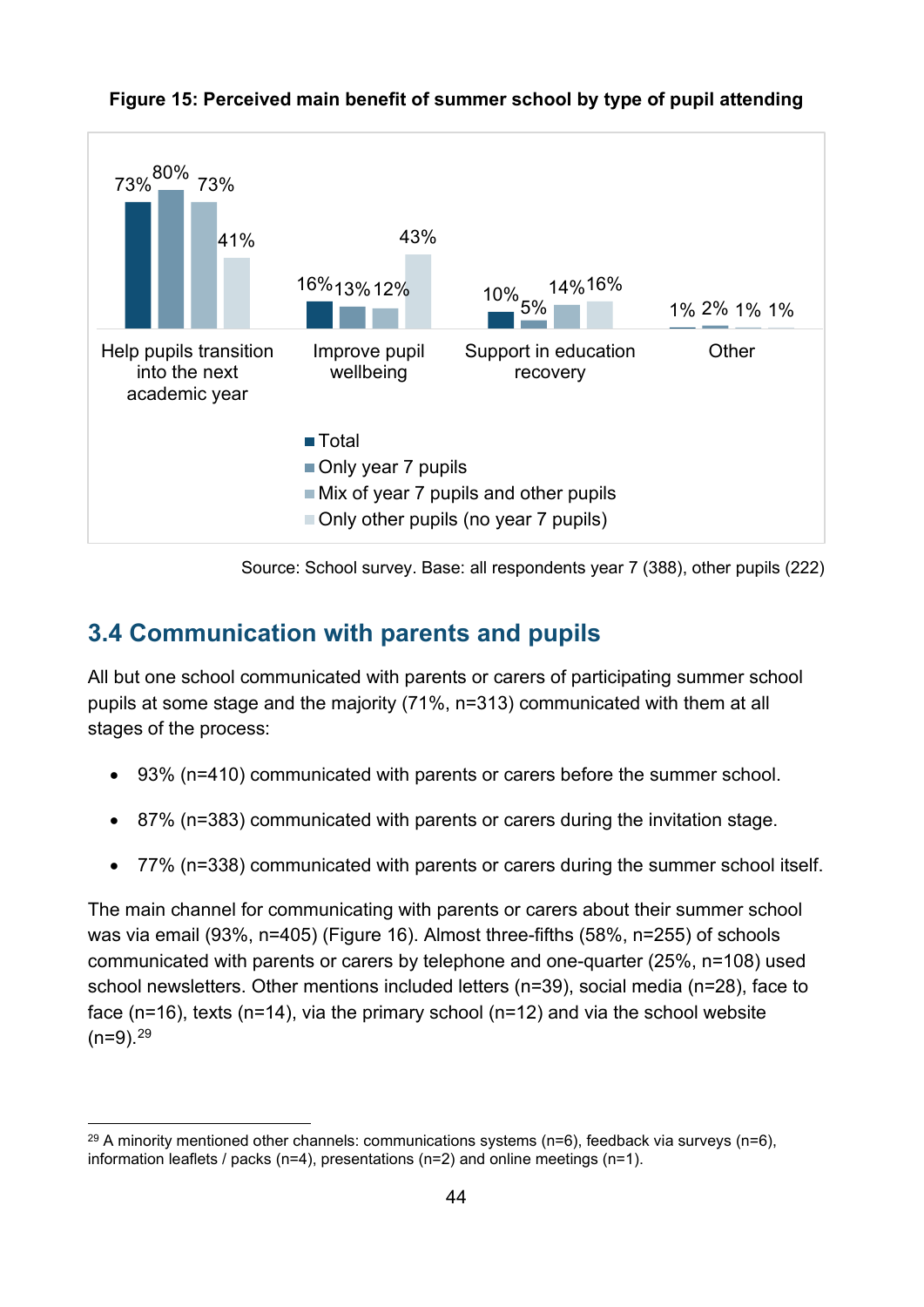**Figure 15: Perceived main benefit of summer school by type of pupil attending**

| | Total | Only year 7 pupils | Mix of year 7 pupils and other pupils | Only other pupils (no year 7 pupils) |
|---|---|---|---|---|
| Help pupils transition into the next academic year | 73% | 80% | 73% | 41% |
| Improve pupil wellbeing | 16% | 13% | 12% | 43% |
| Support in education recovery | 10% | 5% | 14% | 16% |
| Other | 1% | 2% | 1% | 1% |

Source: School survey. Base: all respondents year 7 (388), other pupils (222)

## 3.4 Communication with parents and pupils

All but one school communicated with parents or carers of participating summer school pupils at some stage and the majority (71%, n=313) communicated with them at all stages of the process:

- 93% (n=410) communicated with parents or carers before the summer school.
- 87% (n=383) communicated with parents or carers during the invitation stage.
- 77% (n=338) communicated with parents or carers during the summer school itself.

The main channel for communicating with parents or carers about their summer school was via email (93%, n=405) (Figure 16). Almost three-fifths (58%, n=255) of schools communicated with parents or carers by telephone and one-quarter (25%, n=108) used school newsletters. Other mentions included letters (n=39), social media (n=28), face to face (n=16), texts (n=14), via the primary school (n=12) and via the school website (n=9).[29]

---

[29] A minority mentioned other channels: communications systems (n=6), feedback via surveys (n=6), information leaflets / packs (n=4), presentations (n=2) and online meetings (n=1).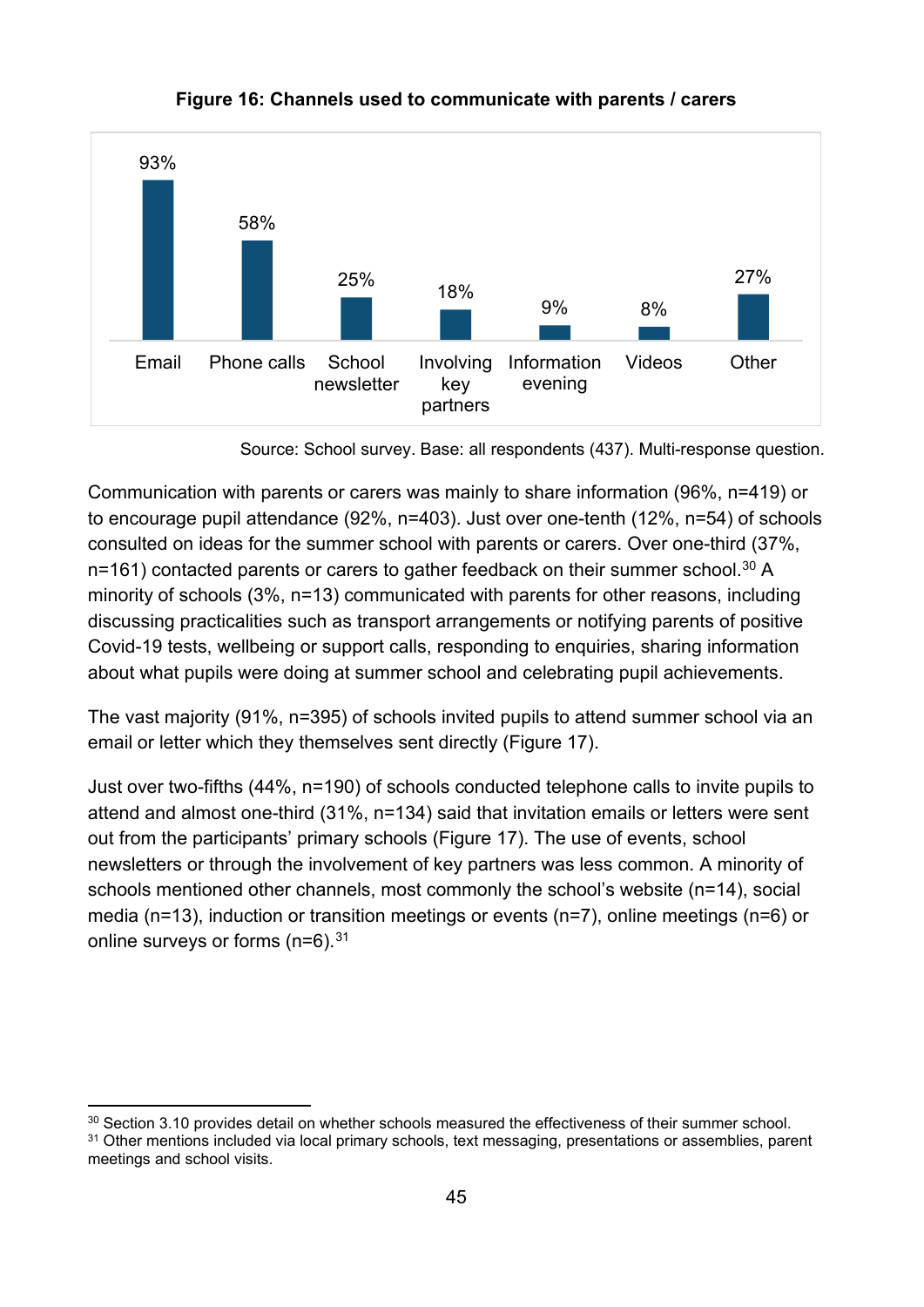**Figure 16: Channels used to communicate with parents / carers**

| Channel | Percentage |
|---|---|
| Email | 93% |
| Phone calls | 58% |
| School newsletter | 25% |
| Involving key partners | 18% |
| Information evening | 9% |
| Videos | 8% |
| Other | 27% |

Source: School survey. Base: all respondents (437). Multi-response question.

Communication with parents or carers was mainly to share information (96%, n=419) or to encourage pupil attendance (92%, n=403). Just over one-tenth (12%, n=54) of schools consulted on ideas for the summer school with parents or carers. Over one-third (37%, n=161) contacted parents or carers to gather feedback on their summer school.[30] A minority of schools (3%, n=13) communicated with parents for other reasons, including discussing practicalities such as transport arrangements or notifying parents of positive Covid-19 tests, wellbeing or support calls, responding to enquiries, sharing information about what pupils were doing at summer school and celebrating pupil achievements.

The vast majority (91%, n=395) of schools invited pupils to attend summer school via an email or letter which they themselves sent directly (Figure 17).

Just over two-fifths (44%, n=190) of schools conducted telephone calls to invite pupils to attend and almost one-third (31%, n=134) said that invitation emails or letters were sent out from the participants' primary schools (Figure 17). The use of events, school newsletters or through the involvement of key partners was less common. A minority of schools mentioned other channels, most commonly the school's website (n=14), social media (n=13), induction or transition meetings or events (n=7), online meetings (n=6) or online surveys or forms (n=6).[31]

---

[30] Section 3.10 provides detail on whether schools measured the effectiveness of their summer school.

[31] Other mentions included via local primary schools, text messaging, presentations or assemblies, parent meetings and school visits.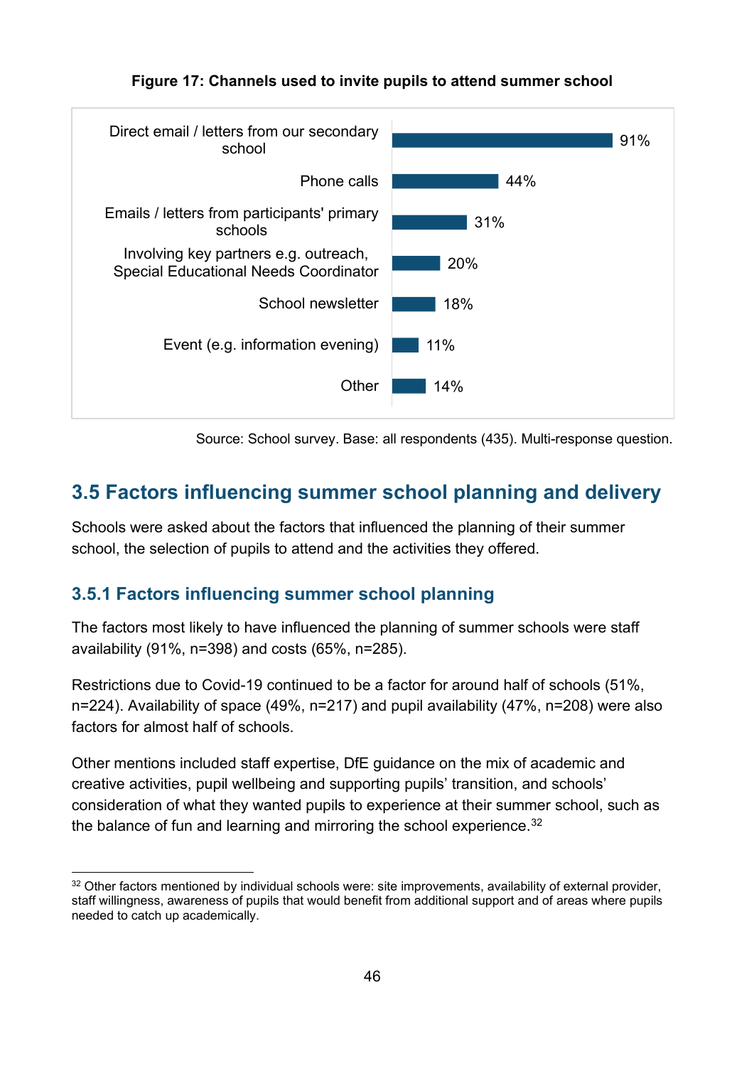**Figure 17: Channels used to invite pupils to attend summer school**

| Channel | % |
|---|---|
| Direct email / letters from our secondary school | 91% |
| Phone calls | 44% |
| Emails / letters from participants' primary schools | 31% |
| Involving key partners e.g. outreach, Special Educational Needs Coordinator | 20% |
| School newsletter | 18% |
| Event (e.g. information evening) | 11% |
| Other | 14% |

Source: School survey. Base: all respondents (435). Multi-response question.

## 3.5 Factors influencing summer school planning and delivery

Schools were asked about the factors that influenced the planning of their summer school, the selection of pupils to attend and the activities they offered.

### 3.5.1 Factors influencing summer school planning

The factors most likely to have influenced the planning of summer schools were staff availability (91%, n=398) and costs (65%, n=285).

Restrictions due to Covid-19 continued to be a factor for around half of schools (51%, n=224). Availability of space (49%, n=217) and pupil availability (47%, n=208) were also factors for almost half of schools.

Other mentions included staff expertise, DfE guidance on the mix of academic and creative activities, pupil wellbeing and supporting pupils' transition, and schools' consideration of what they wanted pupils to experience at their summer school, such as the balance of fun and learning and mirroring the school experience.[32]

[32] Other factors mentioned by individual schools were: site improvements, availability of external provider, staff willingness, awareness of pupils that would benefit from additional support and of areas where pupils needed to catch up academically.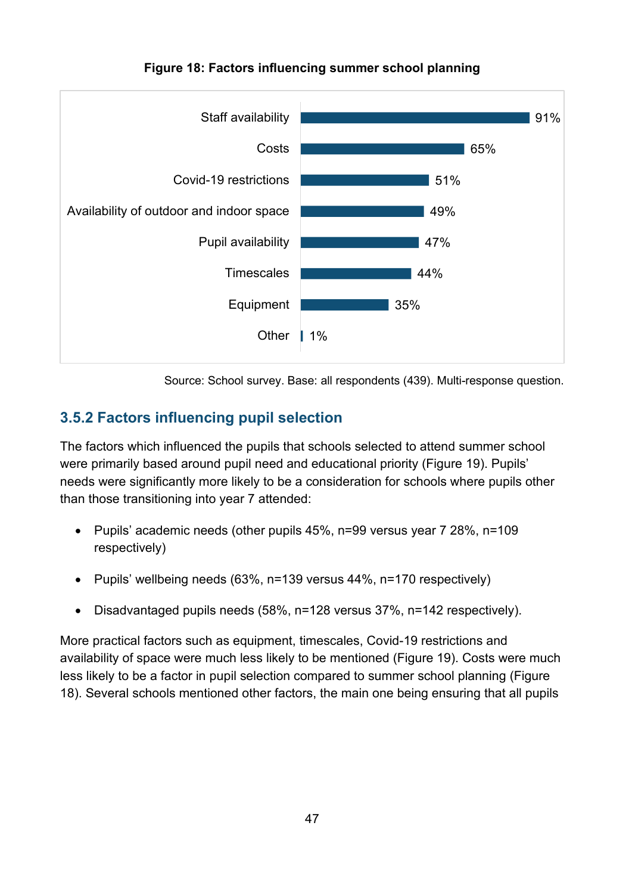**Figure 18: Factors influencing summer school planning**

| Factor | % |
|---|---|
| Staff availability | 91% |
| Costs | 65% |
| Covid-19 restrictions | 51% |
| Availability of outdoor and indoor space | 49% |
| Pupil availability | 47% |
| Timescales | 44% |
| Equipment | 35% |
| Other | 1% |

Source: School survey. Base: all respondents (439). Multi-response question.

### 3.5.2 Factors influencing pupil selection

The factors which influenced the pupils that schools selected to attend summer school were primarily based around pupil need and educational priority (Figure 19). Pupils' needs were significantly more likely to be a consideration for schools where pupils other than those transitioning into year 7 attended:

- Pupils' academic needs (other pupils 45%, n=99 versus year 7 28%, n=109 respectively)
- Pupils' wellbeing needs (63%, n=139 versus 44%, n=170 respectively)
- Disadvantaged pupils needs (58%, n=128 versus 37%, n=142 respectively).

More practical factors such as equipment, timescales, Covid-19 restrictions and availability of space were much less likely to be mentioned (Figure 19). Costs were much less likely to be a factor in pupil selection compared to summer school planning (Figure 18). Several schools mentioned other factors, the main one being ensuring that all pupils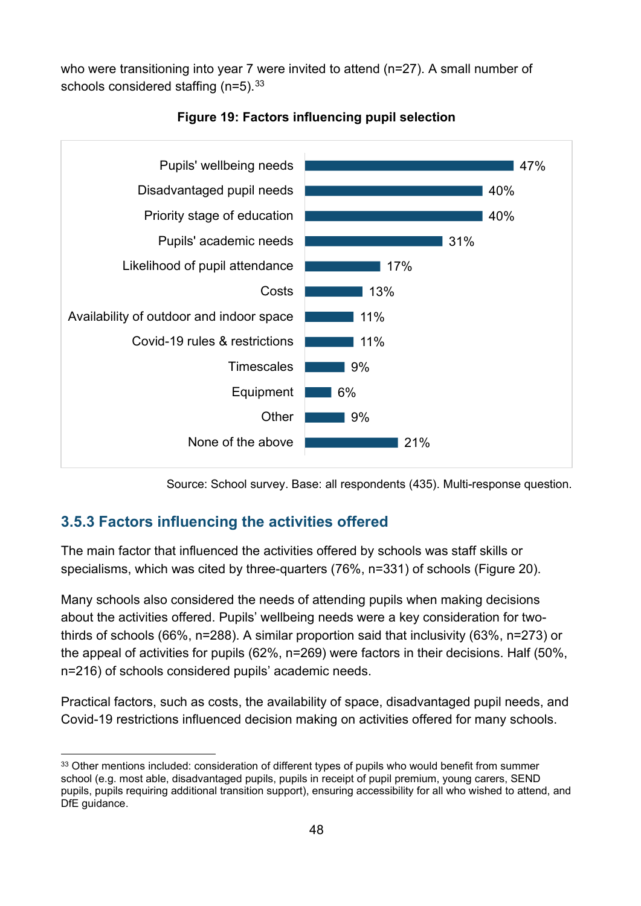who were transitioning into year 7 were invited to attend (n=27). A small number of schools considered staffing (n=5).[33]

**Figure 19: Factors influencing pupil selection**

| Factor | % |
|---|---|
| Pupils' wellbeing needs | 47% |
| Disadvantaged pupil needs | 40% |
| Priority stage of education | 40% |
| Pupils' academic needs | 31% |
| Likelihood of pupil attendance | 17% |
| Costs | 13% |
| Availability of outdoor and indoor space | 11% |
| Covid-19 rules & restrictions | 11% |
| Timescales | 9% |
| Equipment | 6% |
| Other | 9% |
| None of the above | 21% |

Source: School survey. Base: all respondents (435). Multi-response question.

### 3.5.3 Factors influencing the activities offered

The main factor that influenced the activities offered by schools was staff skills or specialisms, which was cited by three-quarters (76%, n=331) of schools (Figure 20).

Many schools also considered the needs of attending pupils when making decisions about the activities offered. Pupils' wellbeing needs were a key consideration for two-thirds of schools (66%, n=288). A similar proportion said that inclusivity (63%, n=273) or the appeal of activities for pupils (62%, n=269) were factors in their decisions. Half (50%, n=216) of schools considered pupils' academic needs.

Practical factors, such as costs, the availability of space, disadvantaged pupil needs, and Covid-19 restrictions influenced decision making on activities offered for many schools.

---

[33] Other mentions included: consideration of different types of pupils who would benefit from summer school (e.g. most able, disadvantaged pupils, pupils in receipt of pupil premium, young carers, SEND pupils, pupils requiring additional transition support), ensuring accessibility for all who wished to attend, and DfE guidance.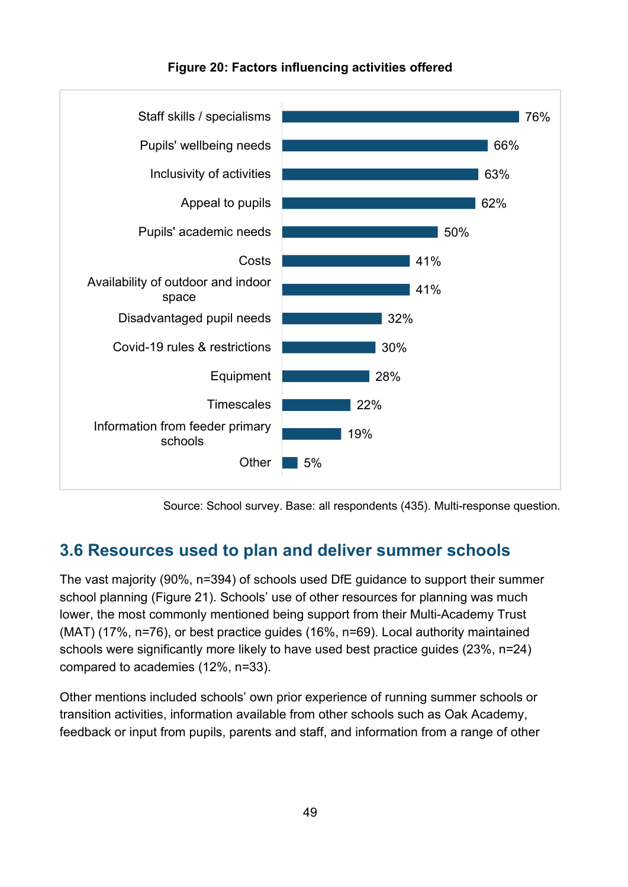**Figure 20: Factors influencing activities offered**

| Factor | % |
|---|---|
| Staff skills / specialisms | 76% |
| Pupils' wellbeing needs | 66% |
| Inclusivity of activities | 63% |
| Appeal to pupils | 62% |
| Pupils' academic needs | 50% |
| Costs | 41% |
| Availability of outdoor and indoor space | 41% |
| Disadvantaged pupil needs | 32% |
| Covid-19 rules & restrictions | 30% |
| Equipment | 28% |
| Timescales | 22% |
| Information from feeder primary schools | 19% |
| Other | 5% |

Source: School survey. Base: all respondents (435). Multi-response question.

## 3.6 Resources used to plan and deliver summer schools

The vast majority (90%, n=394) of schools used DfE guidance to support their summer school planning (Figure 21). Schools' use of other resources for planning was much lower, the most commonly mentioned being support from their Multi-Academy Trust (MAT) (17%, n=76), or best practice guides (16%, n=69). Local authority maintained schools were significantly more likely to have used best practice guides (23%, n=24) compared to academies (12%, n=33).

Other mentions included schools' own prior experience of running summer schools or transition activities, information available from other schools such as Oak Academy, feedback or input from pupils, parents and staff, and information from a range of other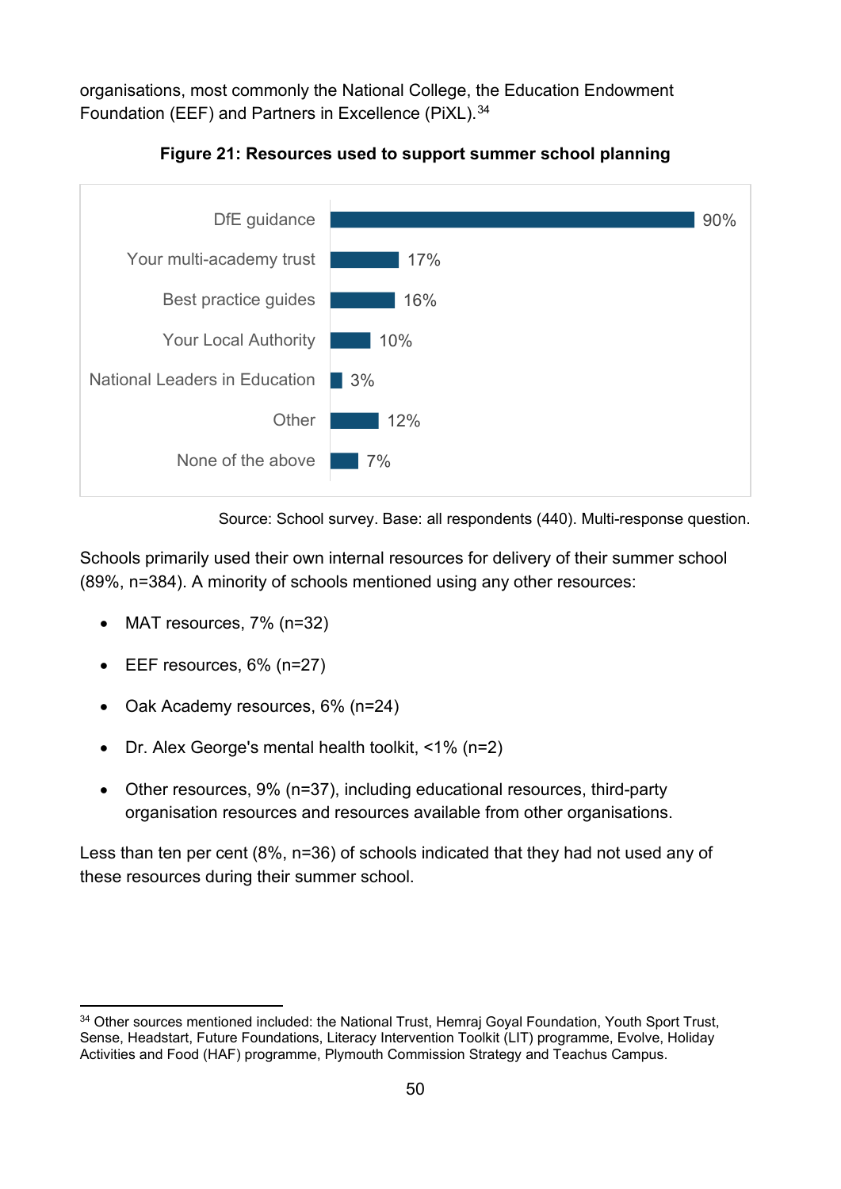organisations, most commonly the National College, the Education Endowment Foundation (EEF) and Partners in Excellence (PiXL).[34]

**Figure 21: Resources used to support summer school planning**

| Resource | % |
| --- | --- |
| DfE guidance | 90% |
| Your multi-academy trust | 17% |
| Best practice guides | 16% |
| Your Local Authority | 10% |
| National Leaders in Education | 3% |
| Other | 12% |
| None of the above | 7% |

Source: School survey. Base: all respondents (440). Multi-response question.

Schools primarily used their own internal resources for delivery of their summer school (89%, n=384). A minority of schools mentioned using any other resources:

- MAT resources, 7% (n=32)
- EEF resources, 6% (n=27)
- Oak Academy resources, 6% (n=24)
- Dr. Alex George's mental health toolkit, <1% (n=2)
- Other resources, 9% (n=37), including educational resources, third-party organisation resources and resources available from other organisations.

Less than ten per cent (8%, n=36) of schools indicated that they had not used any of these resources during their summer school.

[34] Other sources mentioned included: the National Trust, Hemraj Goyal Foundation, Youth Sport Trust, Sense, Headstart, Future Foundations, Literacy Intervention Toolkit (LIT) programme, Evolve, Holiday Activities and Food (HAF) programme, Plymouth Commission Strategy and Teachus Campus.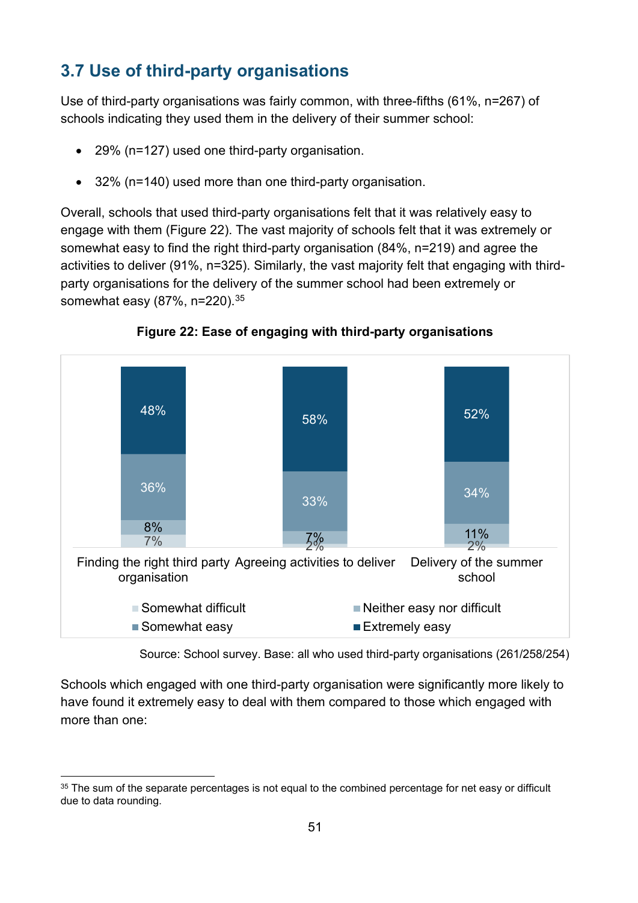## 3.7 Use of third-party organisations

Use of third-party organisations was fairly common, with three-fifths (61%, n=267) of schools indicating they used them in the delivery of their summer school:

- 29% (n=127) used one third-party organisation.
- 32% (n=140) used more than one third-party organisation.

Overall, schools that used third-party organisations felt that it was relatively easy to engage with them (Figure 22). The vast majority of schools felt that it was extremely or somewhat easy to find the right third-party organisation (84%, n=219) and agree the activities to deliver (91%, n=325). Similarly, the vast majority felt that engaging with third-party organisations for the delivery of the summer school had been extremely or somewhat easy (87%, n=220).[35]

**Figure 22: Ease of engaging with third-party organisations**

| | Somewhat difficult | Neither easy nor difficult | Somewhat easy | Extremely easy |
|---|---|---|---|---|
| Finding the right third party organisation | 7% | 8% | 36% | 48% |
| Agreeing activities to deliver | 2% | 7% | 33% | 58% |
| Delivery of the summer school | 2% | 11% | 34% | 52% |

Source: School survey. Base: all who used third-party organisations (261/258/254)

Schools which engaged with one third-party organisation were significantly more likely to have found it extremely easy to deal with them compared to those which engaged with more than one:

[35] The sum of the separate percentages is not equal to the combined percentage for net easy or difficult due to data rounding.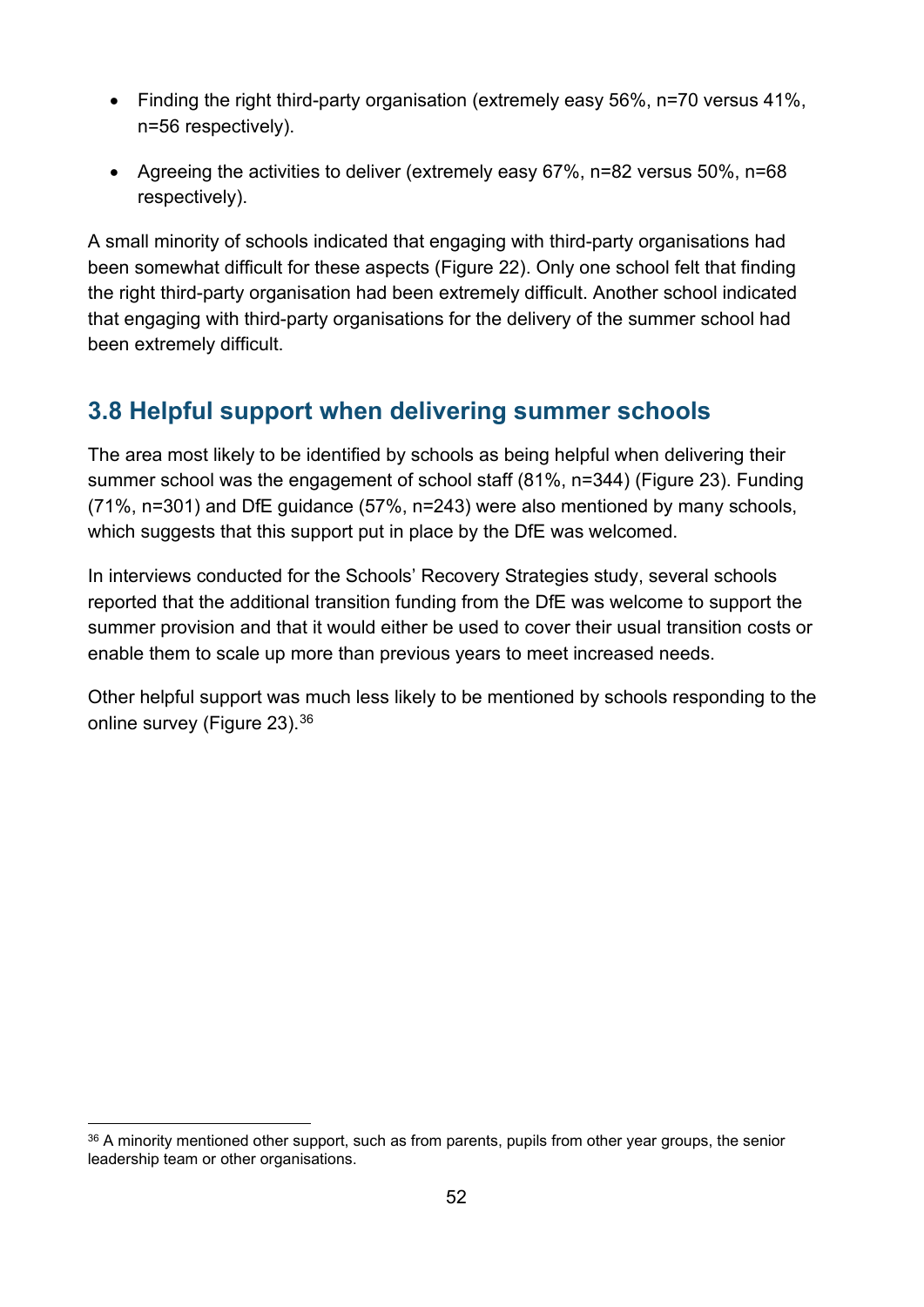- Finding the right third-party organisation (extremely easy 56%, n=70 versus 41%, n=56 respectively).
- Agreeing the activities to deliver (extremely easy 67%, n=82 versus 50%, n=68 respectively).

A small minority of schools indicated that engaging with third-party organisations had been somewhat difficult for these aspects (Figure 22). Only one school felt that finding the right third-party organisation had been extremely difficult. Another school indicated that engaging with third-party organisations for the delivery of the summer school had been extremely difficult.

## 3.8 Helpful support when delivering summer schools

The area most likely to be identified by schools as being helpful when delivering their summer school was the engagement of school staff (81%, n=344) (Figure 23). Funding (71%, n=301) and DfE guidance (57%, n=243) were also mentioned by many schools, which suggests that this support put in place by the DfE was welcomed.

In interviews conducted for the Schools' Recovery Strategies study, several schools reported that the additional transition funding from the DfE was welcome to support the summer provision and that it would either be used to cover their usual transition costs or enable them to scale up more than previous years to meet increased needs.

Other helpful support was much less likely to be mentioned by schools responding to the online survey (Figure 23).[36]

[36] A minority mentioned other support, such as from parents, pupils from other year groups, the senior leadership team or other organisations.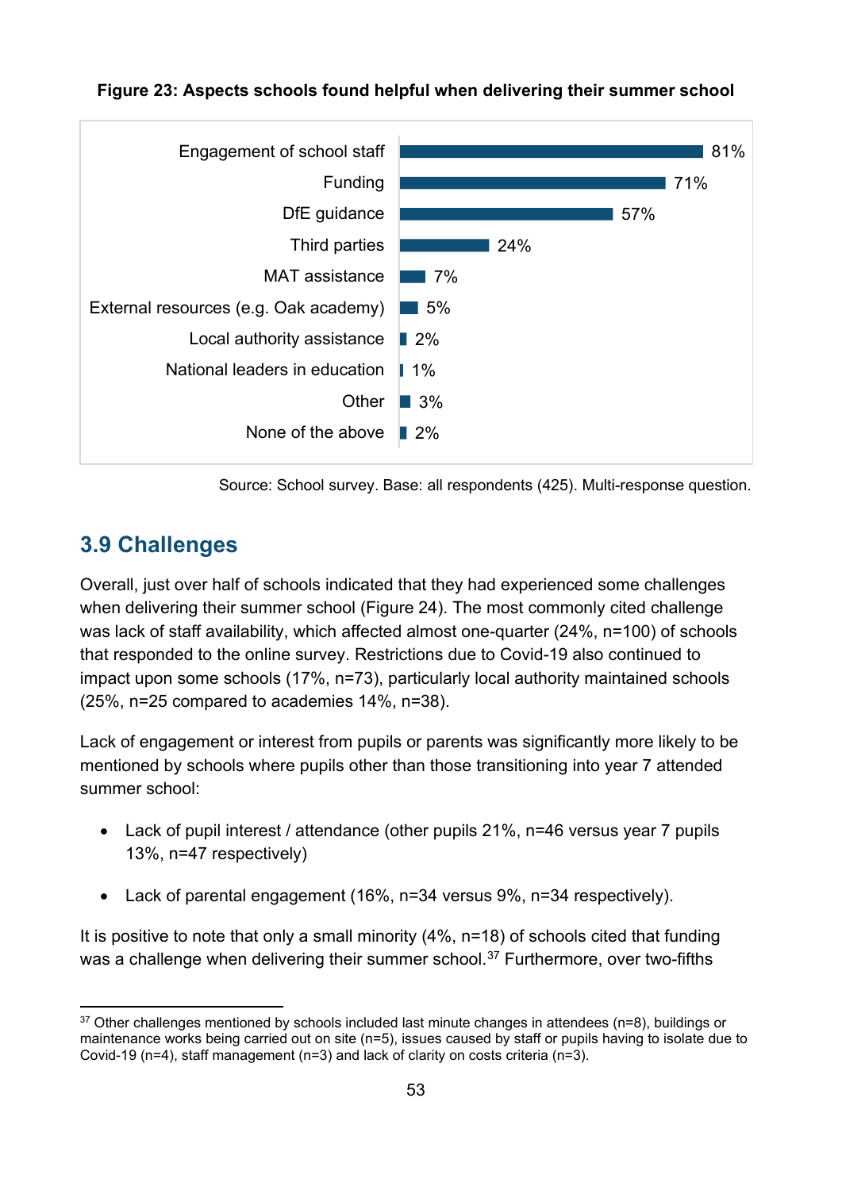**Figure 23: Aspects schools found helpful when delivering their summer school**

| Aspect | % |
|---|---|
| Engagement of school staff | 81% |
| Funding | 71% |
| DfE guidance | 57% |
| Third parties | 24% |
| MAT assistance | 7% |
| External resources (e.g. Oak academy) | 5% |
| Local authority assistance | 2% |
| National leaders in education | 1% |
| Other | 3% |
| None of the above | 2% |

Source: School survey. Base: all respondents (425). Multi-response question.

## 3.9 Challenges

Overall, just over half of schools indicated that they had experienced some challenges when delivering their summer school (Figure 24). The most commonly cited challenge was lack of staff availability, which affected almost one-quarter (24%, n=100) of schools that responded to the online survey. Restrictions due to Covid-19 also continued to impact upon some schools (17%, n=73), particularly local authority maintained schools (25%, n=25 compared to academies 14%, n=38).

Lack of engagement or interest from pupils or parents was significantly more likely to be mentioned by schools where pupils other than those transitioning into year 7 attended summer school:

- Lack of pupil interest / attendance (other pupils 21%, n=46 versus year 7 pupils 13%, n=47 respectively)
- Lack of parental engagement (16%, n=34 versus 9%, n=34 respectively).

It is positive to note that only a small minority (4%, n=18) of schools cited that funding was a challenge when delivering their summer school.[37] Furthermore, over two-fifths

[37] Other challenges mentioned by schools included last minute changes in attendees (n=8), buildings or maintenance works being carried out on site (n=5), issues caused by staff or pupils having to isolate due to Covid-19 (n=4), staff management (n=3) and lack of clarity on costs criteria (n=3).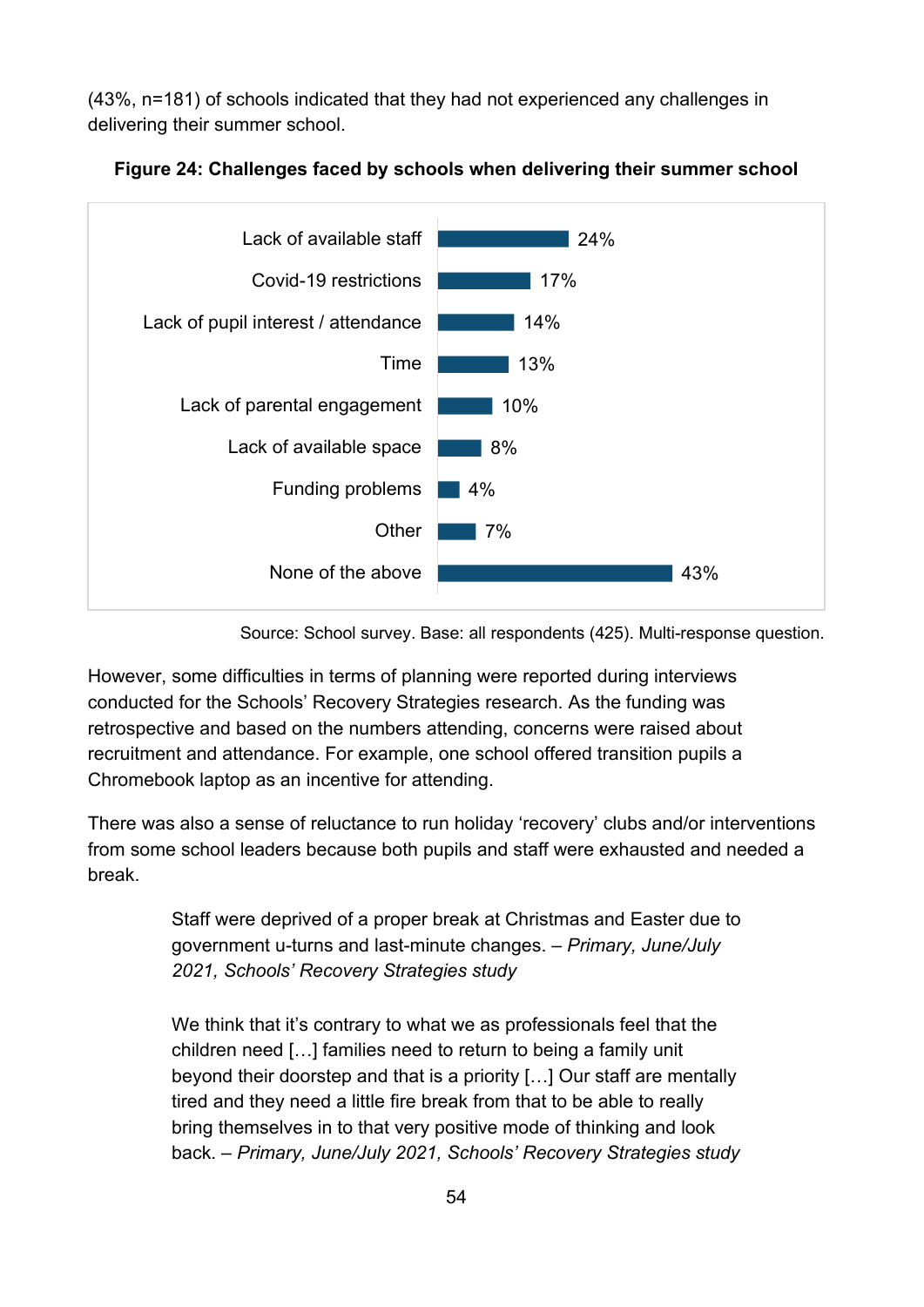(43%, n=181) of schools indicated that they had not experienced any challenges in delivering their summer school.

**Figure 24: Challenges faced by schools when delivering their summer school**

| Challenge | % |
|---|---|
| Lack of available staff | 24% |
| Covid-19 restrictions | 17% |
| Lack of pupil interest / attendance | 14% |
| Time | 13% |
| Lack of parental engagement | 10% |
| Lack of available space | 8% |
| Funding problems | 4% |
| Other | 7% |
| None of the above | 43% |

Source: School survey. Base: all respondents (425). Multi-response question.

However, some difficulties in terms of planning were reported during interviews conducted for the Schools' Recovery Strategies research. As the funding was retrospective and based on the numbers attending, concerns were raised about recruitment and attendance. For example, one school offered transition pupils a Chromebook laptop as an incentive for attending.

There was also a sense of reluctance to run holiday 'recovery' clubs and/or interventions from some school leaders because both pupils and staff were exhausted and needed a break.

> Staff were deprived of a proper break at Christmas and Easter due to government u-turns and last-minute changes. – *Primary, June/July 2021, Schools' Recovery Strategies study*

> We think that it's contrary to what we as professionals feel that the children need […] families need to return to being a family unit beyond their doorstep and that is a priority […] Our staff are mentally tired and they need a little fire break from that to be able to really bring themselves in to that very positive mode of thinking and look back. – *Primary, June/July 2021, Schools' Recovery Strategies study*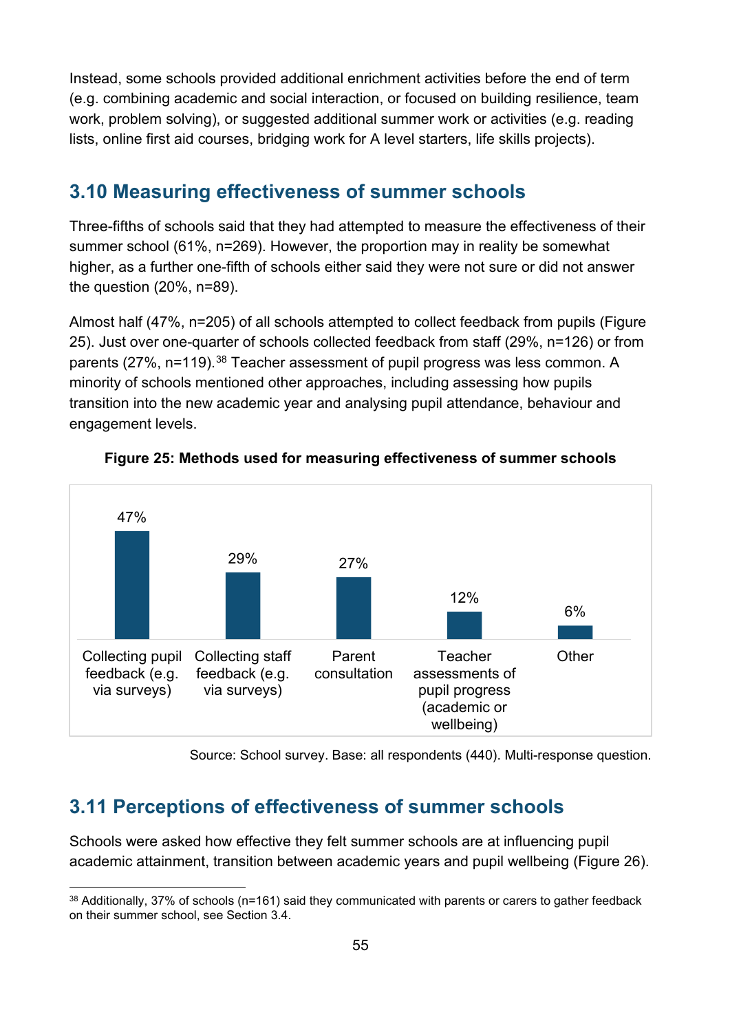Instead, some schools provided additional enrichment activities before the end of term (e.g. combining academic and social interaction, or focused on building resilience, team work, problem solving), or suggested additional summer work or activities (e.g. reading lists, online first aid courses, bridging work for A level starters, life skills projects).

## 3.10 Measuring effectiveness of summer schools

Three-fifths of schools said that they had attempted to measure the effectiveness of their summer school (61%, n=269). However, the proportion may in reality be somewhat higher, as a further one-fifth of schools either said they were not sure or did not answer the question (20%, n=89).

Almost half (47%, n=205) of all schools attempted to collect feedback from pupils (Figure 25). Just over one-quarter of schools collected feedback from staff (29%, n=126) or from parents (27%, n=119).[38] Teacher assessment of pupil progress was less common. A minority of schools mentioned other approaches, including assessing how pupils transition into the new academic year and analysing pupil attendance, behaviour and engagement levels.

**Figure 25: Methods used for measuring effectiveness of summer schools**

| Method | Percentage |
|---|---|
| Collecting pupil feedback (e.g. via surveys) | 47% |
| Collecting staff feedback (e.g. via surveys) | 29% |
| Parent consultation | 27% |
| Teacher assessments of pupil progress (academic or wellbeing) | 12% |
| Other | 6% |

Source: School survey. Base: all respondents (440). Multi-response question.

## 3.11 Perceptions of effectiveness of summer schools

Schools were asked how effective they felt summer schools are at influencing pupil academic attainment, transition between academic years and pupil wellbeing (Figure 26).

[38] Additionally, 37% of schools (n=161) said they communicated with parents or carers to gather feedback on their summer school, see Section 3.4.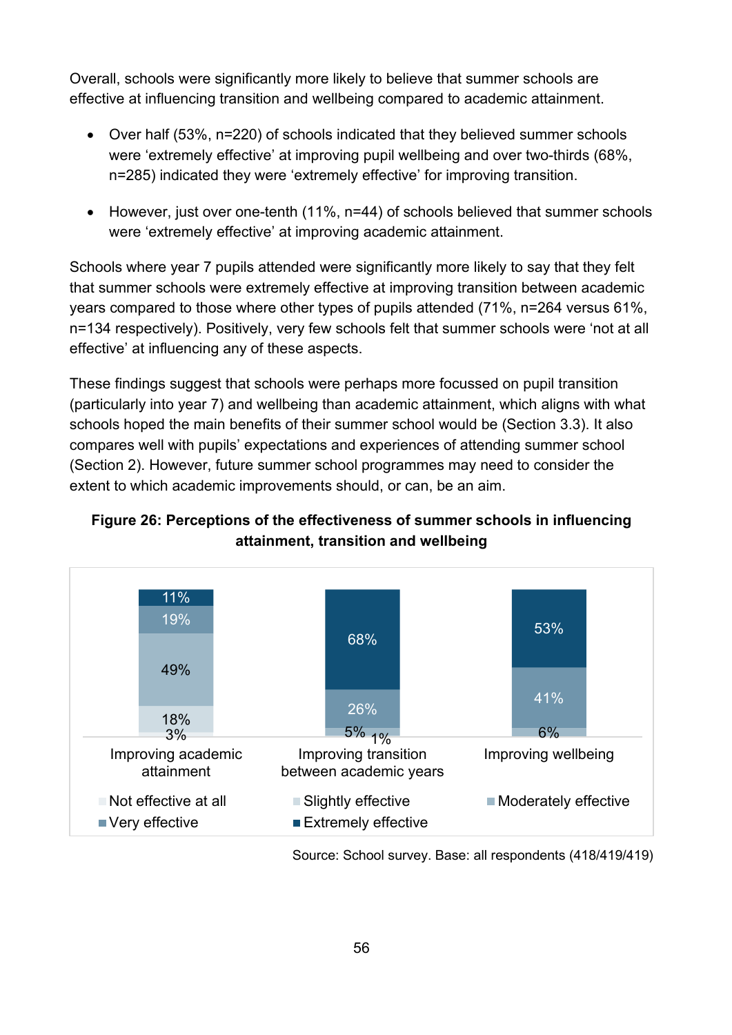Overall, schools were significantly more likely to believe that summer schools are effective at influencing transition and wellbeing compared to academic attainment.

- Over half (53%, n=220) of schools indicated that they believed summer schools were 'extremely effective' at improving pupil wellbeing and over two-thirds (68%, n=285) indicated they were 'extremely effective' for improving transition.
- However, just over one-tenth (11%, n=44) of schools believed that summer schools were 'extremely effective' at improving academic attainment.

Schools where year 7 pupils attended were significantly more likely to say that they felt that summer schools were extremely effective at improving transition between academic years compared to those where other types of pupils attended (71%, n=264 versus 61%, n=134 respectively). Positively, very few schools felt that summer schools were 'not at all effective' at influencing any of these aspects.

These findings suggest that schools were perhaps more focussed on pupil transition (particularly into year 7) and wellbeing than academic attainment, which aligns with what schools hoped the main benefits of their summer school would be (Section 3.3). It also compares well with pupils' expectations and experiences of attending summer school (Section 2). However, future summer school programmes may need to consider the extent to which academic improvements should, or can, be an aim.

**Figure 26: Perceptions of the effectiveness of summer schools in influencing attainment, transition and wellbeing**

| | Improving academic attainment | Improving transition between academic years | Improving wellbeing |
|---|---|---|---|
| Not effective at all | 3% | 1% | |
| Slightly effective | 18% | 5% | 6% |
| Moderately effective | 49% | | |
| Very effective | 19% | 26% | 41% |
| Extremely effective | 11% | 68% | 53% |

Source: School survey. Base: all respondents (418/419/419)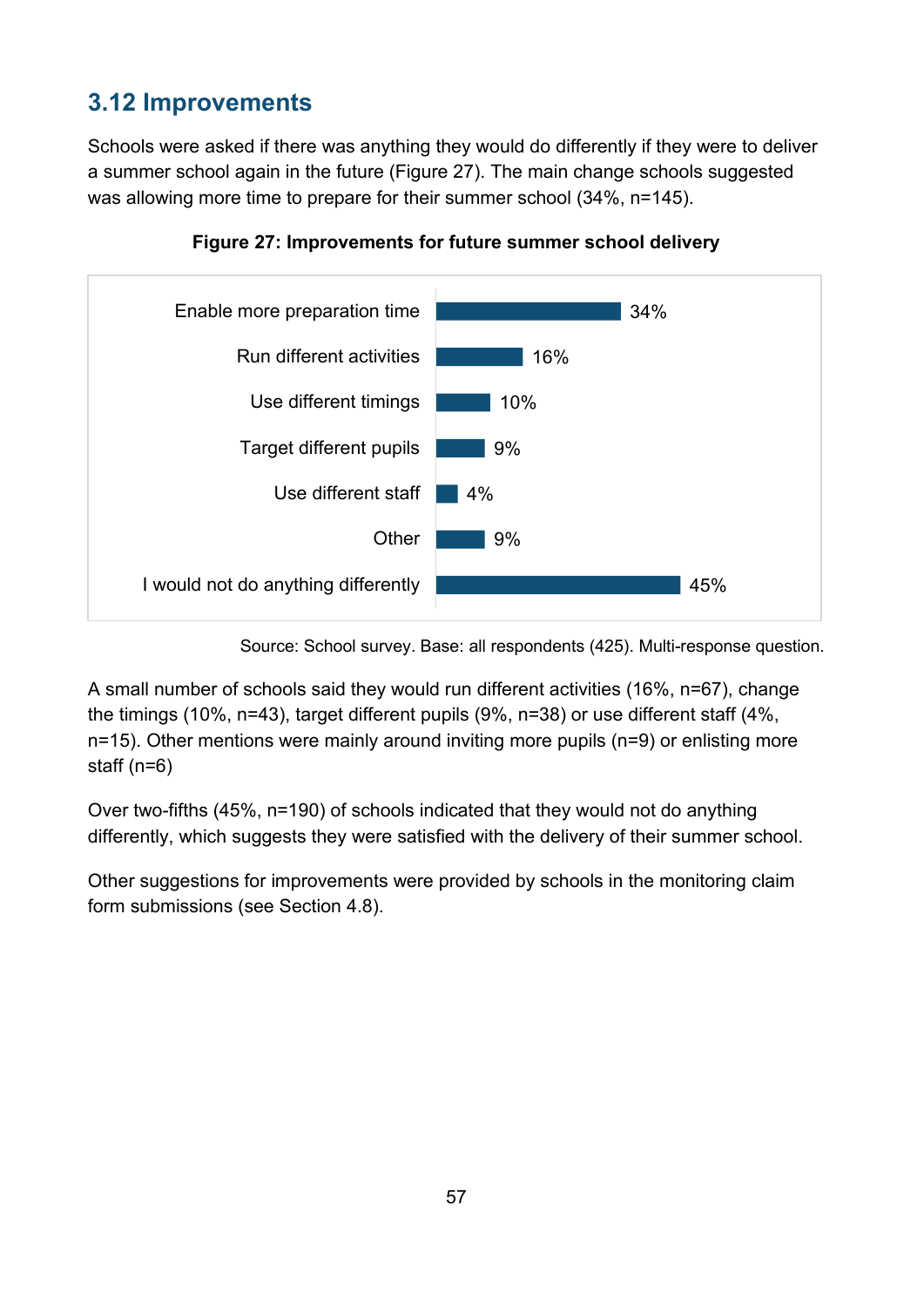## 3.12 Improvements

Schools were asked if there was anything they would do differently if they were to deliver a summer school again in the future (Figure 27). The main change schools suggested was allowing more time to prepare for their summer school (34%, n=145).

**Figure 27: Improvements for future summer school delivery**

| Improvement | % |
|---|---|
| Enable more preparation time | 34% |
| Run different activities | 16% |
| Use different timings | 10% |
| Target different pupils | 9% |
| Use different staff | 4% |
| Other | 9% |
| I would not do anything differently | 45% |

Source: School survey. Base: all respondents (425). Multi-response question.

A small number of schools said they would run different activities (16%, n=67), change the timings (10%, n=43), target different pupils (9%, n=38) or use different staff (4%, n=15). Other mentions were mainly around inviting more pupils (n=9) or enlisting more staff (n=6)

Over two-fifths (45%, n=190) of schools indicated that they would not do anything differently, which suggests they were satisfied with the delivery of their summer school.

Other suggestions for improvements were provided by schools in the monitoring claim form submissions (see Section 4.8).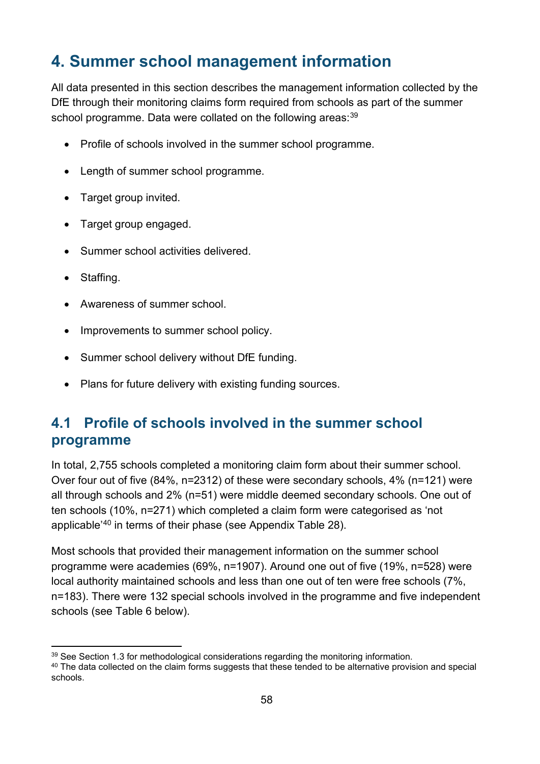# 4. Summer school management information

All data presented in this section describes the management information collected by the DfE through their monitoring claims form required from schools as part of the summer school programme. Data were collated on the following areas:[39]

- Profile of schools involved in the summer school programme.
- Length of summer school programme.
- Target group invited.
- Target group engaged.
- Summer school activities delivered.
- Staffing.
- Awareness of summer school.
- Improvements to summer school policy.
- Summer school delivery without DfE funding.
- Plans for future delivery with existing funding sources.

## 4.1 Profile of schools involved in the summer school programme

In total, 2,755 schools completed a monitoring claim form about their summer school. Over four out of five (84%, n=2312) of these were secondary schools, 4% (n=121) were all through schools and 2% (n=51) were middle deemed secondary schools. One out of ten schools (10%, n=271) which completed a claim form were categorised as 'not applicable'[40] in terms of their phase (see Appendix Table 28).

Most schools that provided their management information on the summer school programme were academies (69%, n=1907). Around one out of five (19%, n=528) were local authority maintained schools and less than one out of ten were free schools (7%, n=183). There were 132 special schools involved in the programme and five independent schools (see Table 6 below).

[39] See Section 1.3 for methodological considerations regarding the monitoring information.

[40] The data collected on the claim forms suggests that these tended to be alternative provision and special schools.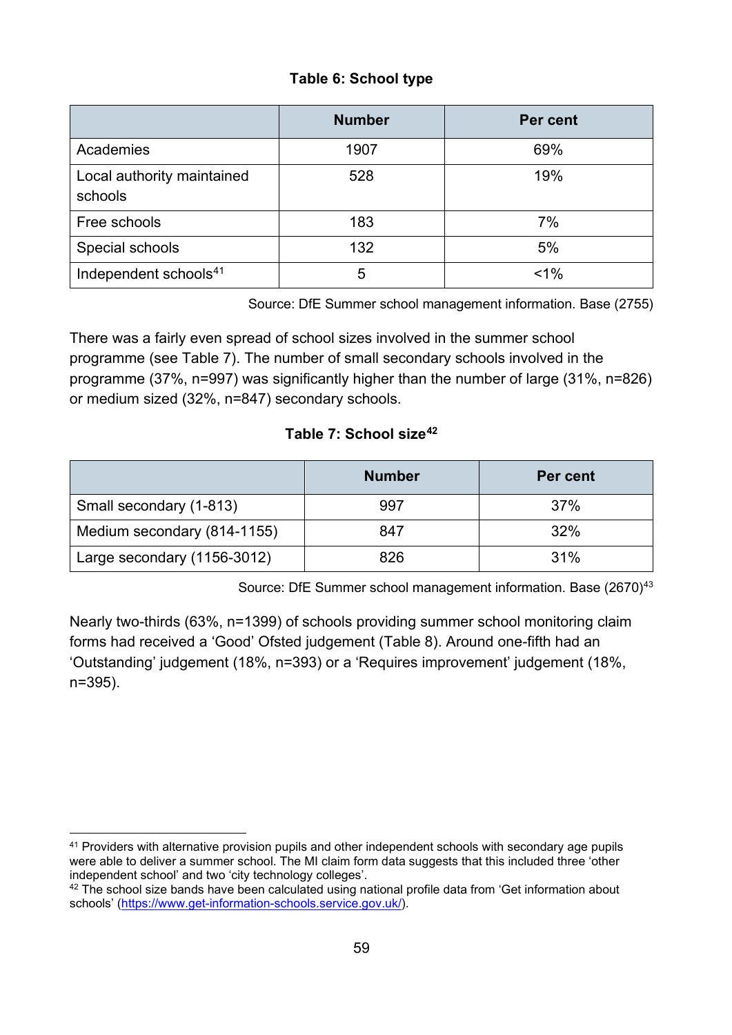**Table 6: School type**

| | Number | Per cent |
|---|---|---|
| Academies | 1907 | 69% |
| Local authority maintained schools | 528 | 19% |
| Free schools | 183 | 7% |
| Special schools | 132 | 5% |
| Independent schools[41] | 5 | <1% |

Source: DfE Summer school management information. Base (2755)

There was a fairly even spread of school sizes involved in the summer school programme (see Table 7). The number of small secondary schools involved in the programme (37%, n=997) was significantly higher than the number of large (31%, n=826) or medium sized (32%, n=847) secondary schools.

**Table 7: School size[42]**

| | Number | Per cent |
|---|---|---|
| Small secondary (1-813) | 997 | 37% |
| Medium secondary (814-1155) | 847 | 32% |
| Large secondary (1156-3012) | 826 | 31% |

Source: DfE Summer school management information. Base (2670)[43]

Nearly two-thirds (63%, n=1399) of schools providing summer school monitoring claim forms had received a 'Good' Ofsted judgement (Table 8). Around one-fifth had an 'Outstanding' judgement (18%, n=393) or a 'Requires improvement' judgement (18%, n=395).

[41] Providers with alternative provision pupils and other independent schools with secondary age pupils were able to deliver a summer school. The MI claim form data suggests that this included three 'other independent school' and two 'city technology colleges'.

[42] The school size bands have been calculated using national profile data from 'Get information about schools' (https://www.get-information-schools.service.gov.uk/).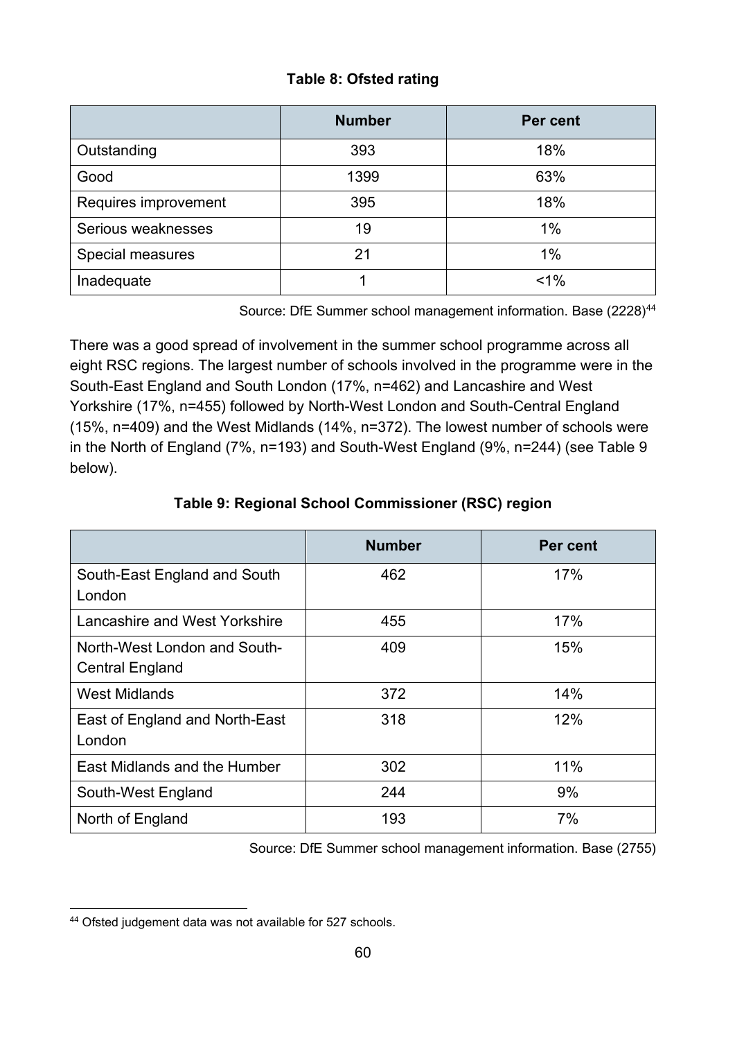**Table 8: Ofsted rating**

| | Number | Per cent |
|---|---|---|
| Outstanding | 393 | 18% |
| Good | 1399 | 63% |
| Requires improvement | 395 | 18% |
| Serious weaknesses | 19 | 1% |
| Special measures | 21 | 1% |
| Inadequate | 1 | <1% |

Source: DfE Summer school management information. Base (2228)[44]

There was a good spread of involvement in the summer school programme across all eight RSC regions. The largest number of schools involved in the programme were in the South-East England and South London (17%, n=462) and Lancashire and West Yorkshire (17%, n=455) followed by North-West London and South-Central England (15%, n=409) and the West Midlands (14%, n=372). The lowest number of schools were in the North of England (7%, n=193) and South-West England (9%, n=244) (see Table 9 below).

**Table 9: Regional School Commissioner (RSC) region**

| | Number | Per cent |
|---|---|---|
| South-East England and South London | 462 | 17% |
| Lancashire and West Yorkshire | 455 | 17% |
| North-West London and South-Central England | 409 | 15% |
| West Midlands | 372 | 14% |
| East of England and North-East London | 318 | 12% |
| East Midlands and the Humber | 302 | 11% |
| South-West England | 244 | 9% |
| North of England | 193 | 7% |

Source: DfE Summer school management information. Base (2755)

[44] Ofsted judgement data was not available for 527 schools.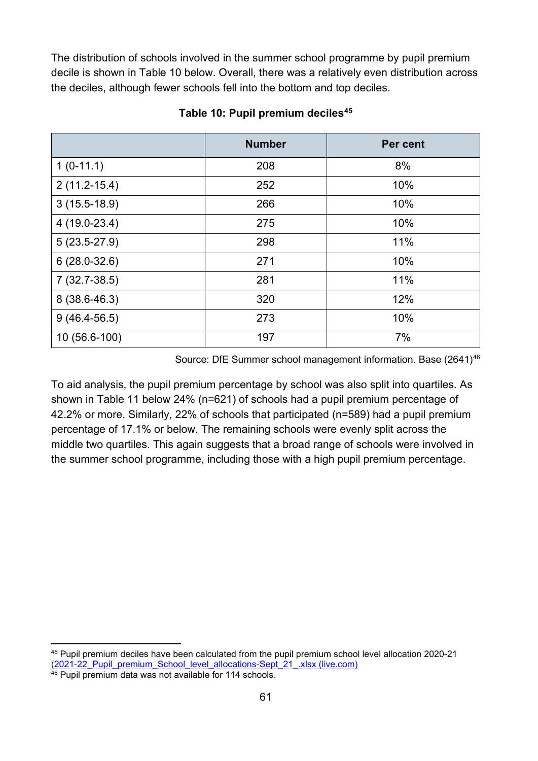The distribution of schools involved in the summer school programme by pupil premium decile is shown in Table 10 below. Overall, there was a relatively even distribution across the deciles, although fewer schools fell into the bottom and top deciles.

**Table 10: Pupil premium deciles[45]**

| | Number | Per cent |
|---|---|---|
| 1 (0-11.1) | 208 | 8% |
| 2 (11.2-15.4) | 252 | 10% |
| 3 (15.5-18.9) | 266 | 10% |
| 4 (19.0-23.4) | 275 | 10% |
| 5 (23.5-27.9) | 298 | 11% |
| 6 (28.0-32.6) | 271 | 10% |
| 7 (32.7-38.5) | 281 | 11% |
| 8 (38.6-46.3) | 320 | 12% |
| 9 (46.4-56.5) | 273 | 10% |
| 10 (56.6-100) | 197 | 7% |

Source: DfE Summer school management information. Base (2641)[46]

To aid analysis, the pupil premium percentage by school was also split into quartiles. As shown in Table 11 below 24% (n=621) of schools had a pupil premium percentage of 42.2% or more. Similarly, 22% of schools that participated (n=589) had a pupil premium percentage of 17.1% or below. The remaining schools were evenly split across the middle two quartiles. This again suggests that a broad range of schools were involved in the summer school programme, including those with a high pupil premium percentage.

[45] Pupil premium deciles have been calculated from the pupil premium school level allocation 2020-21 (2021-22_Pupil_premium_School_level_allocations-Sept_21_.xlsx (live.com))

[46] Pupil premium data was not available for 114 schools.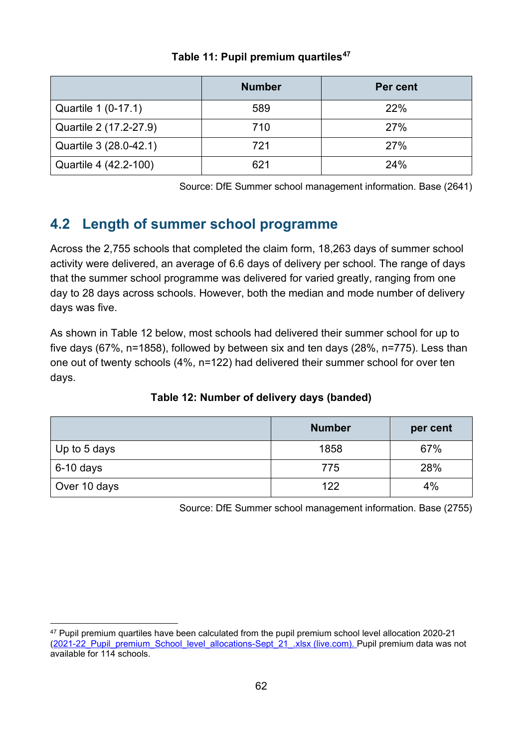**Table 11: Pupil premium quartiles**[47]

| | Number | Per cent |
|---|---|---|
| Quartile 1 (0-17.1) | 589 | 22% |
| Quartile 2 (17.2-27.9) | 710 | 27% |
| Quartile 3 (28.0-42.1) | 721 | 27% |
| Quartile 4 (42.2-100) | 621 | 24% |

Source: DfE Summer school management information. Base (2641)

## 4.2 Length of summer school programme

Across the 2,755 schools that completed the claim form, 18,263 days of summer school activity were delivered, an average of 6.6 days of delivery per school. The range of days that the summer school programme was delivered for varied greatly, ranging from one day to 28 days across schools. However, both the median and mode number of delivery days was five.

As shown in Table 12 below, most schools had delivered their summer school for up to five days (67%, n=1858), followed by between six and ten days (28%, n=775). Less than one out of twenty schools (4%, n=122) had delivered their summer school for over ten days.

**Table 12: Number of delivery days (banded)**

| | Number | per cent |
|---|---|---|
| Up to 5 days | 1858 | 67% |
| 6-10 days | 775 | 28% |
| Over 10 days | 122 | 4% |

Source: DfE Summer school management information. Base (2755)

[47] Pupil premium quartiles have been calculated from the pupil premium school level allocation 2020-21 (2021-22_Pupil_premium_School_level_allocations-Sept_21_.xlsx (live.com). Pupil premium data was not available for 114 schools.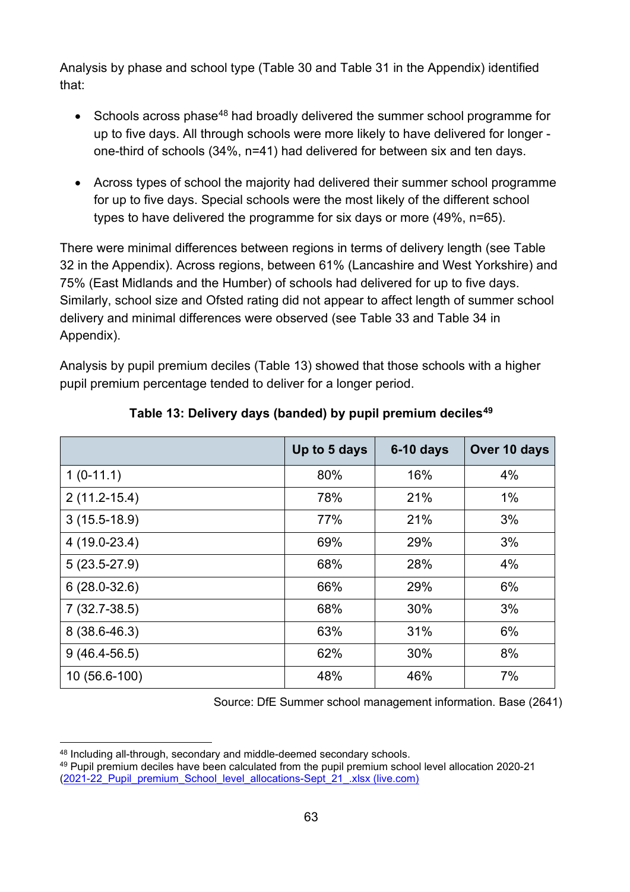Analysis by phase and school type (Table 30 and Table 31 in the Appendix) identified that:

- Schools across phase[48] had broadly delivered the summer school programme for up to five days. All through schools were more likely to have delivered for longer - one-third of schools (34%, n=41) had delivered for between six and ten days.
- Across types of school the majority had delivered their summer school programme for up to five days. Special schools were the most likely of the different school types to have delivered the programme for six days or more (49%, n=65).

There were minimal differences between regions in terms of delivery length (see Table 32 in the Appendix). Across regions, between 61% (Lancashire and West Yorkshire) and 75% (East Midlands and the Humber) of schools had delivered for up to five days. Similarly, school size and Ofsted rating did not appear to affect length of summer school delivery and minimal differences were observed (see Table 33 and Table 34 in Appendix).

Analysis by pupil premium deciles (Table 13) showed that those schools with a higher pupil premium percentage tended to deliver for a longer period.

**Table 13: Delivery days (banded) by pupil premium deciles[49]**

| | Up to 5 days | 6-10 days | Over 10 days |
|---|---|---|---|
| 1 (0-11.1) | 80% | 16% | 4% |
| 2 (11.2-15.4) | 78% | 21% | 1% |
| 3 (15.5-18.9) | 77% | 21% | 3% |
| 4 (19.0-23.4) | 69% | 29% | 3% |
| 5 (23.5-27.9) | 68% | 28% | 4% |
| 6 (28.0-32.6) | 66% | 29% | 6% |
| 7 (32.7-38.5) | 68% | 30% | 3% |
| 8 (38.6-46.3) | 63% | 31% | 6% |
| 9 (46.4-56.5) | 62% | 30% | 8% |
| 10 (56.6-100) | 48% | 46% | 7% |

Source: DfE Summer school management information. Base (2641)

[48] Including all-through, secondary and middle-deemed secondary schools.

[49] Pupil premium deciles have been calculated from the pupil premium school level allocation 2020-21 (2021-22_Pupil_premium_School_level_allocations-Sept_21_.xlsx (live.com))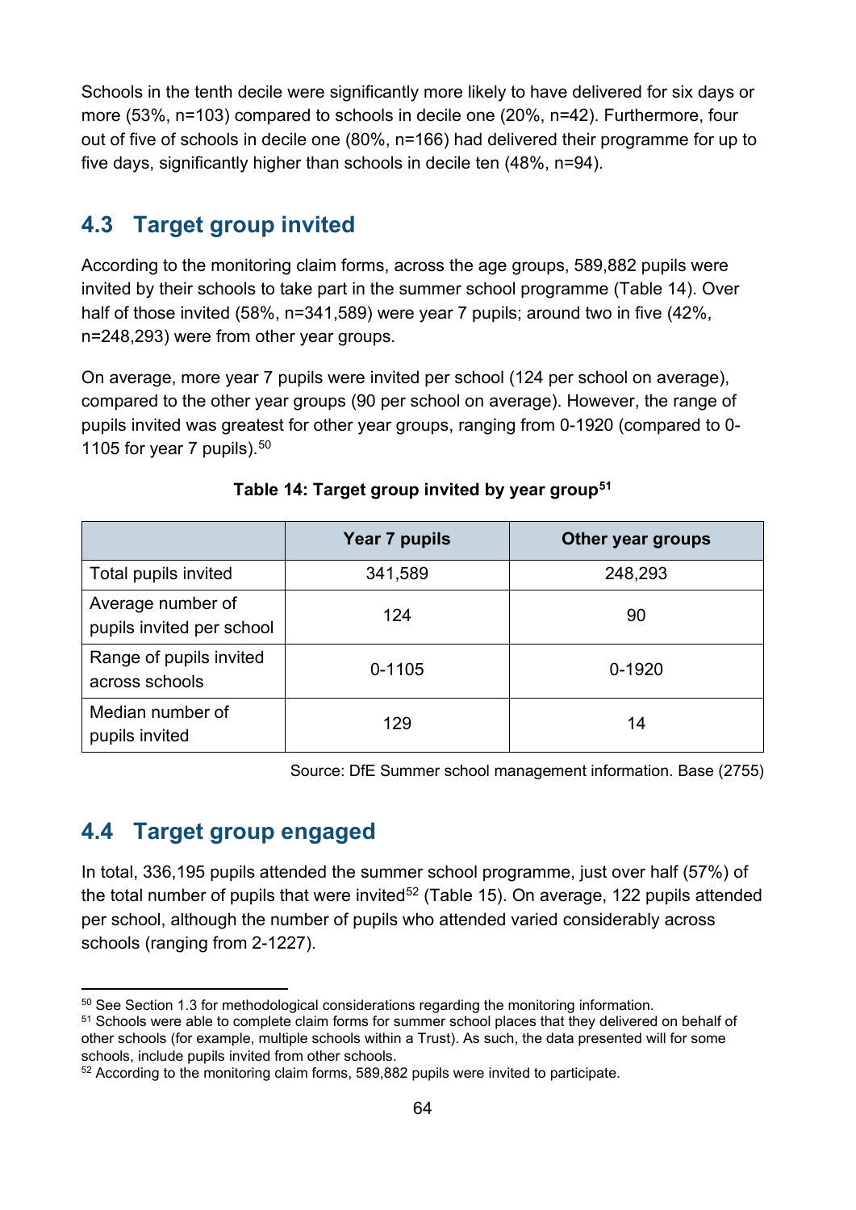Schools in the tenth decile were significantly more likely to have delivered for six days or more (53%, n=103) compared to schools in decile one (20%, n=42). Furthermore, four out of five of schools in decile one (80%, n=166) had delivered their programme for up to five days, significantly higher than schools in decile ten (48%, n=94).

## 4.3 Target group invited

According to the monitoring claim forms, across the age groups, 589,882 pupils were invited by their schools to take part in the summer school programme (Table 14). Over half of those invited (58%, n=341,589) were year 7 pupils; around two in five (42%, n=248,293) were from other year groups.

On average, more year 7 pupils were invited per school (124 per school on average), compared to the other year groups (90 per school on average). However, the range of pupils invited was greatest for other year groups, ranging from 0-1920 (compared to 0-1105 for year 7 pupils).[50]

**Table 14: Target group invited by year group[51]**

| | Year 7 pupils | Other year groups |
|---|---|---|
| Total pupils invited | 341,589 | 248,293 |
| Average number of pupils invited per school | 124 | 90 |
| Range of pupils invited across schools | 0-1105 | 0-1920 |
| Median number of pupils invited | 129 | 14 |

Source: DfE Summer school management information. Base (2755)

## 4.4 Target group engaged

In total, 336,195 pupils attended the summer school programme, just over half (57%) of the total number of pupils that were invited[52] (Table 15). On average, 122 pupils attended per school, although the number of pupils who attended varied considerably across schools (ranging from 2-1227).

[50] See Section 1.3 for methodological considerations regarding the monitoring information.

[51] Schools were able to complete claim forms for summer school places that they delivered on behalf of other schools (for example, multiple schools within a Trust). As such, the data presented will for some schools, include pupils invited from other schools.

[52] According to the monitoring claim forms, 589,882 pupils were invited to participate.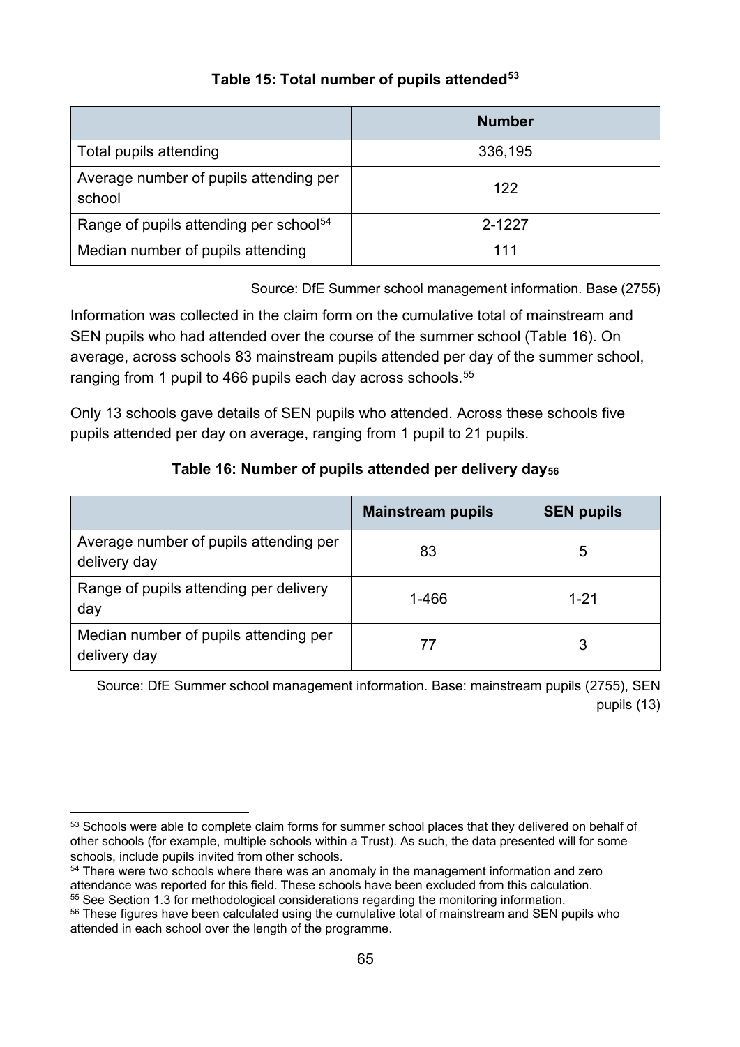**Table 15: Total number of pupils attended[53]**

| | Number |
|---|---|
| Total pupils attending | 336,195 |
| Average number of pupils attending per school | 122 |
| Range of pupils attending per school[54] | 2-1227 |
| Median number of pupils attending | 111 |

Source: DfE Summer school management information. Base (2755)

Information was collected in the claim form on the cumulative total of mainstream and SEN pupils who had attended over the course of the summer school (Table 16). On average, across schools 83 mainstream pupils attended per day of the summer school, ranging from 1 pupil to 466 pupils each day across schools.[55]

Only 13 schools gave details of SEN pupils who attended. Across these schools five pupils attended per day on average, ranging from 1 pupil to 21 pupils.

**Table 16: Number of pupils attended per delivery day[56]**

| | Mainstream pupils | SEN pupils |
|---|---|---|
| Average number of pupils attending per delivery day | 83 | 5 |
| Range of pupils attending per delivery day | 1-466 | 1-21 |
| Median number of pupils attending per delivery day | 77 | 3 |

Source: DfE Summer school management information. Base: mainstream pupils (2755), SEN pupils (13)

[53] Schools were able to complete claim forms for summer school places that they delivered on behalf of other schools (for example, multiple schools within a Trust). As such, the data presented will for some schools, include pupils invited from other schools.

[54] There were two schools where there was an anomaly in the management information and zero attendance was reported for this field. These schools have been excluded from this calculation.

[55] See Section 1.3 for methodological considerations regarding the monitoring information.

[56] These figures have been calculated using the cumulative total of mainstream and SEN pupils who attended in each school over the length of the programme.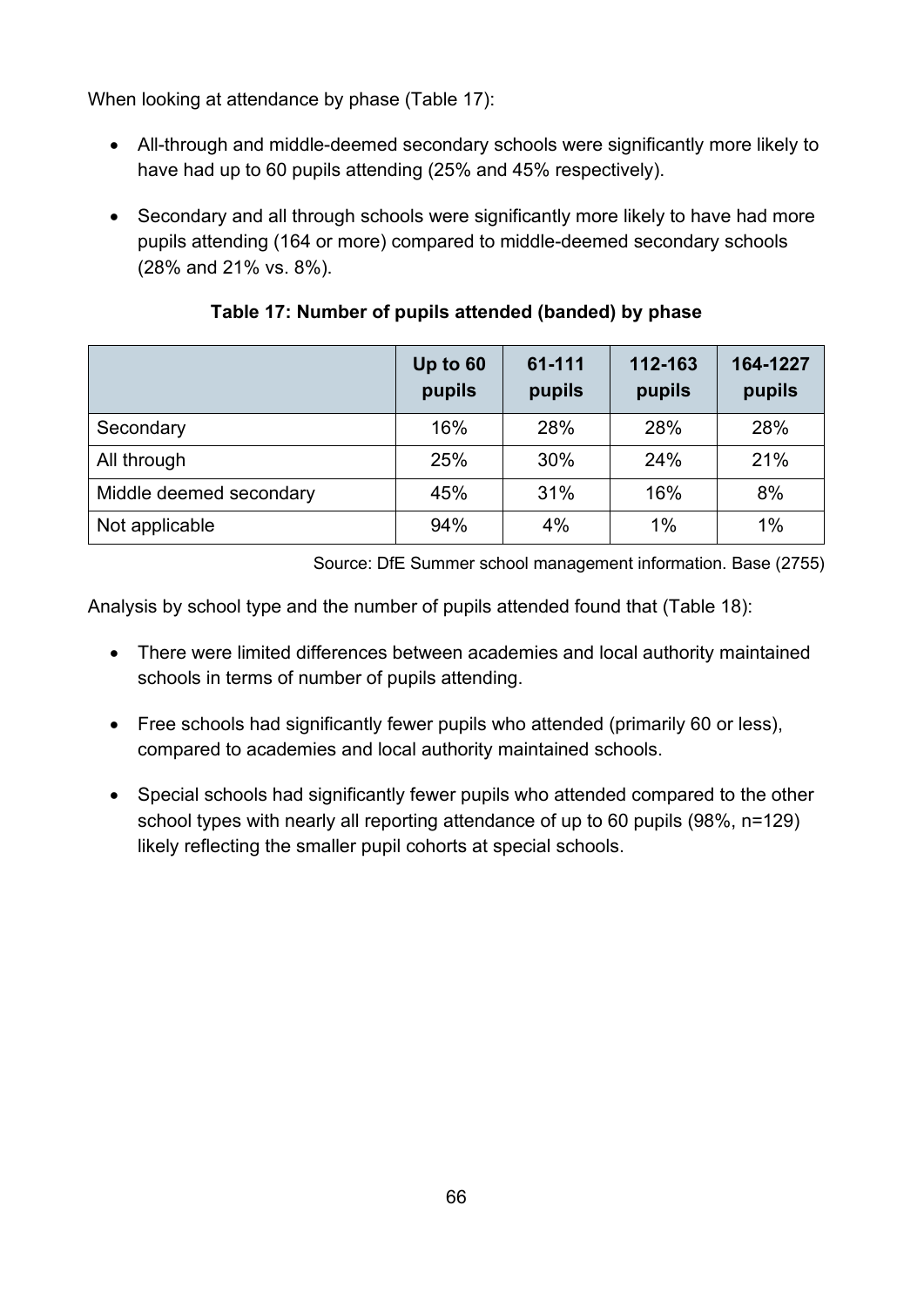When looking at attendance by phase (Table 17):

- All-through and middle-deemed secondary schools were significantly more likely to have had up to 60 pupils attending (25% and 45% respectively).
- Secondary and all through schools were significantly more likely to have had more pupils attending (164 or more) compared to middle-deemed secondary schools (28% and 21% vs. 8%).

**Table 17: Number of pupils attended (banded) by phase**

| | Up to 60 pupils | 61-111 pupils | 112-163 pupils | 164-1227 pupils |
|---|---|---|---|---|
| Secondary | 16% | 28% | 28% | 28% |
| All through | 25% | 30% | 24% | 21% |
| Middle deemed secondary | 45% | 31% | 16% | 8% |
| Not applicable | 94% | 4% | 1% | 1% |

Source: DfE Summer school management information. Base (2755)

Analysis by school type and the number of pupils attended found that (Table 18):

- There were limited differences between academies and local authority maintained schools in terms of number of pupils attending.
- Free schools had significantly fewer pupils who attended (primarily 60 or less), compared to academies and local authority maintained schools.
- Special schools had significantly fewer pupils who attended compared to the other school types with nearly all reporting attendance of up to 60 pupils (98%, n=129) likely reflecting the smaller pupil cohorts at special schools.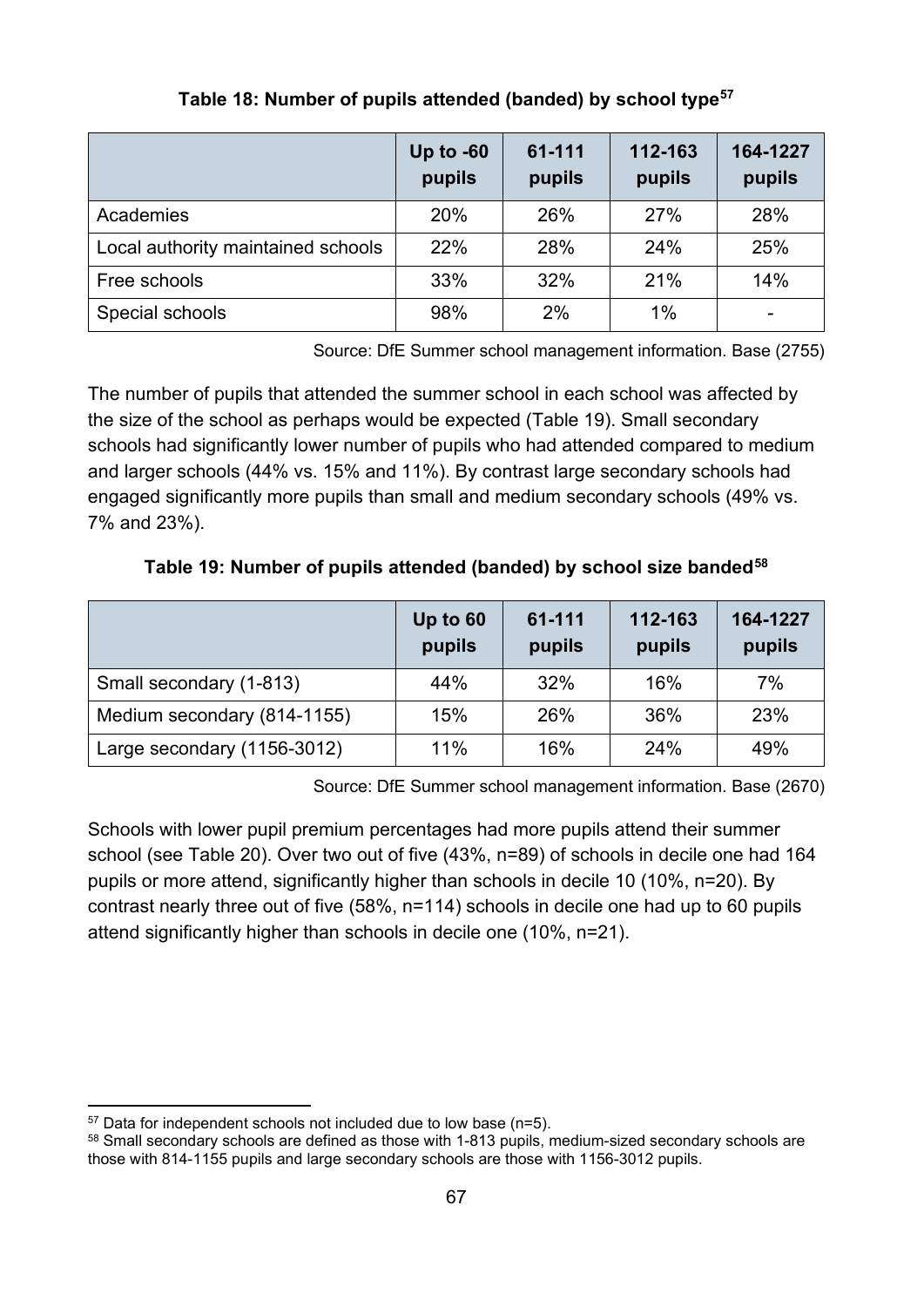**Table 18: Number of pupils attended (banded) by school type[57]**

| | Up to -60 pupils | 61-111 pupils | 112-163 pupils | 164-1227 pupils |
|---|---|---|---|---|
| Academies | 20% | 26% | 27% | 28% |
| Local authority maintained schools | 22% | 28% | 24% | 25% |
| Free schools | 33% | 32% | 21% | 14% |
| Special schools | 98% | 2% | 1% | - |

Source: DfE Summer school management information. Base (2755)

The number of pupils that attended the summer school in each school was affected by the size of the school as perhaps would be expected (Table 19). Small secondary schools had significantly lower number of pupils who had attended compared to medium and larger schools (44% vs. 15% and 11%). By contrast large secondary schools had engaged significantly more pupils than small and medium secondary schools (49% vs. 7% and 23%).

**Table 19: Number of pupils attended (banded) by school size banded[58]**

| | Up to 60 pupils | 61-111 pupils | 112-163 pupils | 164-1227 pupils |
|---|---|---|---|---|
| Small secondary (1-813) | 44% | 32% | 16% | 7% |
| Medium secondary (814-1155) | 15% | 26% | 36% | 23% |
| Large secondary (1156-3012) | 11% | 16% | 24% | 49% |

Source: DfE Summer school management information. Base (2670)

Schools with lower pupil premium percentages had more pupils attend their summer school (see Table 20). Over two out of five (43%, n=89) of schools in decile one had 164 pupils or more attend, significantly higher than schools in decile 10 (10%, n=20). By contrast nearly three out of five (58%, n=114) schools in decile one had up to 60 pupils attend significantly higher than schools in decile one (10%, n=21).

[57] Data for independent schools not included due to low base (n=5).

[58] Small secondary schools are defined as those with 1-813 pupils, medium-sized secondary schools are those with 814-1155 pupils and large secondary schools are those with 1156-3012 pupils.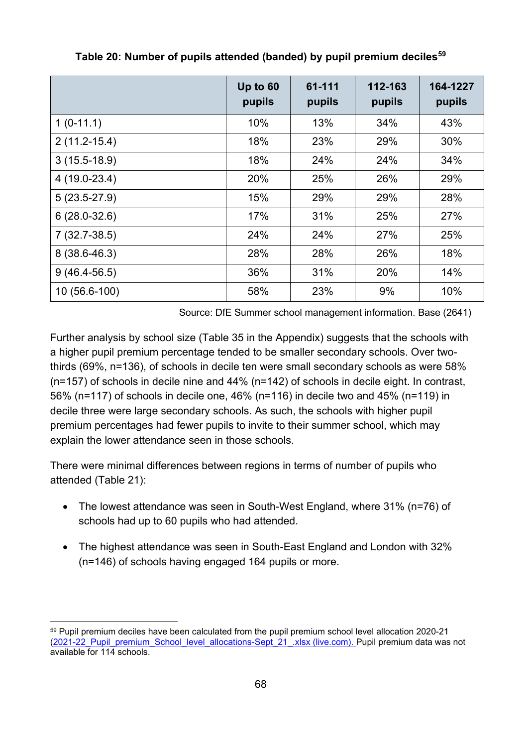**Table 20: Number of pupils attended (banded) by pupil premium deciles[59]**

| | Up to 60 pupils | 61-111 pupils | 112-163 pupils | 164-1227 pupils |
|---|---|---|---|---|
| 1 (0-11.1) | 10% | 13% | 34% | 43% |
| 2 (11.2-15.4) | 18% | 23% | 29% | 30% |
| 3 (15.5-18.9) | 18% | 24% | 24% | 34% |
| 4 (19.0-23.4) | 20% | 25% | 26% | 29% |
| 5 (23.5-27.9) | 15% | 29% | 29% | 28% |
| 6 (28.0-32.6) | 17% | 31% | 25% | 27% |
| 7 (32.7-38.5) | 24% | 24% | 27% | 25% |
| 8 (38.6-46.3) | 28% | 28% | 26% | 18% |
| 9 (46.4-56.5) | 36% | 31% | 20% | 14% |
| 10 (56.6-100) | 58% | 23% | 9% | 10% |

Source: DfE Summer school management information. Base (2641)

Further analysis by school size (Table 35 in the Appendix) suggests that the schools with a higher pupil premium percentage tended to be smaller secondary schools. Over two-thirds (69%, n=136), of schools in decile ten were small secondary schools as were 58% (n=157) of schools in decile nine and 44% (n=142) of schools in decile eight. In contrast, 56% (n=117) of schools in decile one, 46% (n=116) in decile two and 45% (n=119) in decile three were large secondary schools. As such, the schools with higher pupil premium percentages had fewer pupils to invite to their summer school, which may explain the lower attendance seen in those schools.

There were minimal differences between regions in terms of number of pupils who attended (Table 21):

- The lowest attendance was seen in South-West England, where 31% (n=76) of schools had up to 60 pupils who had attended.
- The highest attendance was seen in South-East England and London with 32% (n=146) of schools having engaged 164 pupils or more.

---

[59] Pupil premium deciles have been calculated from the pupil premium school level allocation 2020-21 (2021-22_Pupil_premium_School_level_allocations-Sept_21_.xlsx (live.com). Pupil premium data was not available for 114 schools.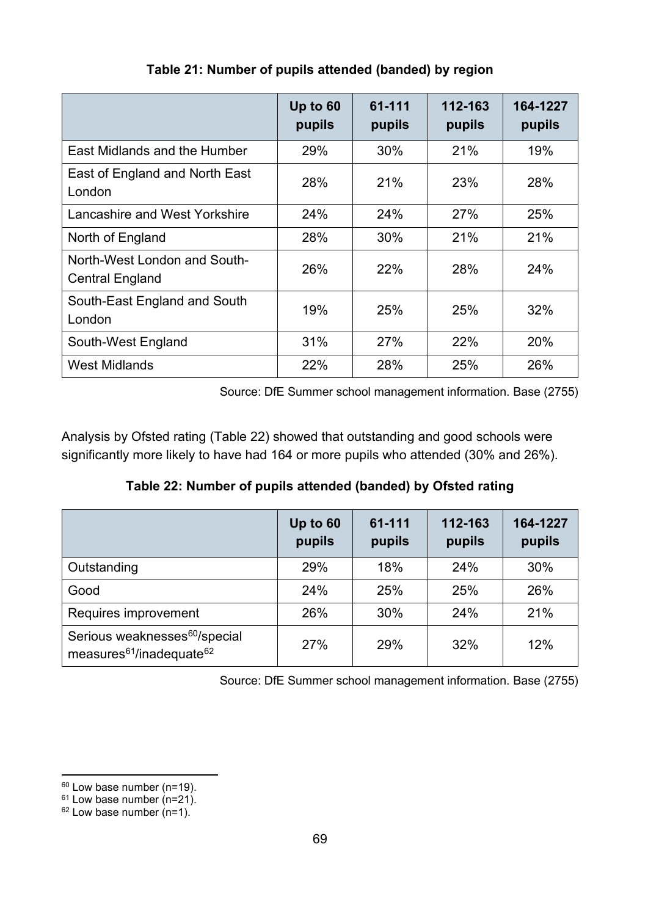**Table 21: Number of pupils attended (banded) by region**

| | Up to 60 pupils | 61-111 pupils | 112-163 pupils | 164-1227 pupils |
|---|---|---|---|---|
| East Midlands and the Humber | 29% | 30% | 21% | 19% |
| East of England and North East London | 28% | 21% | 23% | 28% |
| Lancashire and West Yorkshire | 24% | 24% | 27% | 25% |
| North of England | 28% | 30% | 21% | 21% |
| North-West London and South-Central England | 26% | 22% | 28% | 24% |
| South-East England and South London | 19% | 25% | 25% | 32% |
| South-West England | 31% | 27% | 22% | 20% |
| West Midlands | 22% | 28% | 25% | 26% |

Source: DfE Summer school management information. Base (2755)

Analysis by Ofsted rating (Table 22) showed that outstanding and good schools were significantly more likely to have had 164 or more pupils who attended (30% and 26%).

**Table 22: Number of pupils attended (banded) by Ofsted rating**

| | Up to 60 pupils | 61-111 pupils | 112-163 pupils | 164-1227 pupils |
|---|---|---|---|---|
| Outstanding | 29% | 18% | 24% | 30% |
| Good | 24% | 25% | 25% | 26% |
| Requires improvement | 26% | 30% | 24% | 21% |
| Serious weaknesses[60]/special measures[61]/inadequate[62] | 27% | 29% | 32% | 12% |

Source: DfE Summer school management information. Base (2755)

[60] Low base number (n=19).
[61] Low base number (n=21).
[62] Low base number (n=1).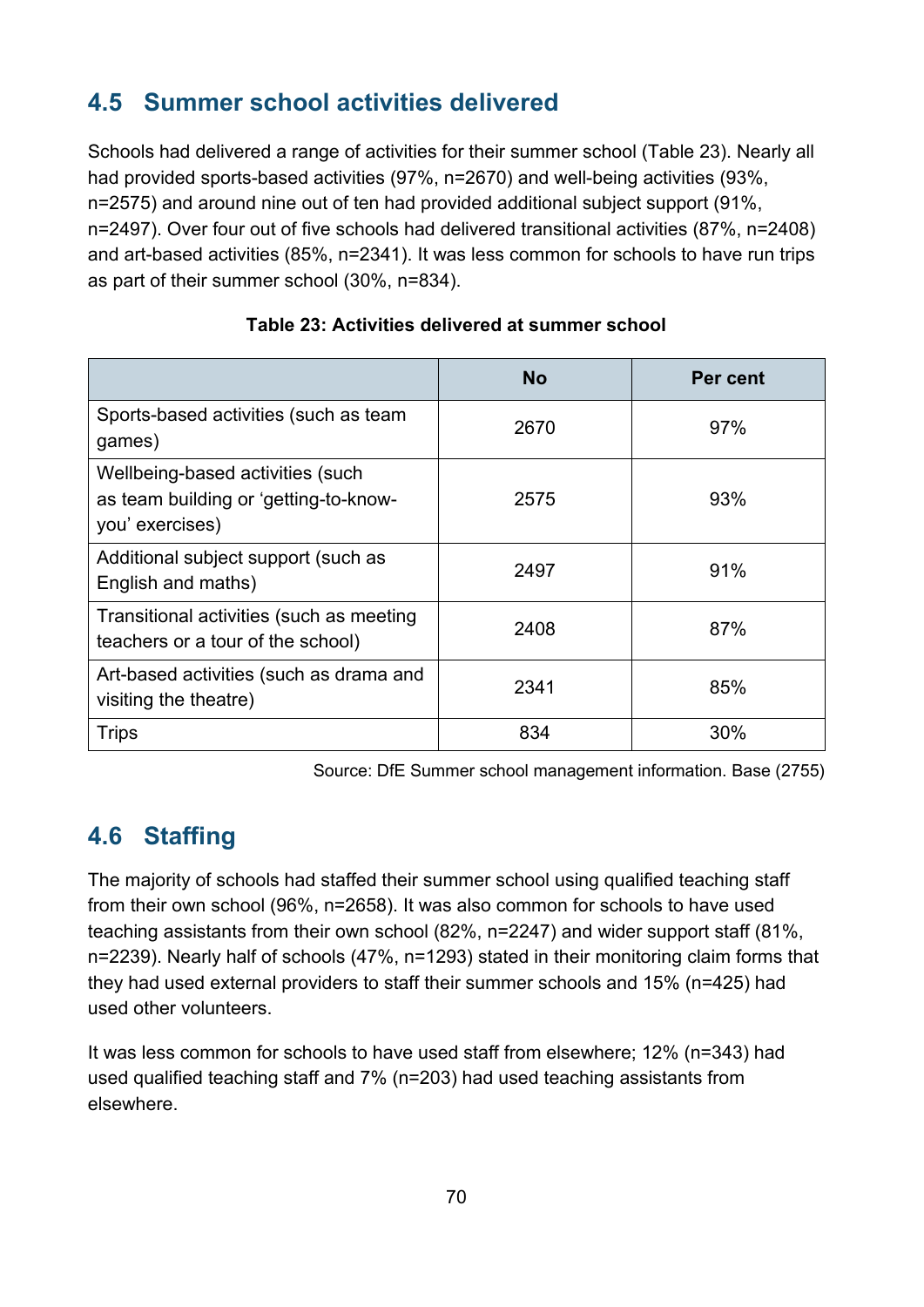## 4.5 Summer school activities delivered

Schools had delivered a range of activities for their summer school (Table 23). Nearly all had provided sports-based activities (97%, n=2670) and well-being activities (93%, n=2575) and around nine out of ten had provided additional subject support (91%, n=2497). Over four out of five schools had delivered transitional activities (87%, n=2408) and art-based activities (85%, n=2341). It was less common for schools to have run trips as part of their summer school (30%, n=834).

**Table 23: Activities delivered at summer school**

| | No | Per cent |
|---|---|---|
| Sports-based activities (such as team games) | 2670 | 97% |
| Wellbeing-based activities (such as team building or 'getting-to-know-you' exercises) | 2575 | 93% |
| Additional subject support (such as English and maths) | 2497 | 91% |
| Transitional activities (such as meeting teachers or a tour of the school) | 2408 | 87% |
| Art-based activities (such as drama and visiting the theatre) | 2341 | 85% |
| Trips | 834 | 30% |

Source: DfE Summer school management information. Base (2755)

## 4.6 Staffing

The majority of schools had staffed their summer school using qualified teaching staff from their own school (96%, n=2658). It was also common for schools to have used teaching assistants from their own school (82%, n=2247) and wider support staff (81%, n=2239). Nearly half of schools (47%, n=1293) stated in their monitoring claim forms that they had used external providers to staff their summer schools and 15% (n=425) had used other volunteers.

It was less common for schools to have used staff from elsewhere; 12% (n=343) had used qualified teaching staff and 7% (n=203) had used teaching assistants from elsewhere.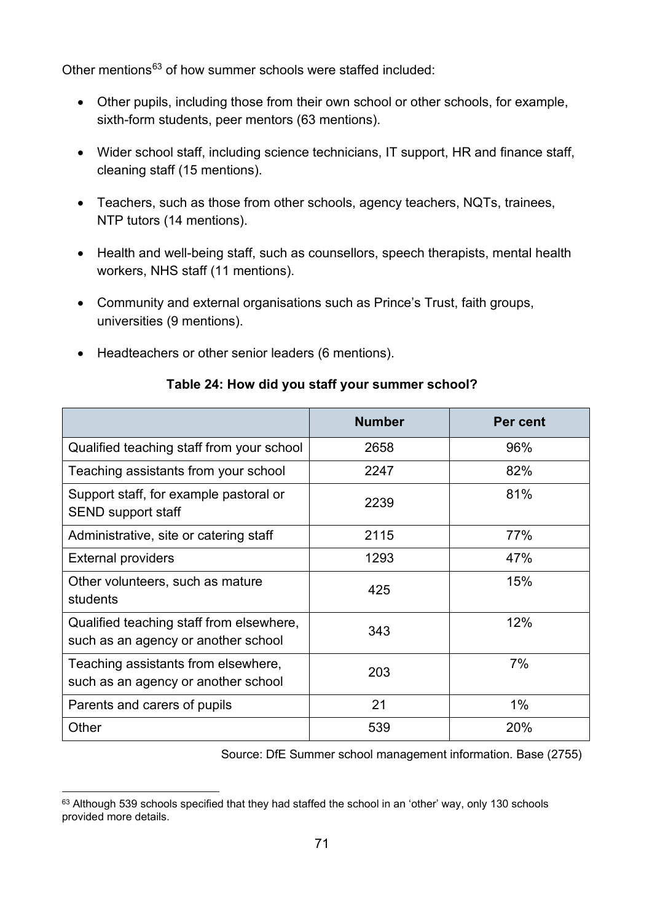Other mentions[63] of how summer schools were staffed included:

- Other pupils, including those from their own school or other schools, for example, sixth-form students, peer mentors (63 mentions).
- Wider school staff, including science technicians, IT support, HR and finance staff, cleaning staff (15 mentions).
- Teachers, such as those from other schools, agency teachers, NQTs, trainees, NTP tutors (14 mentions).
- Health and well-being staff, such as counsellors, speech therapists, mental health workers, NHS staff (11 mentions).
- Community and external organisations such as Prince's Trust, faith groups, universities (9 mentions).
- Headteachers or other senior leaders (6 mentions).

**Table 24: How did you staff your summer school?**

| | Number | Per cent |
|---|---|---|
| Qualified teaching staff from your school | 2658 | 96% |
| Teaching assistants from your school | 2247 | 82% |
| Support staff, for example pastoral or SEND support staff | 2239 | 81% |
| Administrative, site or catering staff | 2115 | 77% |
| External providers | 1293 | 47% |
| Other volunteers, such as mature students | 425 | 15% |
| Qualified teaching staff from elsewhere, such as an agency or another school | 343 | 12% |
| Teaching assistants from elsewhere, such as an agency or another school | 203 | 7% |
| Parents and carers of pupils | 21 | 1% |
| Other | 539 | 20% |

Source: DfE Summer school management information. Base (2755)

[63] Although 539 schools specified that they had staffed the school in an 'other' way, only 130 schools provided more details.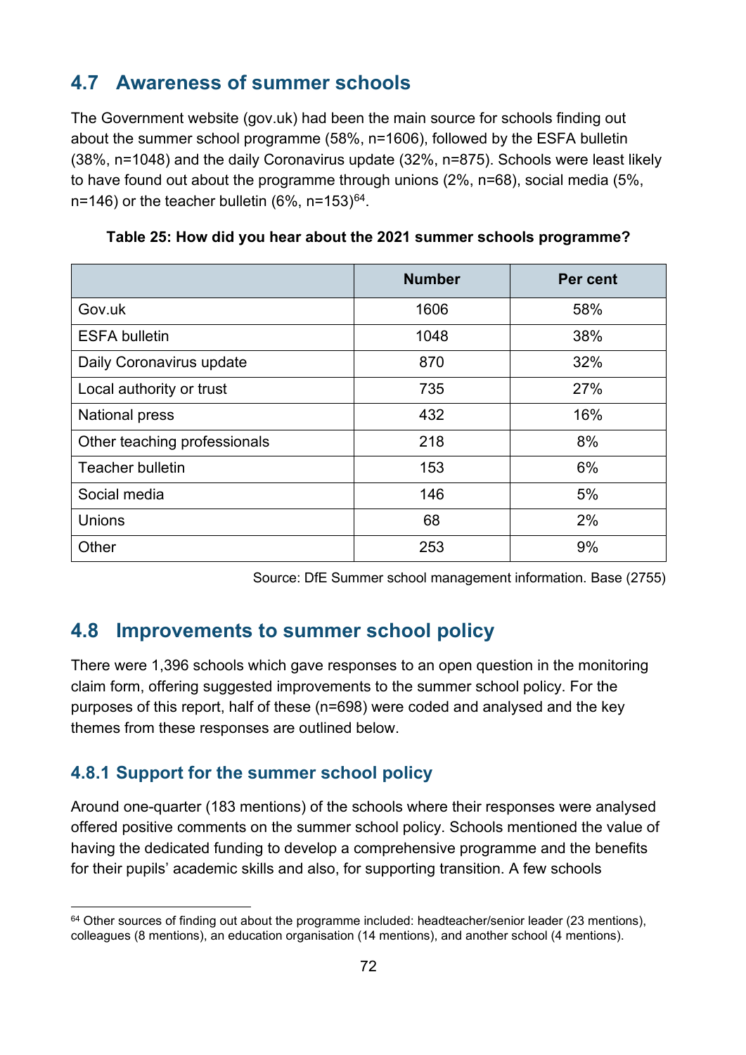## 4.7 Awareness of summer schools

The Government website (gov.uk) had been the main source for schools finding out about the summer school programme (58%, n=1606), followed by the ESFA bulletin (38%, n=1048) and the daily Coronavirus update (32%, n=875). Schools were least likely to have found out about the programme through unions (2%, n=68), social media (5%, n=146) or the teacher bulletin (6%, n=153)[64].

**Table 25: How did you hear about the 2021 summer schools programme?**

| | Number | Per cent |
|---|---|---|
| Gov.uk | 1606 | 58% |
| ESFA bulletin | 1048 | 38% |
| Daily Coronavirus update | 870 | 32% |
| Local authority or trust | 735 | 27% |
| National press | 432 | 16% |
| Other teaching professionals | 218 | 8% |
| Teacher bulletin | 153 | 6% |
| Social media | 146 | 5% |
| Unions | 68 | 2% |
| Other | 253 | 9% |

Source: DfE Summer school management information. Base (2755)

## 4.8 Improvements to summer school policy

There were 1,396 schools which gave responses to an open question in the monitoring claim form, offering suggested improvements to the summer school policy. For the purposes of this report, half of these (n=698) were coded and analysed and the key themes from these responses are outlined below.

### 4.8.1 Support for the summer school policy

Around one-quarter (183 mentions) of the schools where their responses were analysed offered positive comments on the summer school policy. Schools mentioned the value of having the dedicated funding to develop a comprehensive programme and the benefits for their pupils' academic skills and also, for supporting transition. A few schools

[64] Other sources of finding out about the programme included: headteacher/senior leader (23 mentions), colleagues (8 mentions), an education organisation (14 mentions), and another school (4 mentions).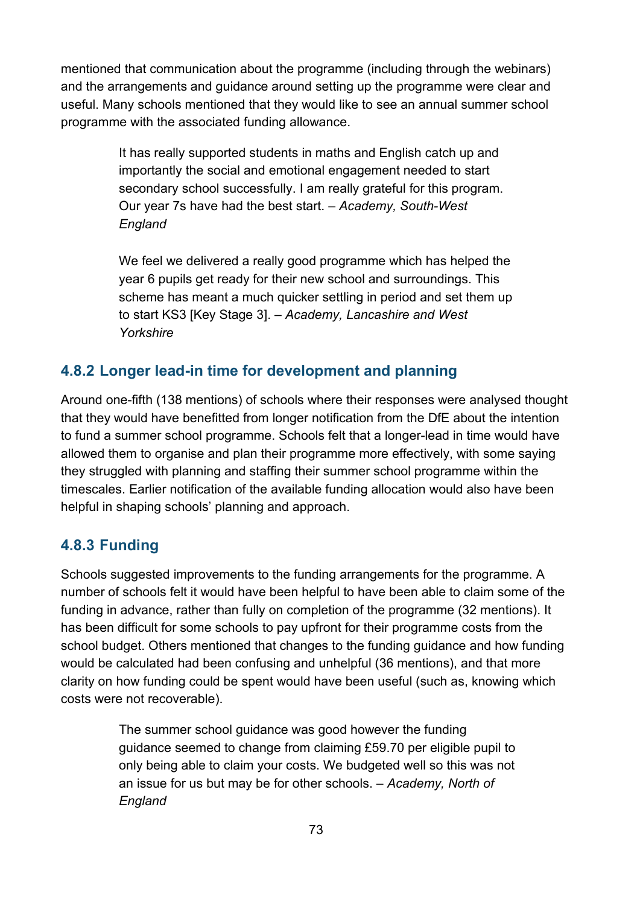mentioned that communication about the programme (including through the webinars) and the arrangements and guidance around setting up the programme were clear and useful. Many schools mentioned that they would like to see an annual summer school programme with the associated funding allowance.

> It has really supported students in maths and English catch up and importantly the social and emotional engagement needed to start secondary school successfully. I am really grateful for this program. Our year 7s have had the best start. – *Academy, South-West England*

> We feel we delivered a really good programme which has helped the year 6 pupils get ready for their new school and surroundings. This scheme has meant a much quicker settling in period and set them up to start KS3 [Key Stage 3]. – *Academy, Lancashire and West Yorkshire*

### 4.8.2 Longer lead-in time for development and planning

Around one-fifth (138 mentions) of schools where their responses were analysed thought that they would have benefitted from longer notification from the DfE about the intention to fund a summer school programme. Schools felt that a longer-lead in time would have allowed them to organise and plan their programme more effectively, with some saying they struggled with planning and staffing their summer school programme within the timescales. Earlier notification of the available funding allocation would also have been helpful in shaping schools' planning and approach.

### 4.8.3 Funding

Schools suggested improvements to the funding arrangements for the programme. A number of schools felt it would have been helpful to have been able to claim some of the funding in advance, rather than fully on completion of the programme (32 mentions). It has been difficult for some schools to pay upfront for their programme costs from the school budget. Others mentioned that changes to the funding guidance and how funding would be calculated had been confusing and unhelpful (36 mentions), and that more clarity on how funding could be spent would have been useful (such as, knowing which costs were not recoverable).

> The summer school guidance was good however the funding guidance seemed to change from claiming £59.70 per eligible pupil to only being able to claim your costs. We budgeted well so this was not an issue for us but may be for other schools. – *Academy, North of England*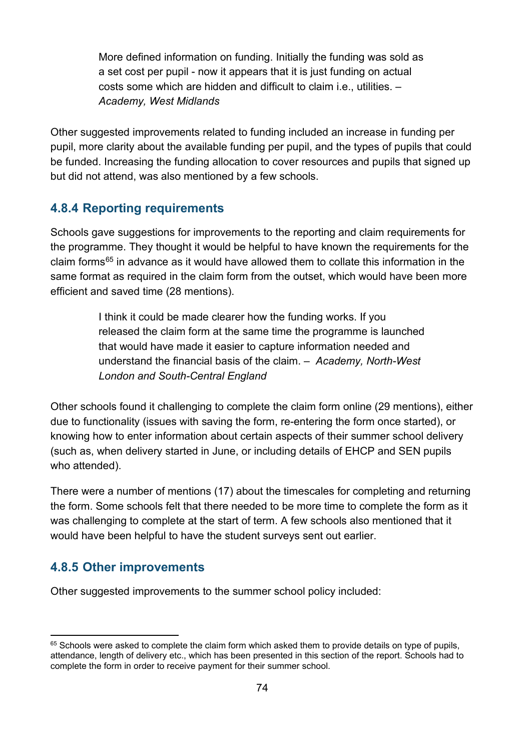> More defined information on funding. Initially the funding was sold as a set cost per pupil - now it appears that it is just funding on actual costs some which are hidden and difficult to claim i.e., utilities. – *Academy, West Midlands*

Other suggested improvements related to funding included an increase in funding per pupil, more clarity about the available funding per pupil, and the types of pupils that could be funded. Increasing the funding allocation to cover resources and pupils that signed up but did not attend, was also mentioned by a few schools.

### 4.8.4 Reporting requirements

Schools gave suggestions for improvements to the reporting and claim requirements for the programme. They thought it would be helpful to have known the requirements for the claim forms[65] in advance as it would have allowed them to collate this information in the same format as required in the claim form from the outset, which would have been more efficient and saved time (28 mentions).

> I think it could be made clearer how the funding works. If you released the claim form at the same time the programme is launched that would have made it easier to capture information needed and understand the financial basis of the claim. – *Academy, North-West London and South-Central England*

Other schools found it challenging to complete the claim form online (29 mentions), either due to functionality (issues with saving the form, re-entering the form once started), or knowing how to enter information about certain aspects of their summer school delivery (such as, when delivery started in June, or including details of EHCP and SEN pupils who attended).

There were a number of mentions (17) about the timescales for completing and returning the form. Some schools felt that there needed to be more time to complete the form as it was challenging to complete at the start of term. A few schools also mentioned that it would have been helpful to have the student surveys sent out earlier.

### 4.8.5 Other improvements

Other suggested improvements to the summer school policy included:

[65] Schools were asked to complete the claim form which asked them to provide details on type of pupils, attendance, length of delivery etc., which has been presented in this section of the report. Schools had to complete the form in order to receive payment for their summer school.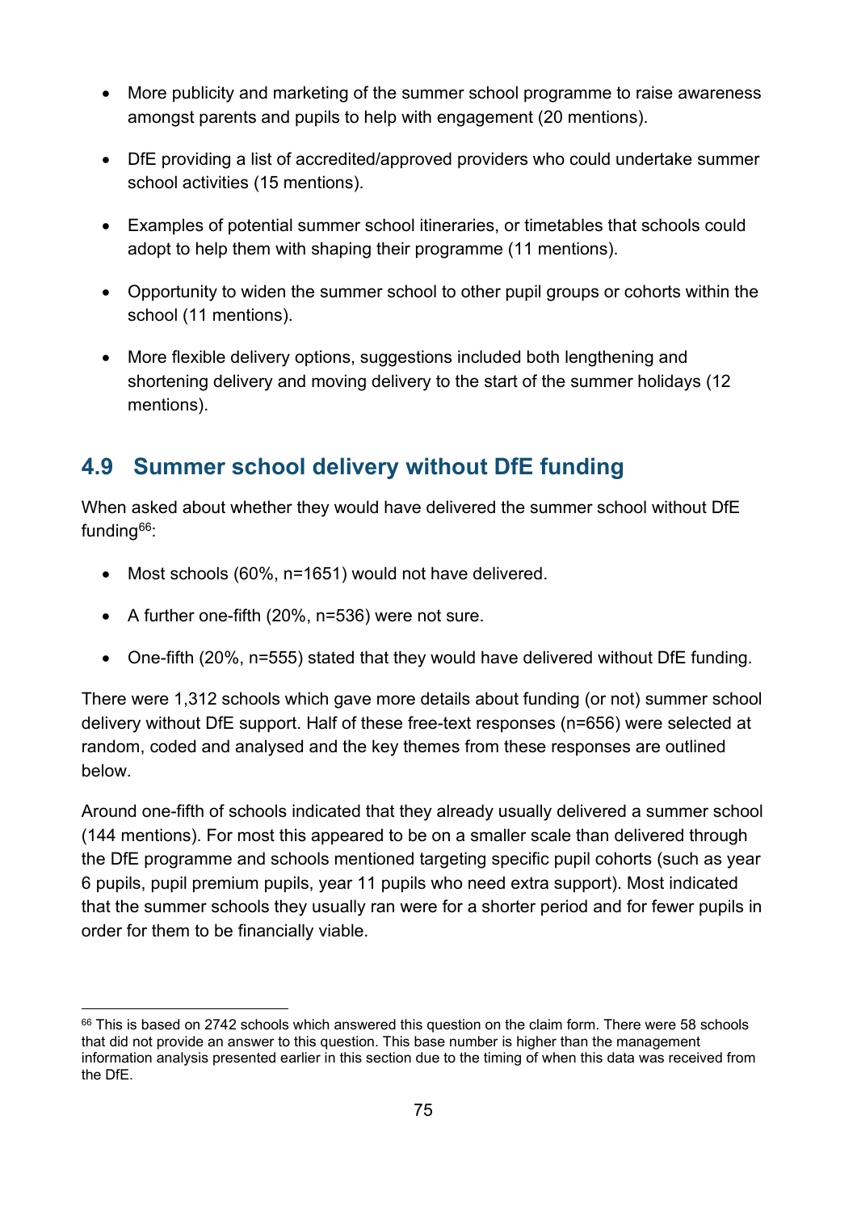- More publicity and marketing of the summer school programme to raise awareness amongst parents and pupils to help with engagement (20 mentions).
- DfE providing a list of accredited/approved providers who could undertake summer school activities (15 mentions).
- Examples of potential summer school itineraries, or timetables that schools could adopt to help them with shaping their programme (11 mentions).
- Opportunity to widen the summer school to other pupil groups or cohorts within the school (11 mentions).
- More flexible delivery options, suggestions included both lengthening and shortening delivery and moving delivery to the start of the summer holidays (12 mentions).

## 4.9 Summer school delivery without DfE funding

When asked about whether they would have delivered the summer school without DfE funding[66]:

- Most schools (60%, n=1651) would not have delivered.
- A further one-fifth (20%, n=536) were not sure.
- One-fifth (20%, n=555) stated that they would have delivered without DfE funding.

There were 1,312 schools which gave more details about funding (or not) summer school delivery without DfE support. Half of these free-text responses (n=656) were selected at random, coded and analysed and the key themes from these responses are outlined below.

Around one-fifth of schools indicated that they already usually delivered a summer school (144 mentions). For most this appeared to be on a smaller scale than delivered through the DfE programme and schools mentioned targeting specific pupil cohorts (such as year 6 pupils, pupil premium pupils, year 11 pupils who need extra support). Most indicated that the summer schools they usually ran were for a shorter period and for fewer pupils in order for them to be financially viable.

[66] This is based on 2742 schools which answered this question on the claim form. There were 58 schools that did not provide an answer to this question. This base number is higher than the management information analysis presented earlier in this section due to the timing of when this data was received from the DfE.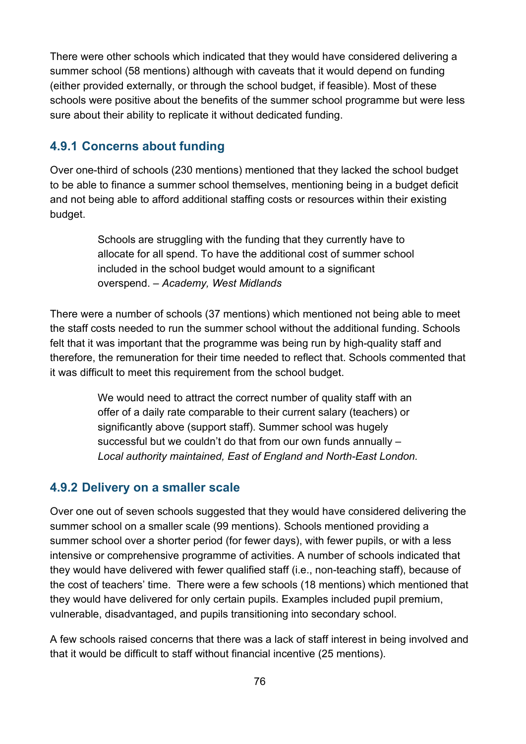There were other schools which indicated that they would have considered delivering a summer school (58 mentions) although with caveats that it would depend on funding (either provided externally, or through the school budget, if feasible). Most of these schools were positive about the benefits of the summer school programme but were less sure about their ability to replicate it without dedicated funding.

### 4.9.1 Concerns about funding

Over one-third of schools (230 mentions) mentioned that they lacked the school budget to be able to finance a summer school themselves, mentioning being in a budget deficit and not being able to afford additional staffing costs or resources within their existing budget.

> Schools are struggling with the funding that they currently have to allocate for all spend. To have the additional cost of summer school included in the school budget would amount to a significant overspend. – *Academy, West Midlands*

There were a number of schools (37 mentions) which mentioned not being able to meet the staff costs needed to run the summer school without the additional funding. Schools felt that it was important that the programme was being run by high-quality staff and therefore, the remuneration for their time needed to reflect that. Schools commented that it was difficult to meet this requirement from the school budget.

> We would need to attract the correct number of quality staff with an offer of a daily rate comparable to their current salary (teachers) or significantly above (support staff). Summer school was hugely successful but we couldn't do that from our own funds annually – *Local authority maintained, East of England and North-East London.*

### 4.9.2 Delivery on a smaller scale

Over one out of seven schools suggested that they would have considered delivering the summer school on a smaller scale (99 mentions). Schools mentioned providing a summer school over a shorter period (for fewer days), with fewer pupils, or with a less intensive or comprehensive programme of activities. A number of schools indicated that they would have delivered with fewer qualified staff (i.e., non-teaching staff), because of the cost of teachers' time. There were a few schools (18 mentions) which mentioned that they would have delivered for only certain pupils. Examples included pupil premium, vulnerable, disadvantaged, and pupils transitioning into secondary school.

A few schools raised concerns that there was a lack of staff interest in being involved and that it would be difficult to staff without financial incentive (25 mentions).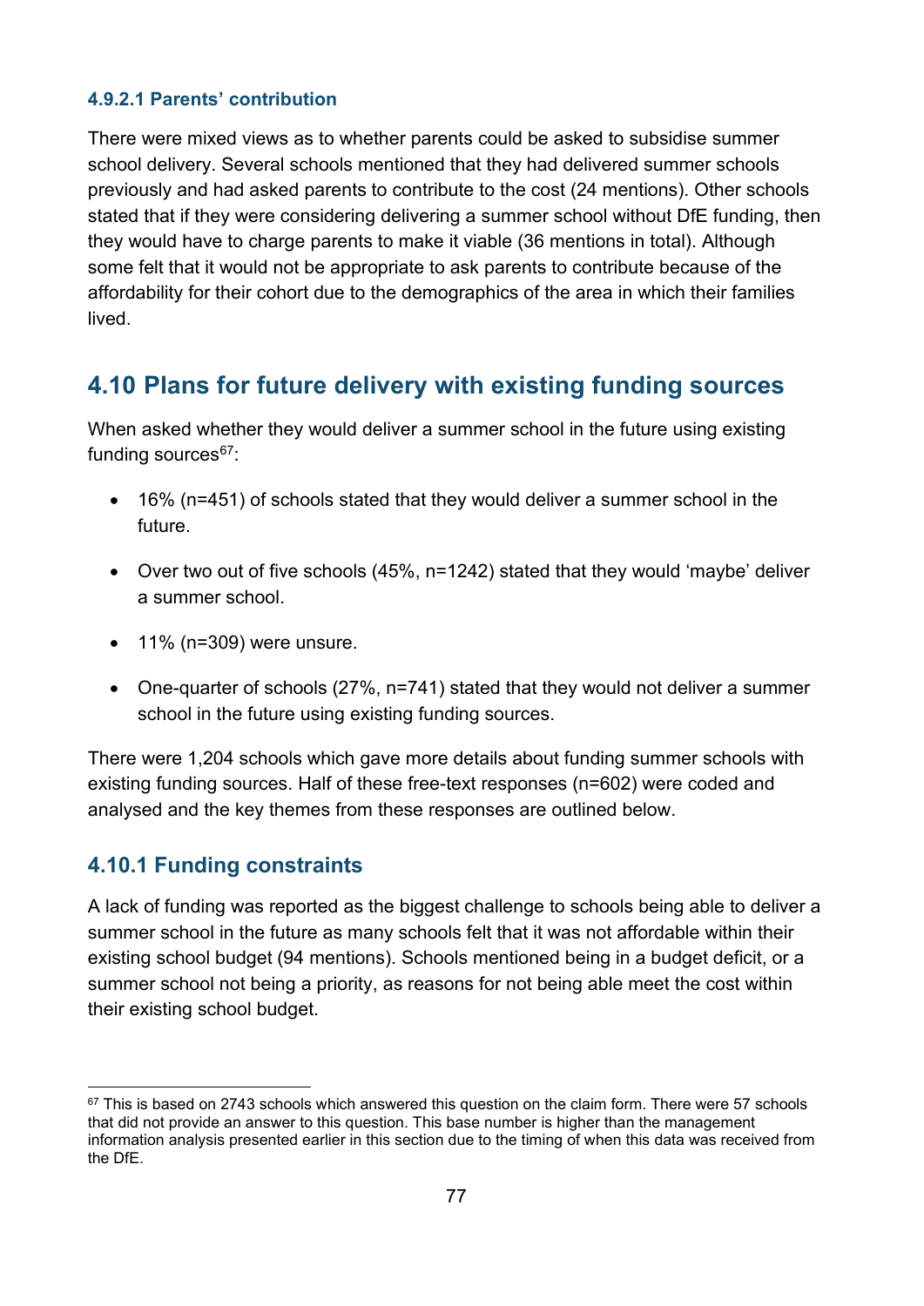#### 4.9.2.1 Parents' contribution

There were mixed views as to whether parents could be asked to subsidise summer school delivery. Several schools mentioned that they had delivered summer schools previously and had asked parents to contribute to the cost (24 mentions). Other schools stated that if they were considering delivering a summer school without DfE funding, then they would have to charge parents to make it viable (36 mentions in total). Although some felt that it would not be appropriate to ask parents to contribute because of the affordability for their cohort due to the demographics of the area in which their families lived.

## 4.10 Plans for future delivery with existing funding sources

When asked whether they would deliver a summer school in the future using existing funding sources[67]:

- 16% (n=451) of schools stated that they would deliver a summer school in the future.
- Over two out of five schools (45%, n=1242) stated that they would 'maybe' deliver a summer school.
- 11% (n=309) were unsure.
- One-quarter of schools (27%, n=741) stated that they would not deliver a summer school in the future using existing funding sources.

There were 1,204 schools which gave more details about funding summer schools with existing funding sources. Half of these free-text responses (n=602) were coded and analysed and the key themes from these responses are outlined below.

### 4.10.1 Funding constraints

A lack of funding was reported as the biggest challenge to schools being able to deliver a summer school in the future as many schools felt that it was not affordable within their existing school budget (94 mentions). Schools mentioned being in a budget deficit, or a summer school not being a priority, as reasons for not being able meet the cost within their existing school budget.

[67] This is based on 2743 schools which answered this question on the claim form. There were 57 schools that did not provide an answer to this question. This base number is higher than the management information analysis presented earlier in this section due to the timing of when this data was received from the DfE.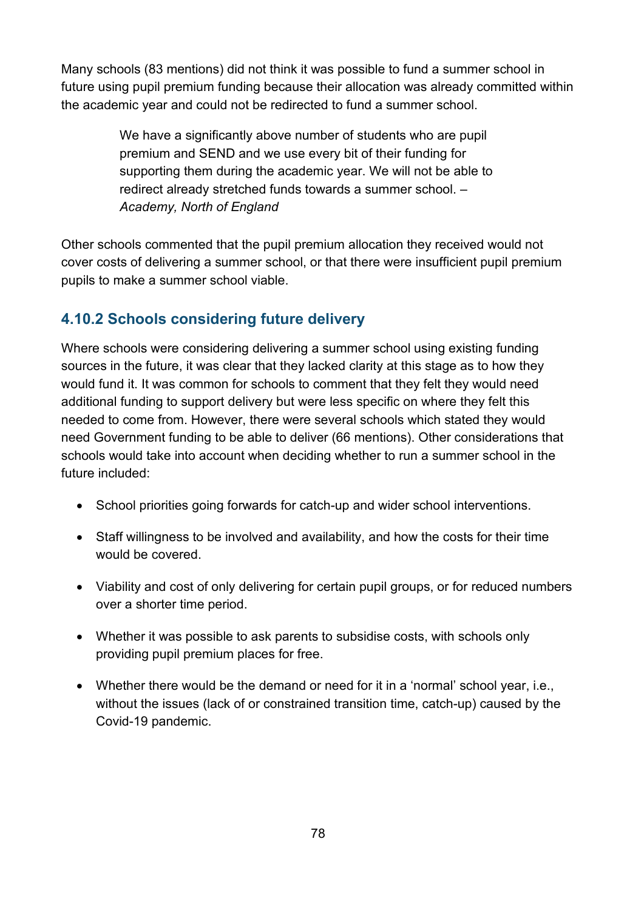Many schools (83 mentions) did not think it was possible to fund a summer school in future using pupil premium funding because their allocation was already committed within the academic year and could not be redirected to fund a summer school.

> We have a significantly above number of students who are pupil premium and SEND and we use every bit of their funding for supporting them during the academic year. We will not be able to redirect already stretched funds towards a summer school. – *Academy, North of England*

Other schools commented that the pupil premium allocation they received would not cover costs of delivering a summer school, or that there were insufficient pupil premium pupils to make a summer school viable.

### 4.10.2 Schools considering future delivery

Where schools were considering delivering a summer school using existing funding sources in the future, it was clear that they lacked clarity at this stage as to how they would fund it. It was common for schools to comment that they felt they would need additional funding to support delivery but were less specific on where they felt this needed to come from. However, there were several schools which stated they would need Government funding to be able to deliver (66 mentions). Other considerations that schools would take into account when deciding whether to run a summer school in the future included:

- School priorities going forwards for catch-up and wider school interventions.
- Staff willingness to be involved and availability, and how the costs for their time would be covered.
- Viability and cost of only delivering for certain pupil groups, or for reduced numbers over a shorter time period.
- Whether it was possible to ask parents to subsidise costs, with schools only providing pupil premium places for free.
- Whether there would be the demand or need for it in a 'normal' school year, i.e., without the issues (lack of or constrained transition time, catch-up) caused by the Covid-19 pandemic.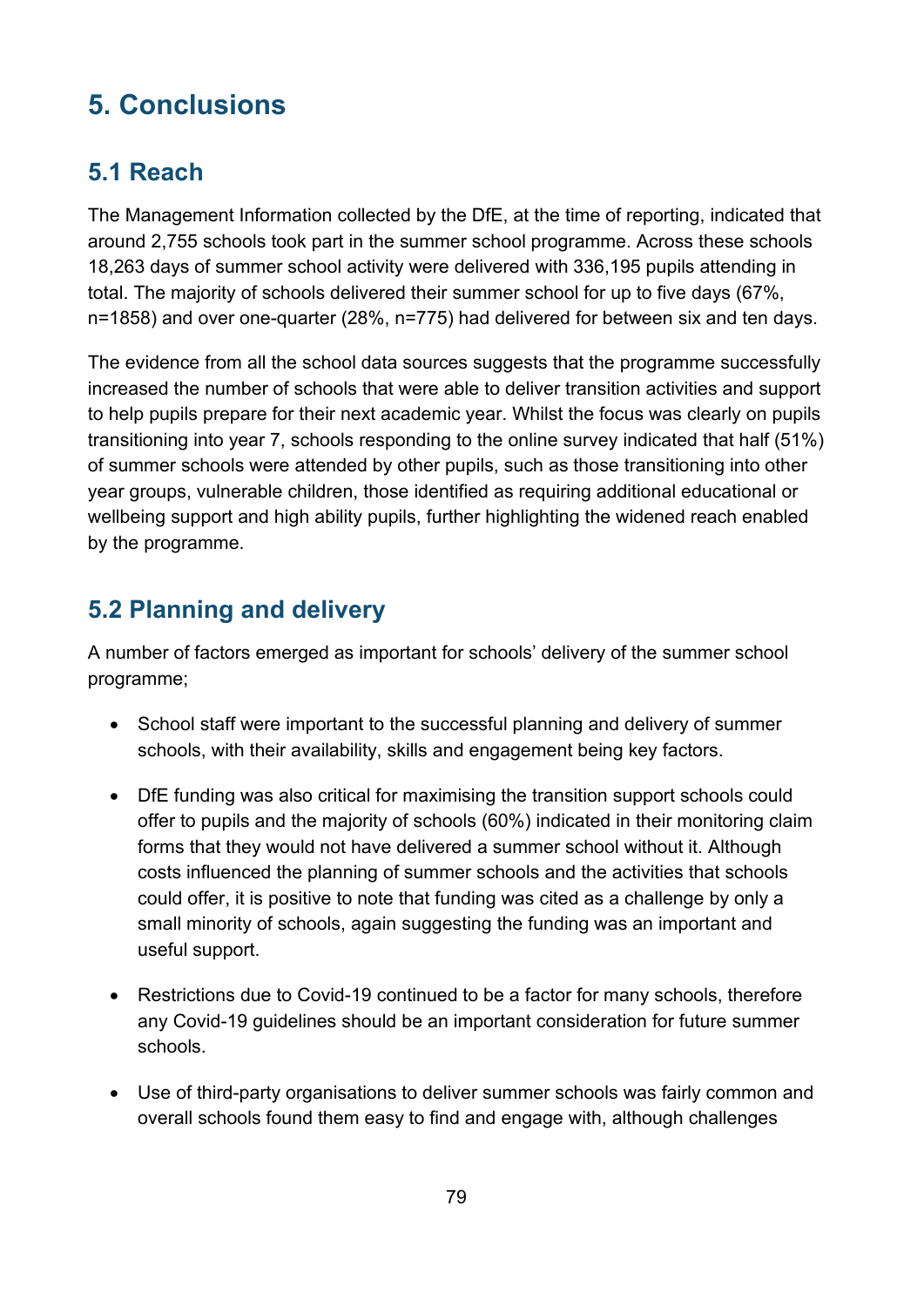# 5. Conclusions

## 5.1 Reach

The Management Information collected by the DfE, at the time of reporting, indicated that around 2,755 schools took part in the summer school programme. Across these schools 18,263 days of summer school activity were delivered with 336,195 pupils attending in total. The majority of schools delivered their summer school for up to five days (67%, n=1858) and over one-quarter (28%, n=775) had delivered for between six and ten days.

The evidence from all the school data sources suggests that the programme successfully increased the number of schools that were able to deliver transition activities and support to help pupils prepare for their next academic year. Whilst the focus was clearly on pupils transitioning into year 7, schools responding to the online survey indicated that half (51%) of summer schools were attended by other pupils, such as those transitioning into other year groups, vulnerable children, those identified as requiring additional educational or wellbeing support and high ability pupils, further highlighting the widened reach enabled by the programme.

## 5.2 Planning and delivery

A number of factors emerged as important for schools' delivery of the summer school programme;

- School staff were important to the successful planning and delivery of summer schools, with their availability, skills and engagement being key factors.
- DfE funding was also critical for maximising the transition support schools could offer to pupils and the majority of schools (60%) indicated in their monitoring claim forms that they would not have delivered a summer school without it. Although costs influenced the planning of summer schools and the activities that schools could offer, it is positive to note that funding was cited as a challenge by only a small minority of schools, again suggesting the funding was an important and useful support.
- Restrictions due to Covid-19 continued to be a factor for many schools, therefore any Covid-19 guidelines should be an important consideration for future summer schools.
- Use of third-party organisations to deliver summer schools was fairly common and overall schools found them easy to find and engage with, although challenges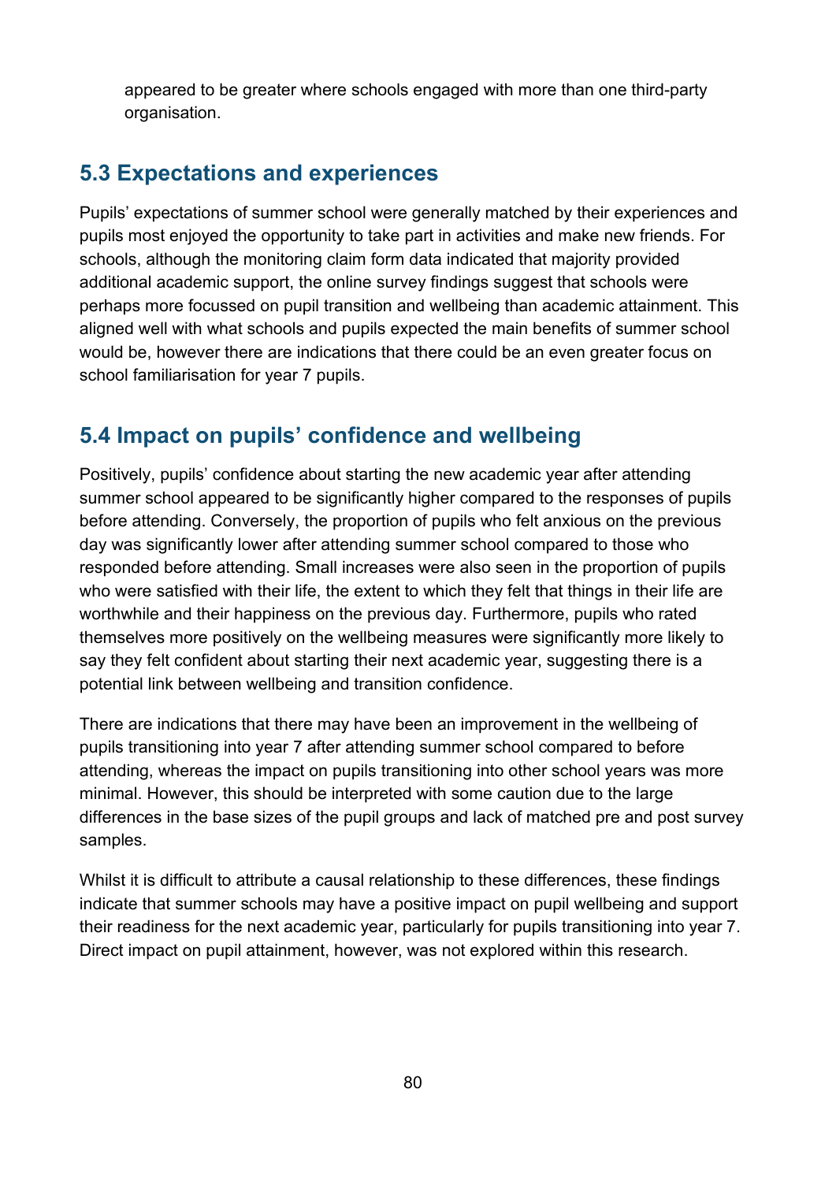appeared to be greater where schools engaged with more than one third-party organisation.

## 5.3 Expectations and experiences

Pupils' expectations of summer school were generally matched by their experiences and pupils most enjoyed the opportunity to take part in activities and make new friends. For schools, although the monitoring claim form data indicated that majority provided additional academic support, the online survey findings suggest that schools were perhaps more focussed on pupil transition and wellbeing than academic attainment. This aligned well with what schools and pupils expected the main benefits of summer school would be, however there are indications that there could be an even greater focus on school familiarisation for year 7 pupils.

## 5.4 Impact on pupils' confidence and wellbeing

Positively, pupils' confidence about starting the new academic year after attending summer school appeared to be significantly higher compared to the responses of pupils before attending. Conversely, the proportion of pupils who felt anxious on the previous day was significantly lower after attending summer school compared to those who responded before attending. Small increases were also seen in the proportion of pupils who were satisfied with their life, the extent to which they felt that things in their life are worthwhile and their happiness on the previous day. Furthermore, pupils who rated themselves more positively on the wellbeing measures were significantly more likely to say they felt confident about starting their next academic year, suggesting there is a potential link between wellbeing and transition confidence.

There are indications that there may have been an improvement in the wellbeing of pupils transitioning into year 7 after attending summer school compared to before attending, whereas the impact on pupils transitioning into other school years was more minimal. However, this should be interpreted with some caution due to the large differences in the base sizes of the pupil groups and lack of matched pre and post survey samples.

Whilst it is difficult to attribute a causal relationship to these differences, these findings indicate that summer schools may have a positive impact on pupil wellbeing and support their readiness for the next academic year, particularly for pupils transitioning into year 7. Direct impact on pupil attainment, however, was not explored within this research.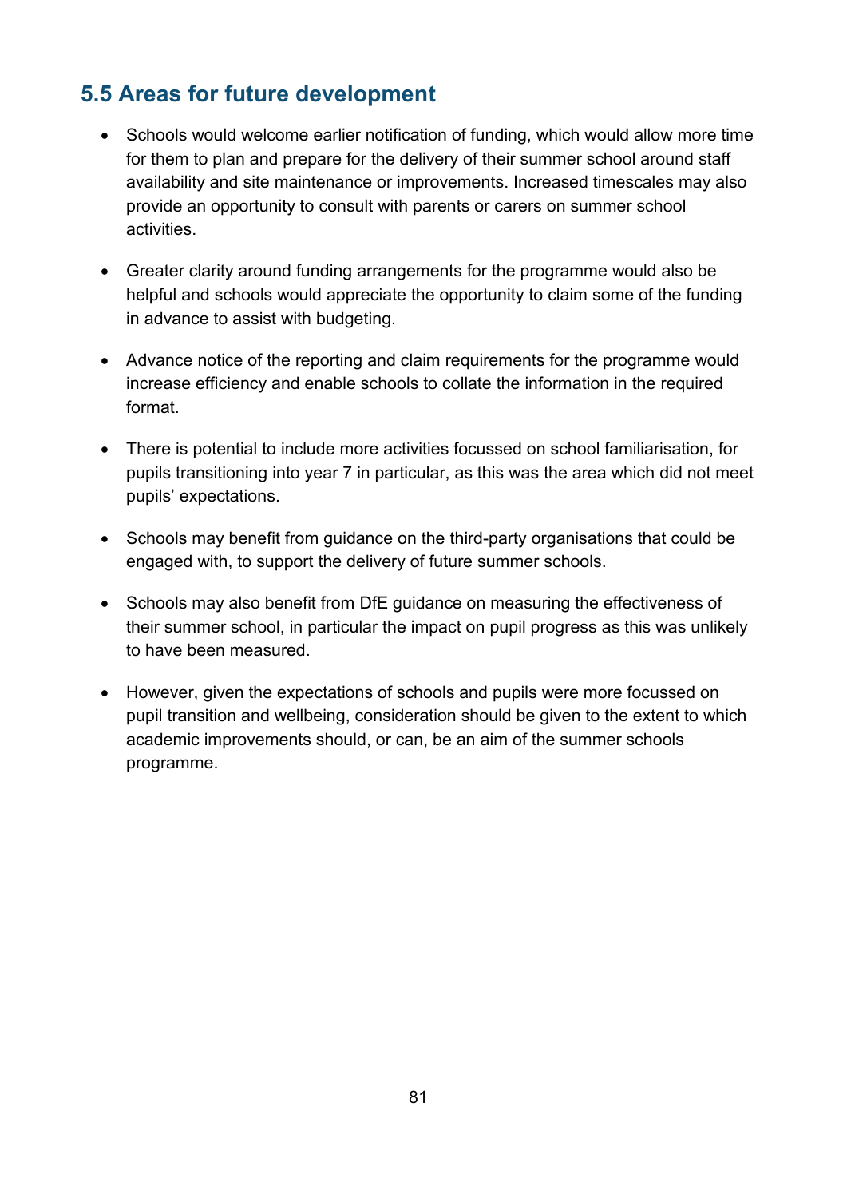## 5.5 Areas for future development

- Schools would welcome earlier notification of funding, which would allow more time for them to plan and prepare for the delivery of their summer school around staff availability and site maintenance or improvements. Increased timescales may also provide an opportunity to consult with parents or carers on summer school activities.

- Greater clarity around funding arrangements for the programme would also be helpful and schools would appreciate the opportunity to claim some of the funding in advance to assist with budgeting.

- Advance notice of the reporting and claim requirements for the programme would increase efficiency and enable schools to collate the information in the required format.

- There is potential to include more activities focussed on school familiarisation, for pupils transitioning into year 7 in particular, as this was the area which did not meet pupils' expectations.

- Schools may benefit from guidance on the third-party organisations that could be engaged with, to support the delivery of future summer schools.

- Schools may also benefit from DfE guidance on measuring the effectiveness of their summer school, in particular the impact on pupil progress as this was unlikely to have been measured.

- However, given the expectations of schools and pupils were more focussed on pupil transition and wellbeing, consideration should be given to the extent to which academic improvements should, or can, be an aim of the summer schools programme.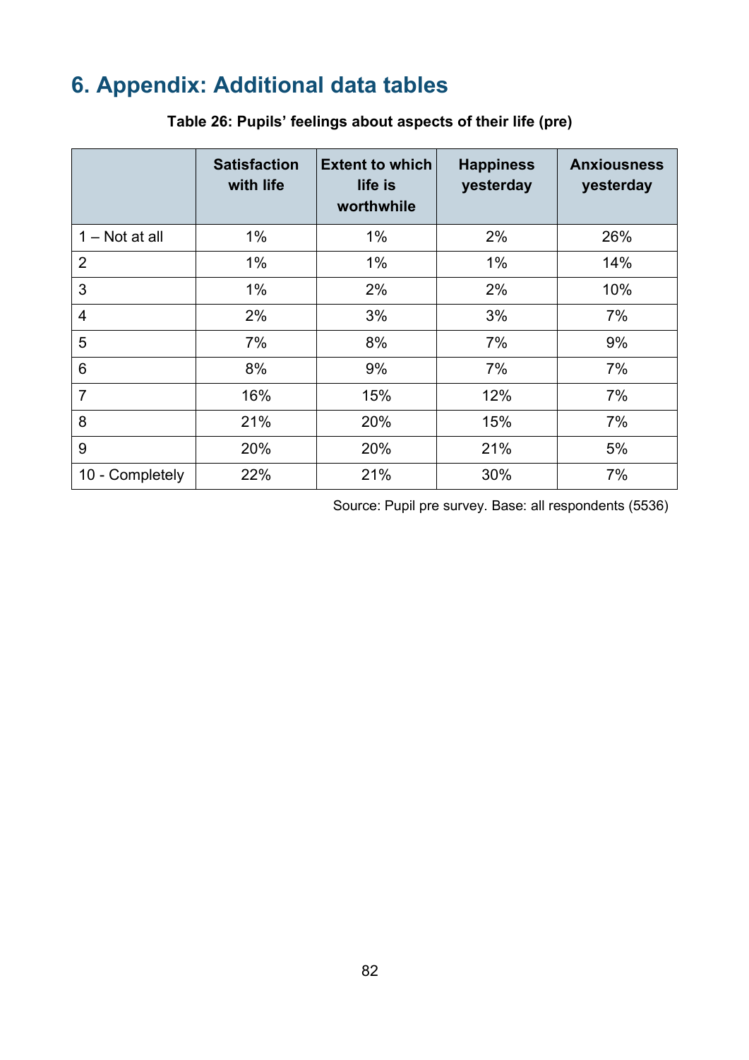# 6. Appendix: Additional data tables

**Table 26: Pupils' feelings about aspects of their life (pre)**

| | Satisfaction with life | Extent to which life is worthwhile | Happiness yesterday | Anxiousness yesterday |
|---|---|---|---|---|
| 1 – Not at all | 1% | 1% | 2% | 26% |
| 2 | 1% | 1% | 1% | 14% |
| 3 | 1% | 2% | 2% | 10% |
| 4 | 2% | 3% | 3% | 7% |
| 5 | 7% | 8% | 7% | 9% |
| 6 | 8% | 9% | 7% | 7% |
| 7 | 16% | 15% | 12% | 7% |
| 8 | 21% | 20% | 15% | 7% |
| 9 | 20% | 20% | 21% | 5% |
| 10 - Completely | 22% | 21% | 30% | 7% |

Source: Pupil pre survey. Base: all respondents (5536)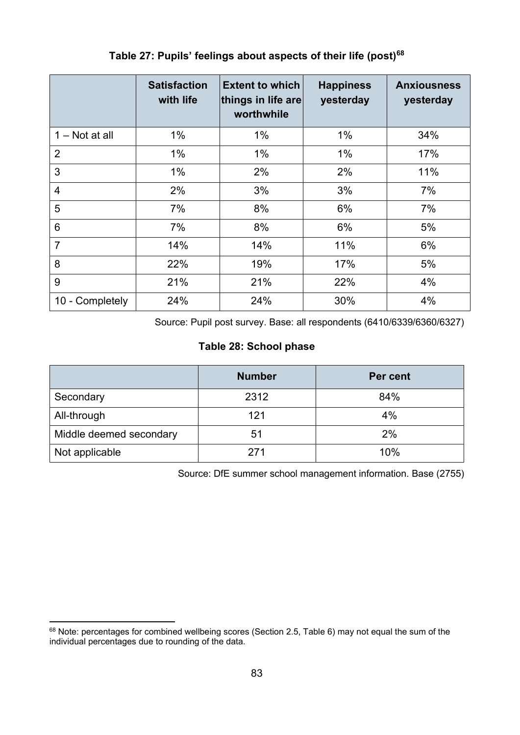**Table 27: Pupils' feelings about aspects of their life (post)[68]**

| | Satisfaction with life | Extent to which things in life are worthwhile | Happiness yesterday | Anxiousness yesterday |
|---|---|---|---|---|
| 1 – Not at all | 1% | 1% | 1% | 34% |
| 2 | 1% | 1% | 1% | 17% |
| 3 | 1% | 2% | 2% | 11% |
| 4 | 2% | 3% | 3% | 7% |
| 5 | 7% | 8% | 6% | 7% |
| 6 | 7% | 8% | 6% | 5% |
| 7 | 14% | 14% | 11% | 6% |
| 8 | 22% | 19% | 17% | 5% |
| 9 | 21% | 21% | 22% | 4% |
| 10 - Completely | 24% | 24% | 30% | 4% |

Source: Pupil post survey. Base: all respondents (6410/6339/6360/6327)

**Table 28: School phase**

| | Number | Per cent |
|---|---|---|
| Secondary | 2312 | 84% |
| All-through | 121 | 4% |
| Middle deemed secondary | 51 | 2% |
| Not applicable | 271 | 10% |

Source: DfE summer school management information. Base (2755)

[68] Note: percentages for combined wellbeing scores (Section 2.5, Table 6) may not equal the sum of the individual percentages due to rounding of the data.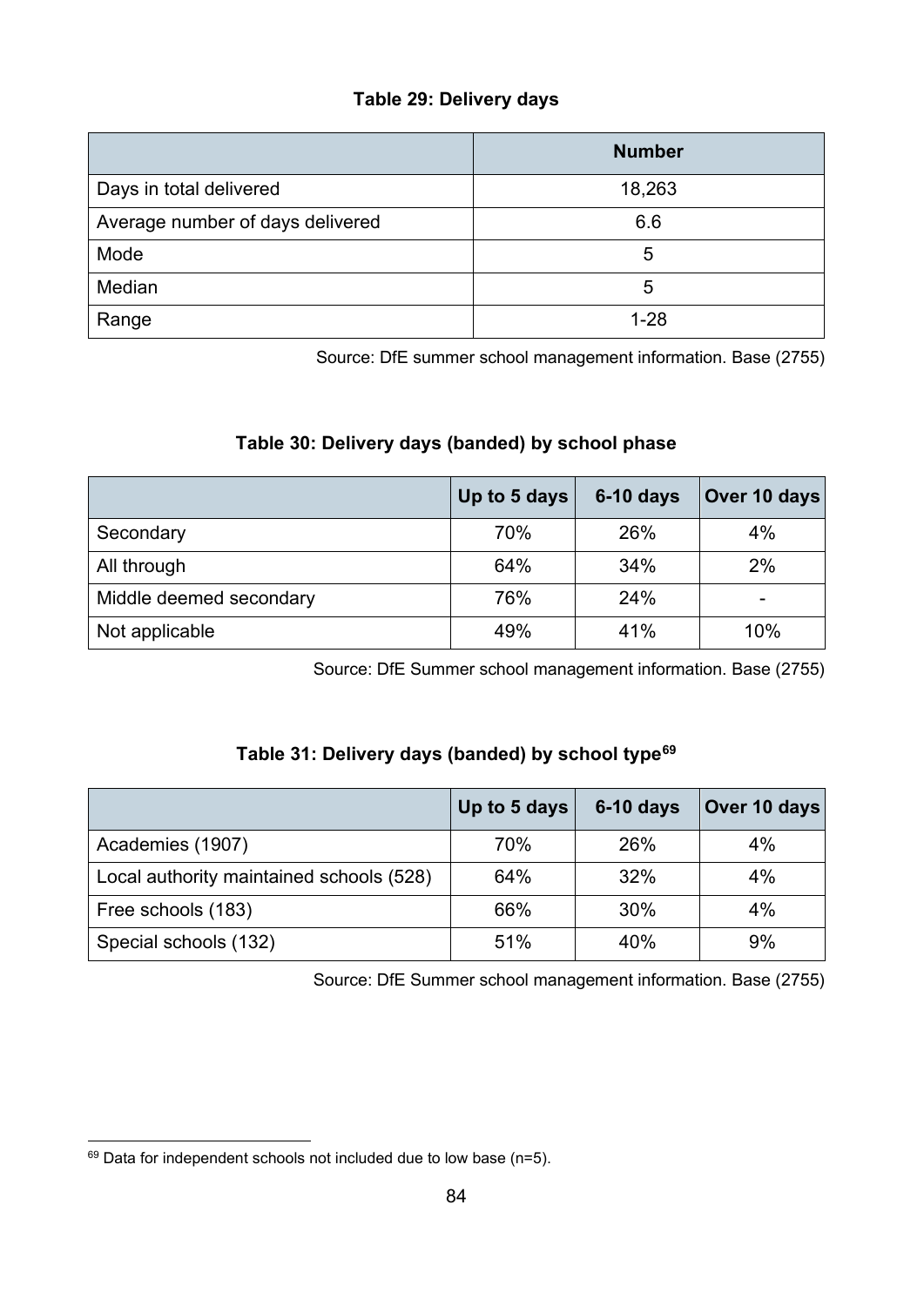**Table 29: Delivery days**

| | Number |
|---|---|
| Days in total delivered | 18,263 |
| Average number of days delivered | 6.6 |
| Mode | 5 |
| Median | 5 |
| Range | 1-28 |

Source: DfE summer school management information. Base (2755)

**Table 30: Delivery days (banded) by school phase**

| | Up to 5 days | 6-10 days | Over 10 days |
|---|---|---|---|
| Secondary | 70% | 26% | 4% |
| All through | 64% | 34% | 2% |
| Middle deemed secondary | 76% | 24% | - |
| Not applicable | 49% | 41% | 10% |

Source: DfE Summer school management information. Base (2755)

**Table 31: Delivery days (banded) by school type[69]**

| | Up to 5 days | 6-10 days | Over 10 days |
|---|---|---|---|
| Academies (1907) | 70% | 26% | 4% |
| Local authority maintained schools (528) | 64% | 32% | 4% |
| Free schools (183) | 66% | 30% | 4% |
| Special schools (132) | 51% | 40% | 9% |

Source: DfE Summer school management information. Base (2755)

[69] Data for independent schools not included due to low base (n=5).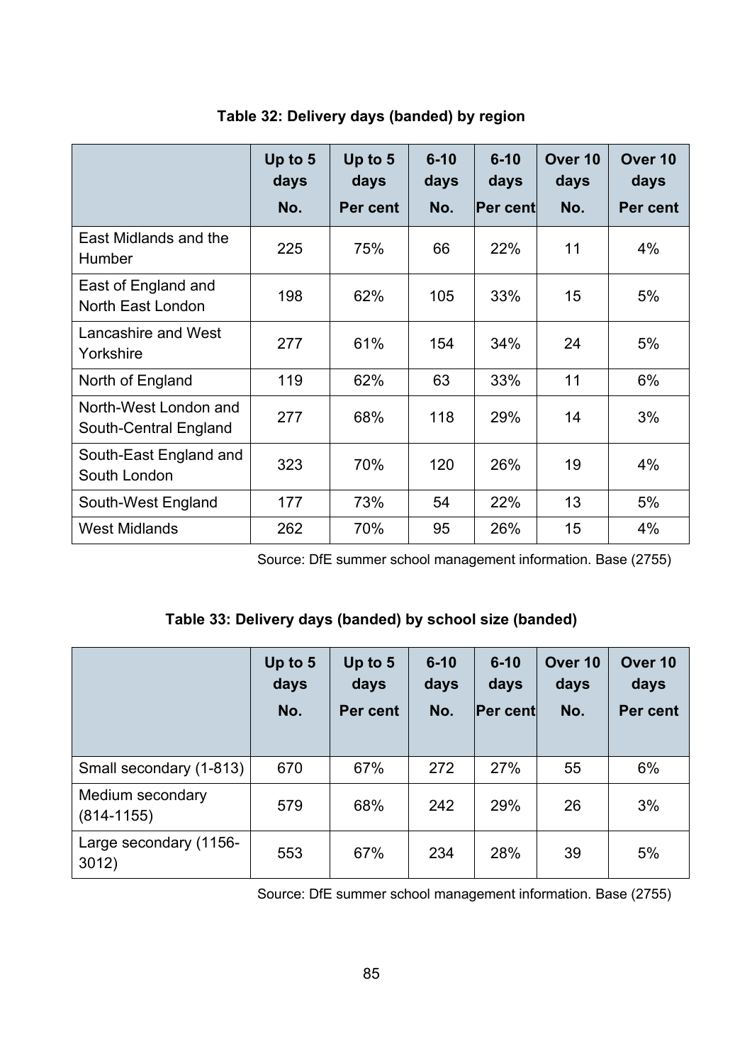**Table 32: Delivery days (banded) by region**

| | Up to 5 days No. | Up to 5 days Per cent | 6-10 days No. | 6-10 days Per cent | Over 10 days No. | Over 10 days Per cent |
|---|---|---|---|---|---|---|
| East Midlands and the Humber | 225 | 75% | 66 | 22% | 11 | 4% |
| East of England and North East London | 198 | 62% | 105 | 33% | 15 | 5% |
| Lancashire and West Yorkshire | 277 | 61% | 154 | 34% | 24 | 5% |
| North of England | 119 | 62% | 63 | 33% | 11 | 6% |
| North-West London and South-Central England | 277 | 68% | 118 | 29% | 14 | 3% |
| South-East England and South London | 323 | 70% | 120 | 26% | 19 | 4% |
| South-West England | 177 | 73% | 54 | 22% | 13 | 5% |
| West Midlands | 262 | 70% | 95 | 26% | 15 | 4% |

Source: DfE summer school management information. Base (2755)

**Table 33: Delivery days (banded) by school size (banded)**

| | Up to 5 days No. | Up to 5 days Per cent | 6-10 days No. | 6-10 days Per cent | Over 10 days No. | Over 10 days Per cent |
|---|---|---|---|---|---|---|
| Small secondary (1-813) | 670 | 67% | 272 | 27% | 55 | 6% |
| Medium secondary (814-1155) | 579 | 68% | 242 | 29% | 26 | 3% |
| Large secondary (1156-3012) | 553 | 67% | 234 | 28% | 39 | 5% |

Source: DfE summer school management information. Base (2755)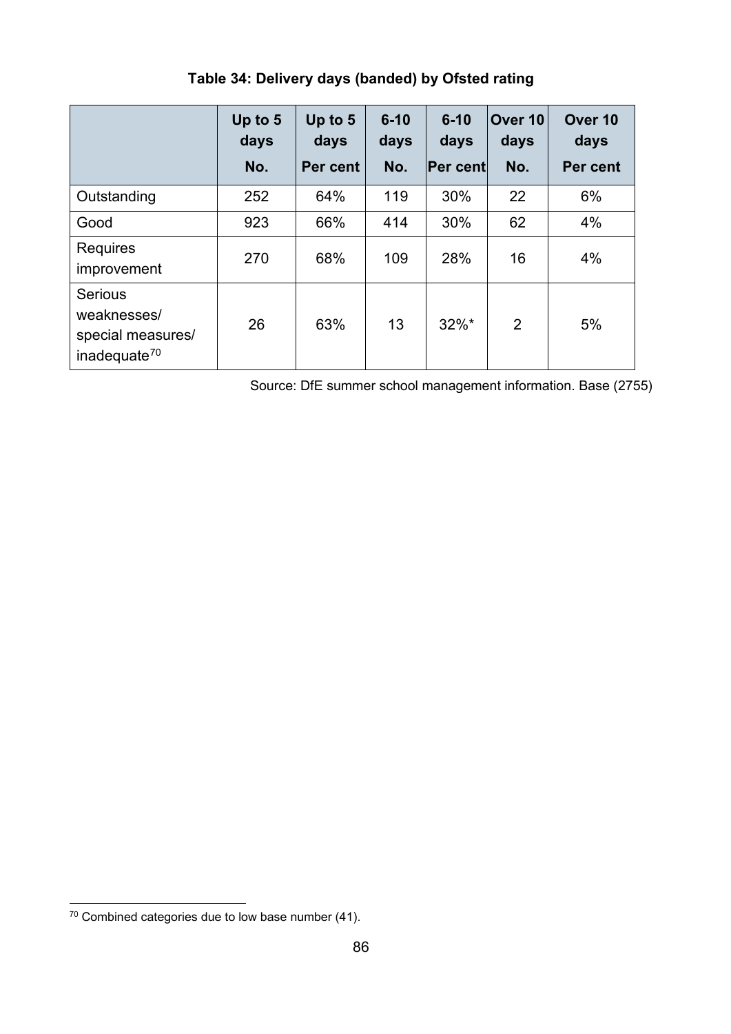**Table 34: Delivery days (banded) by Ofsted rating**

| | Up to 5 days No. | Up to 5 days Per cent | 6-10 days No. | 6-10 days Per cent | Over 10 days No. | Over 10 days Per cent |
|---|---|---|---|---|---|---|
| Outstanding | 252 | 64% | 119 | 30% | 22 | 6% |
| Good | 923 | 66% | 414 | 30% | 62 | 4% |
| Requires improvement | 270 | 68% | 109 | 28% | 16 | 4% |
| Serious weaknesses/ special measures/ inadequate[70] | 26 | 63% | 13 | 32%* | 2 | 5% |

Source: DfE summer school management information. Base (2755)

[70] Combined categories due to low base number (41).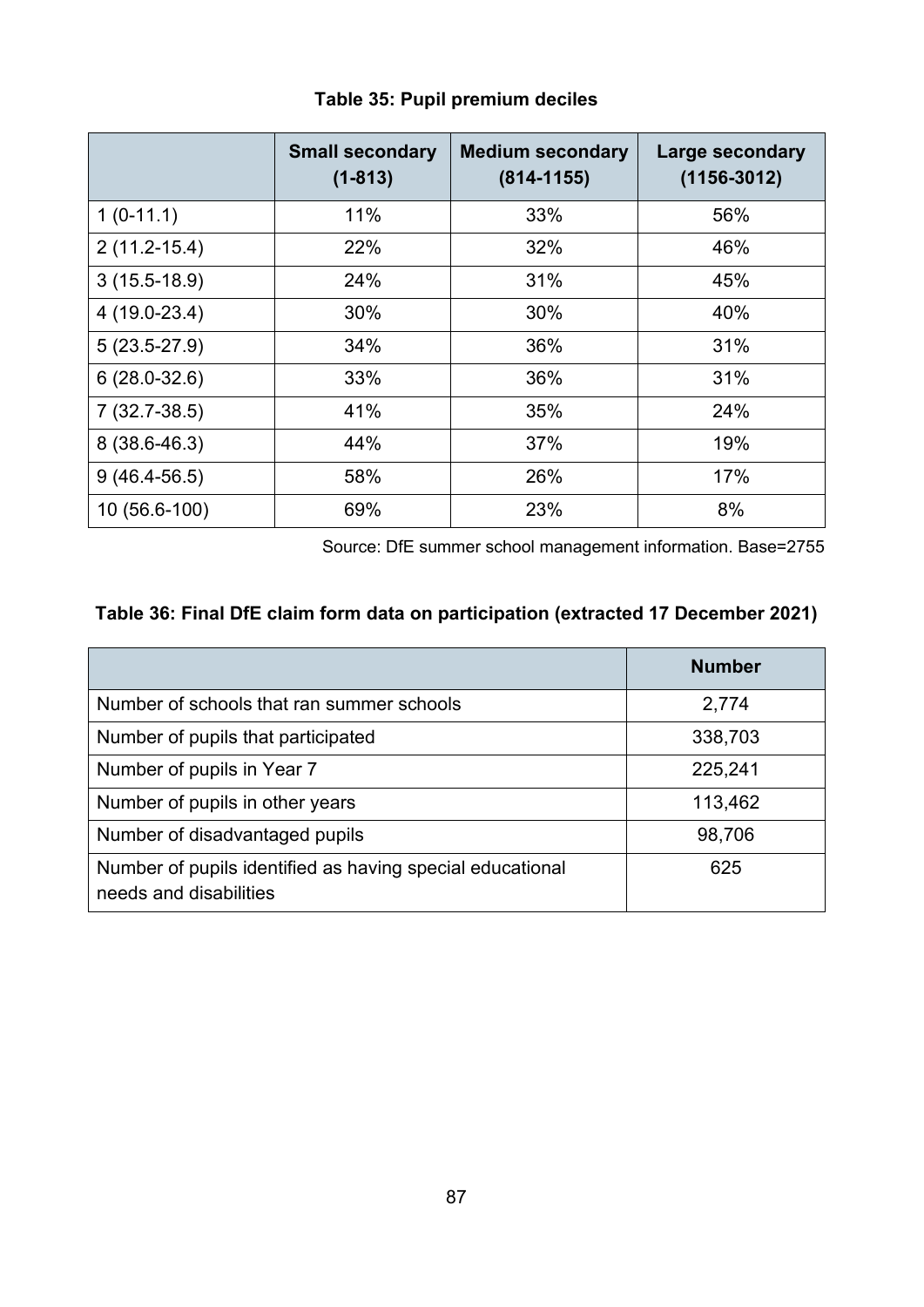**Table 35: Pupil premium deciles**

| | Small secondary (1-813) | Medium secondary (814-1155) | Large secondary (1156-3012) |
|---|---|---|---|
| 1 (0-11.1) | 11% | 33% | 56% |
| 2 (11.2-15.4) | 22% | 32% | 46% |
| 3 (15.5-18.9) | 24% | 31% | 45% |
| 4 (19.0-23.4) | 30% | 30% | 40% |
| 5 (23.5-27.9) | 34% | 36% | 31% |
| 6 (28.0-32.6) | 33% | 36% | 31% |
| 7 (32.7-38.5) | 41% | 35% | 24% |
| 8 (38.6-46.3) | 44% | 37% | 19% |
| 9 (46.4-56.5) | 58% | 26% | 17% |
| 10 (56.6-100) | 69% | 23% | 8% |

Source: DfE summer school management information. Base=2755

**Table 36: Final DfE claim form data on participation (extracted 17 December 2021)**

| | Number |
|---|---|
| Number of schools that ran summer schools | 2,774 |
| Number of pupils that participated | 338,703 |
| Number of pupils in Year 7 | 225,241 |
| Number of pupils in other years | 113,462 |
| Number of disadvantaged pupils | 98,706 |
| Number of pupils identified as having special educational needs and disabilities | 625 |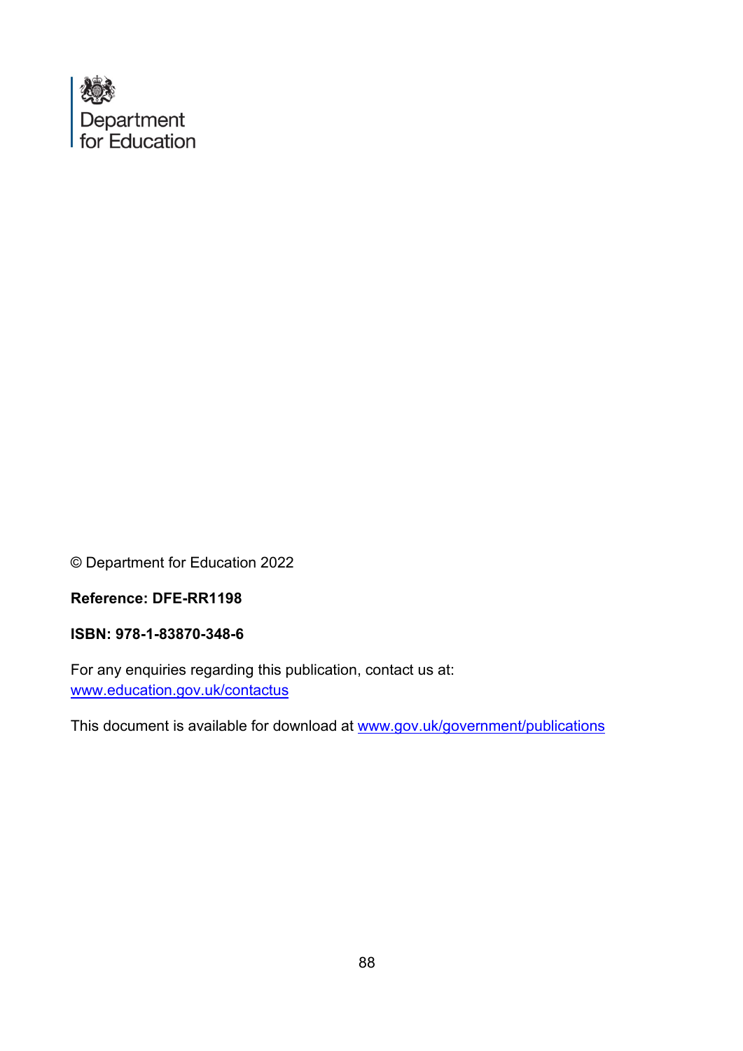Department for Education

© Department for Education 2022

**Reference: DFE-RR1198**

**ISBN: 978-1-83870-348-6**

For any enquiries regarding this publication, contact us at: [www.education.gov.uk/contactus](http://www.education.gov.uk/contactus)

This document is available for download at [www.gov.uk/government/publications](http://www.gov.uk/government/publications)